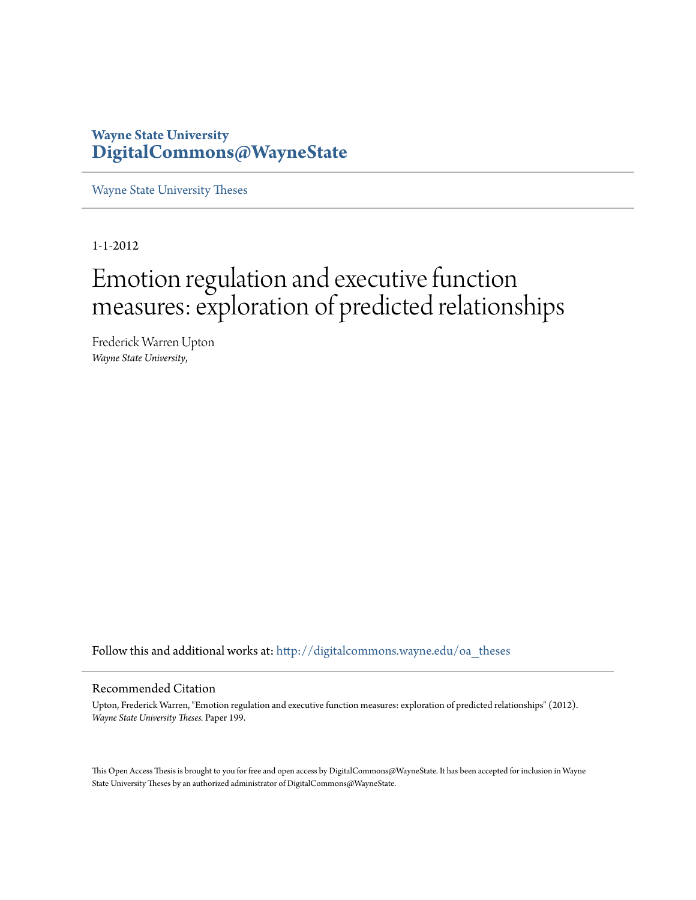**Wayne State University**
**DigitalCommons@WayneState**

Wayne State University Theses

1-1-2012

# Emotion regulation and executive function measures: exploration of predicted relationships

Frederick Warren Upton
*Wayne State University,*

Follow this and additional works at: http://digitalcommons.wayne.edu/oa_theses

## Recommended Citation

Upton, Frederick Warren, "Emotion regulation and executive function measures: exploration of predicted relationships" (2012). *Wayne State University Theses.* Paper 199.

This Open Access Thesis is brought to you for free and open access by DigitalCommons@WayneState. It has been accepted for inclusion in Wayne State University Theses by an authorized administrator of DigitalCommons@WayneState.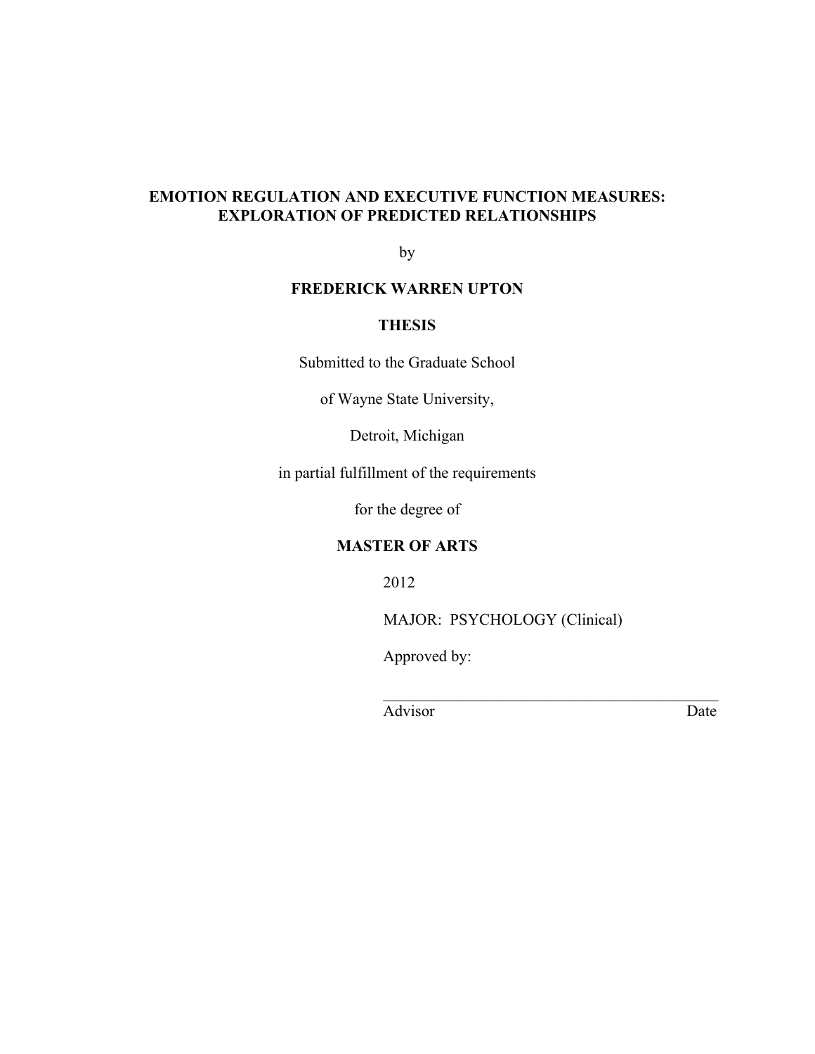**EMOTION REGULATION AND EXECUTIVE FUNCTION MEASURES: EXPLORATION OF PREDICTED RELATIONSHIPS**

by

**FREDERICK WARREN UPTON**

**THESIS**

Submitted to the Graduate School

of Wayne State University,

Detroit, Michigan

in partial fulfillment of the requirements

for the degree of

**MASTER OF ARTS**

2012

MAJOR: PSYCHOLOGY (Clinical)

Approved by:

\_\_\_\_\_\_\_\_\_\_\_\_\_\_\_\_\_\_\_\_\_\_\_\_\_\_\_\_\_\_\_\_\_\_\_\_\_\_\_\_\_\_

Advisor Date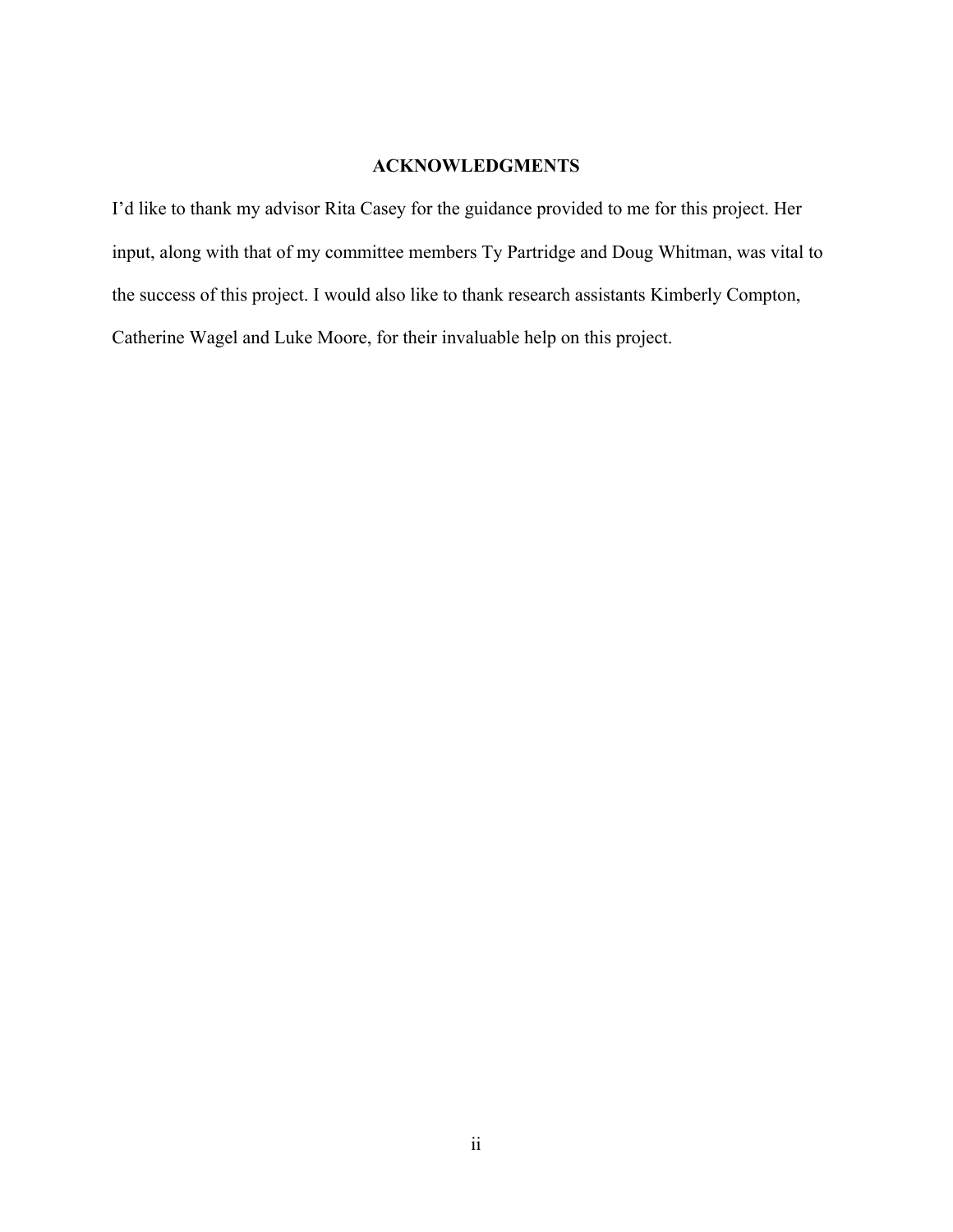## ACKNOWLEDGMENTS

I'd like to thank my advisor Rita Casey for the guidance provided to me for this project. Her input, along with that of my committee members Ty Partridge and Doug Whitman, was vital to the success of this project. I would also like to thank research assistants Kimberly Compton, Catherine Wagel and Luke Moore, for their invaluable help on this project.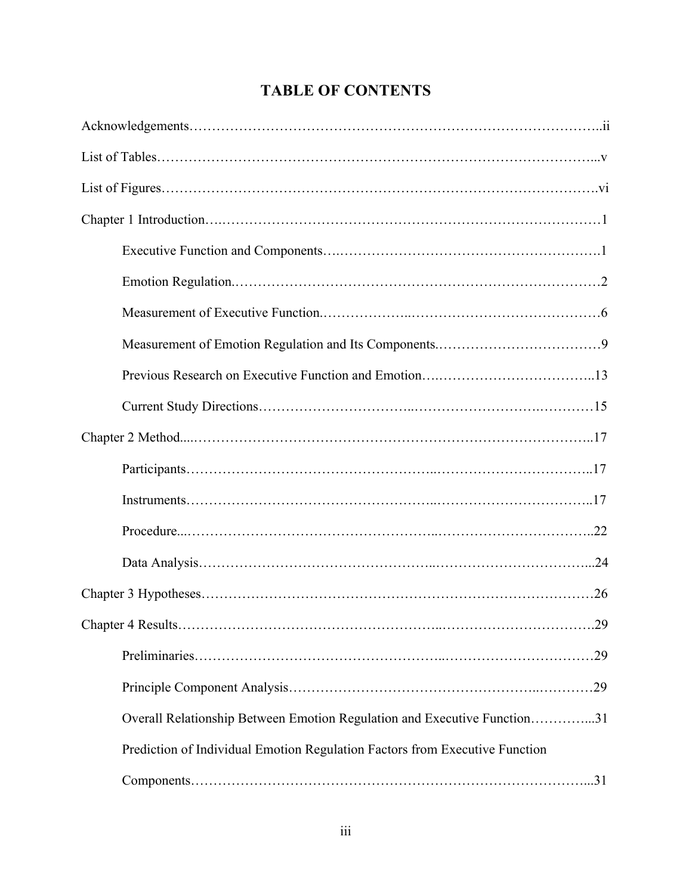# TABLE OF CONTENTS

Acknowledgements……………………………………………………………………………..ii

List of Tables…………………………………………………………………………………...v

List of Figures…………………………………………………………………………………vi

Chapter 1 Introduction….………………………………………………………………………1

Executive Function and Components….…………………………………………………1

Emotion Regulation.……………………………………………………………………2

Measurement of Executive Function.………………..……………………………………6

Measurement of Emotion Regulation and Its Components.………………………………9

Previous Research on Executive Function and Emotion….……………………………..13

Current Study Directions…………………………...……………………….…………15

Chapter 2 Method....…………………………………………………………………………..17

Participants…………………………………………..……………………………..17

Instruments…………………………………………..……………………………..17

Procedure...…………………………………………..……………………………..22

Data Analysis…………………………………………..……………………………...24

Chapter 3 Hypotheses…………………………………………………………………………26

Chapter 4 Results…………………………………………..…………………………….29

Preliminaries…………………………………………..……………………………29

Principle Component Analysis…………………………………………...…………29

Overall Relationship Between Emotion Regulation and Executive Function…………...31

Prediction of Individual Emotion Regulation Factors from Executive Function Components…………………………………………………………………………...31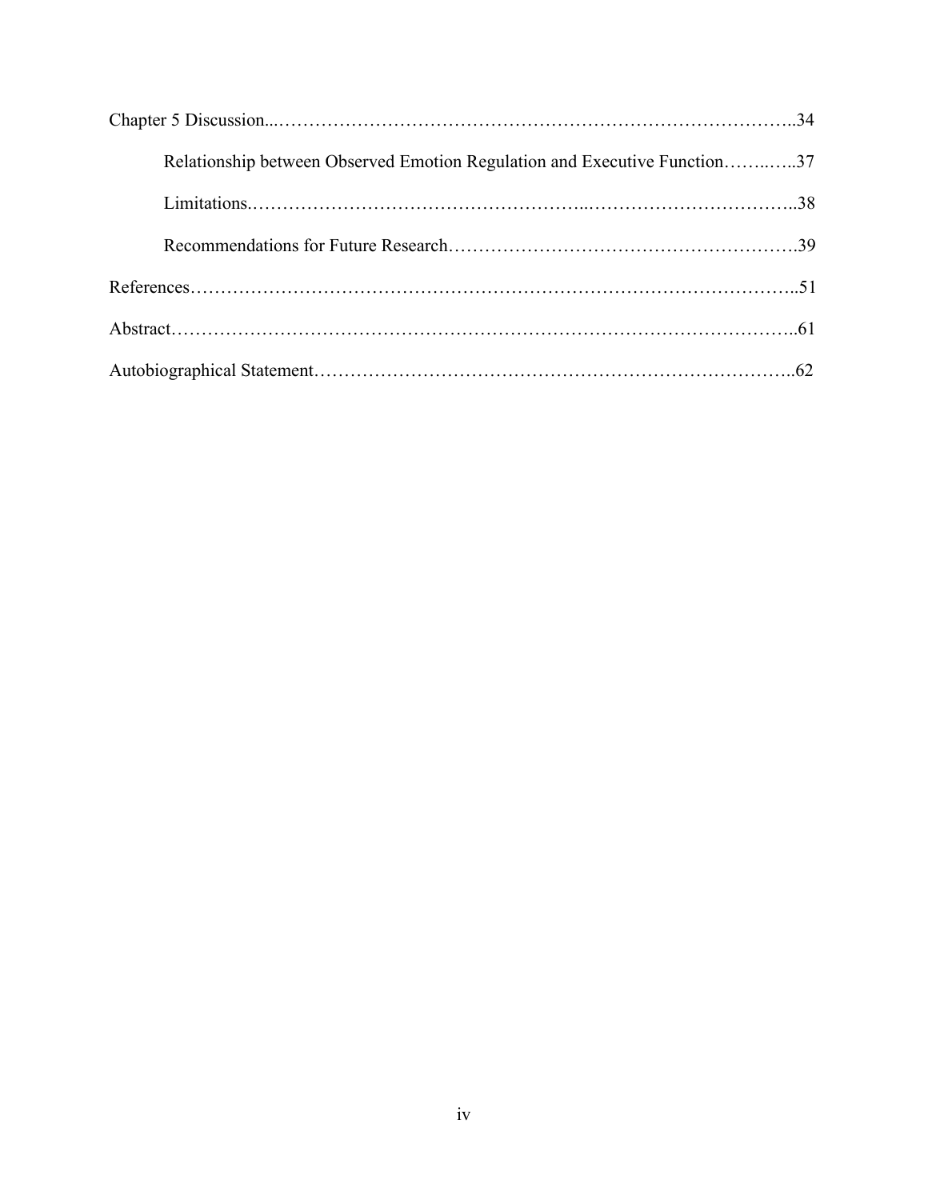Chapter 5 Discussion...……………………………………………………………………………..34

Relationship between Observed Emotion Regulation and Executive Function……..…..37

Limitations.……………………………………………...……………………………..38

Recommendations for Future Research……………………………………………….39

References……………………………….………………………….………………………..51

Abstract………………………………………………………………………………………..61

Autobiographical Statement…………………………………………………………………..62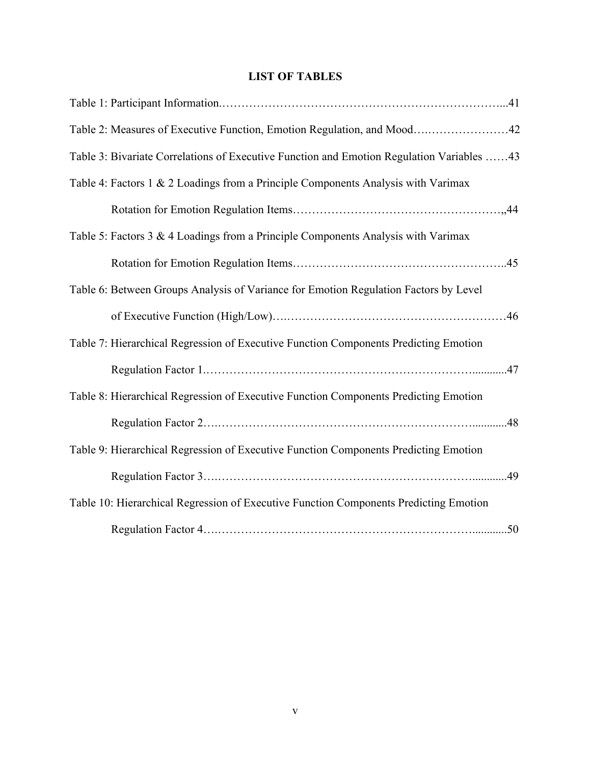## LIST OF TABLES

Table 1: Participant Information………………………………………………………………...41

Table 2: Measures of Executive Function, Emotion Regulation, and Mood….…………………42

Table 3: Bivariate Correlations of Executive Function and Emotion Regulation Variables ……43

Table 4: Factors 1 & 2 Loadings from a Principle Components Analysis with Varimax Rotation for Emotion Regulation Items……………………………………………….,,44

Table 5: Factors 3 & 4 Loadings from a Principle Components Analysis with Varimax Rotation for Emotion Regulation Items………………………………………………..45

Table 6: Between Groups Analysis of Variance for Emotion Regulation Factors by Level of Executive Function (High/Low)….…………………………………………………46

Table 7: Hierarchical Regression of Executive Function Components Predicting Emotion Regulation Factor 1………………………………………………………….............47

Table 8: Hierarchical Regression of Executive Function Components Predicting Emotion Regulation Factor 2….……………………………………………………….............48

Table 9: Hierarchical Regression of Executive Function Components Predicting Emotion Regulation Factor 3….……………………………………………………….............49

Table 10: Hierarchical Regression of Executive Function Components Predicting Emotion Regulation Factor 4….……………………………………………………….............50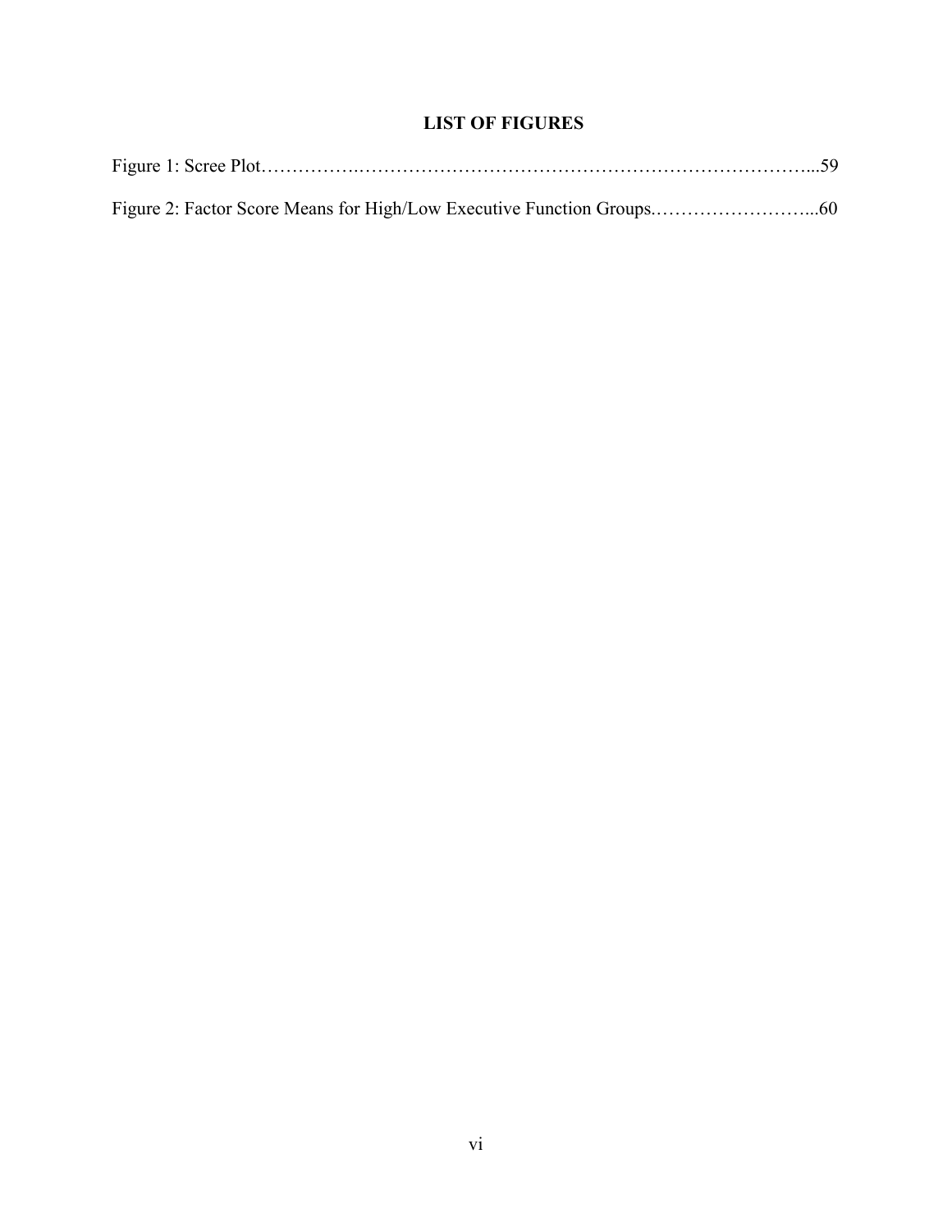# LIST OF FIGURES

Figure 1: Scree Plot……………..…………………………………………………………………...59

Figure 2: Factor Score Means for High/Low Executive Function Groups.……………………...60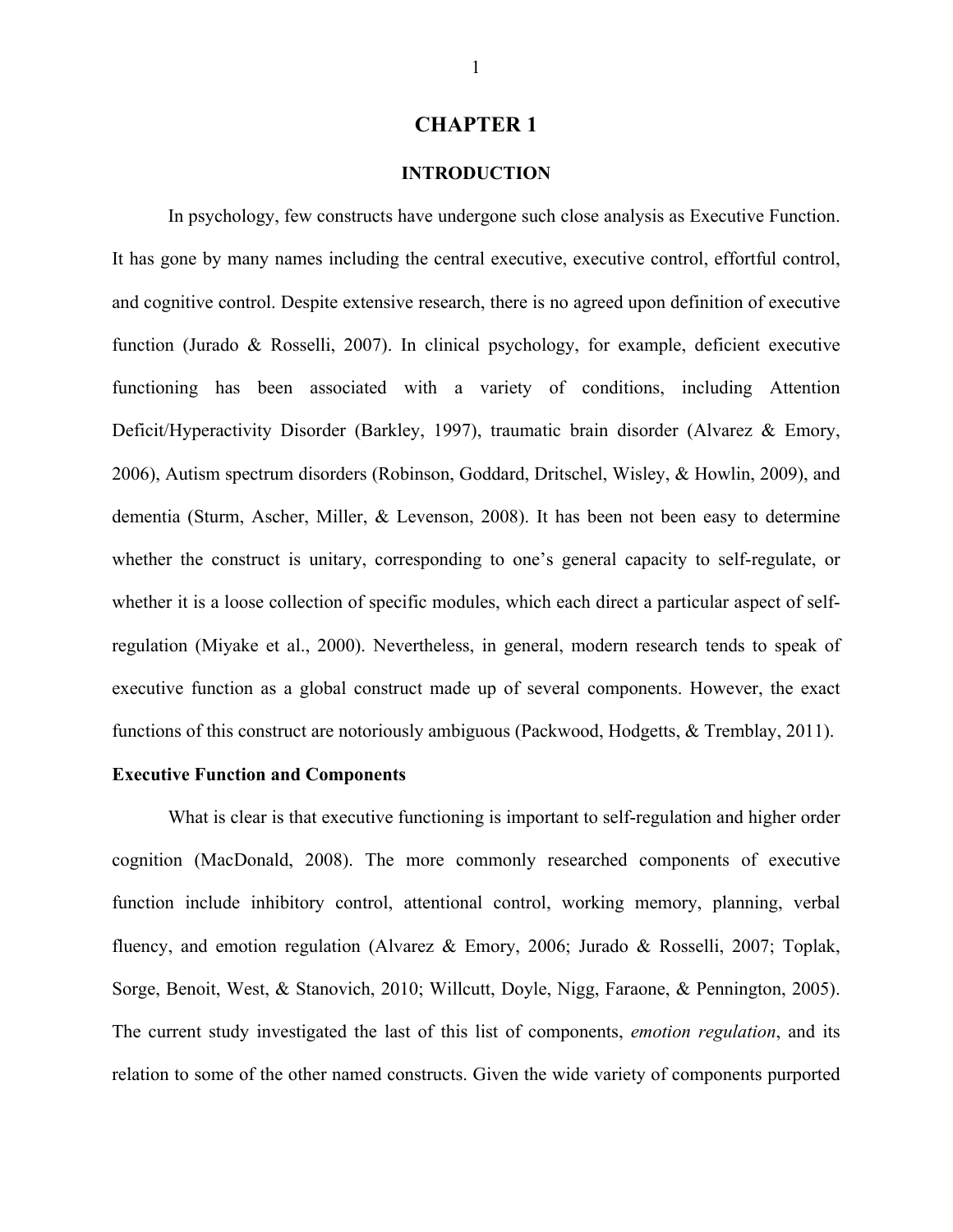# CHAPTER 1

## INTRODUCTION

In psychology, few constructs have undergone such close analysis as Executive Function. It has gone by many names including the central executive, executive control, effortful control, and cognitive control. Despite extensive research, there is no agreed upon definition of executive function (Jurado & Rosselli, 2007). In clinical psychology, for example, deficient executive functioning has been associated with a variety of conditions, including Attention Deficit/Hyperactivity Disorder (Barkley, 1997), traumatic brain disorder (Alvarez & Emory, 2006), Autism spectrum disorders (Robinson, Goddard, Dritschel, Wisley, & Howlin, 2009), and dementia (Sturm, Ascher, Miller, & Levenson, 2008). It has been not been easy to determine whether the construct is unitary, corresponding to one's general capacity to self-regulate, or whether it is a loose collection of specific modules, which each direct a particular aspect of self-regulation (Miyake et al., 2000). Nevertheless, in general, modern research tends to speak of executive function as a global construct made up of several components. However, the exact functions of this construct are notoriously ambiguous (Packwood, Hodgetts, & Tremblay, 2011).

### Executive Function and Components

What is clear is that executive functioning is important to self-regulation and higher order cognition (MacDonald, 2008). The more commonly researched components of executive function include inhibitory control, attentional control, working memory, planning, verbal fluency, and emotion regulation (Alvarez & Emory, 2006; Jurado & Rosselli, 2007; Toplak, Sorge, Benoit, West, & Stanovich, 2010; Willcutt, Doyle, Nigg, Faraone, & Pennington, 2005). The current study investigated the last of this list of components, *emotion regulation*, and its relation to some of the other named constructs. Given the wide variety of components purported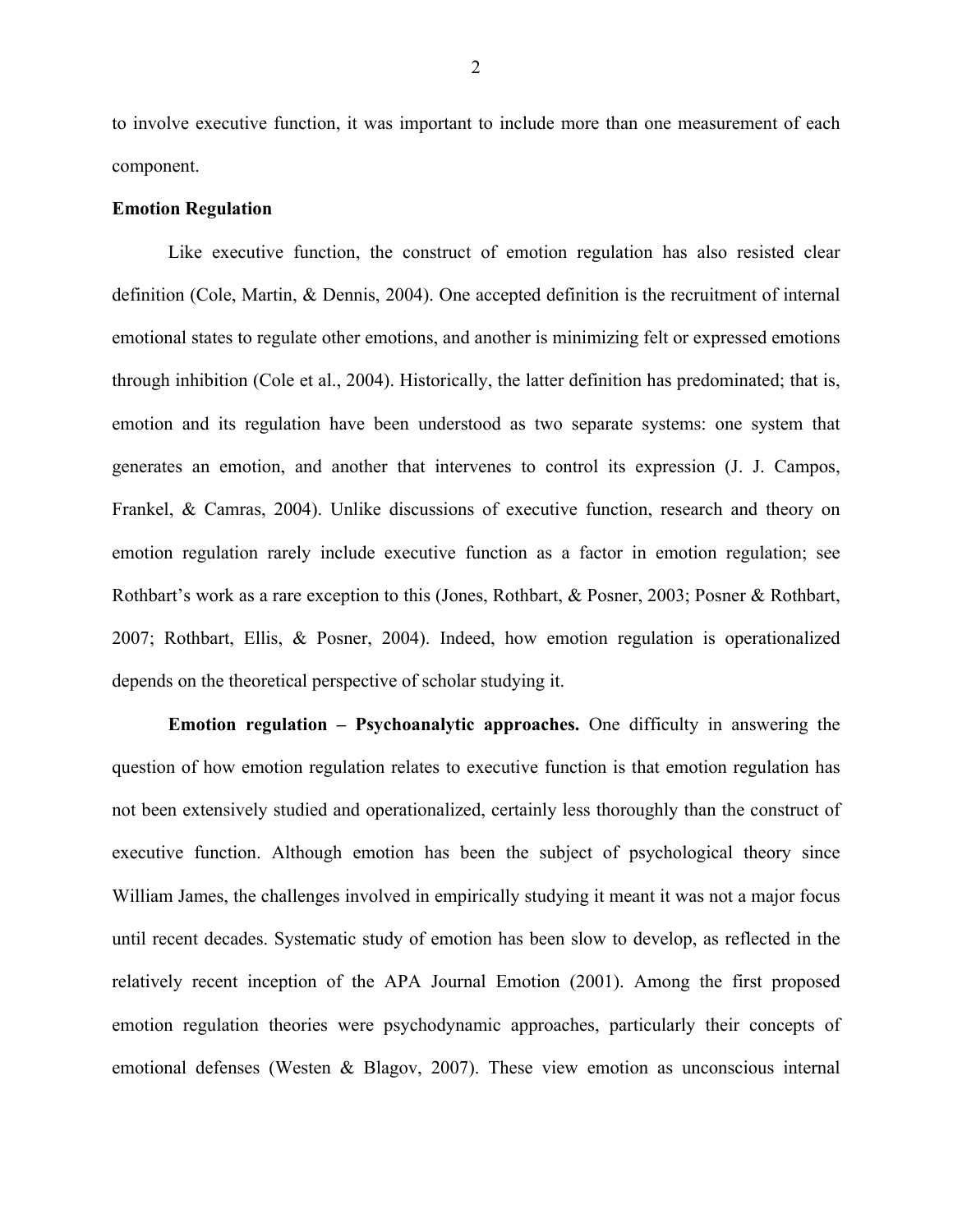to involve executive function, it was important to include more than one measurement of each component.

## Emotion Regulation

Like executive function, the construct of emotion regulation has also resisted clear definition (Cole, Martin, & Dennis, 2004). One accepted definition is the recruitment of internal emotional states to regulate other emotions, and another is minimizing felt or expressed emotions through inhibition (Cole et al., 2004). Historically, the latter definition has predominated; that is, emotion and its regulation have been understood as two separate systems: one system that generates an emotion, and another that intervenes to control its expression (J. J. Campos, Frankel, & Camras, 2004). Unlike discussions of executive function, research and theory on emotion regulation rarely include executive function as a factor in emotion regulation; see Rothbart's work as a rare exception to this (Jones, Rothbart, & Posner, 2003; Posner & Rothbart, 2007; Rothbart, Ellis, & Posner, 2004). Indeed, how emotion regulation is operationalized depends on the theoretical perspective of scholar studying it.

**Emotion regulation – Psychoanalytic approaches.** One difficulty in answering the question of how emotion regulation relates to executive function is that emotion regulation has not been extensively studied and operationalized, certainly less thoroughly than the construct of executive function. Although emotion has been the subject of psychological theory since William James, the challenges involved in empirically studying it meant it was not a major focus until recent decades. Systematic study of emotion has been slow to develop, as reflected in the relatively recent inception of the APA Journal Emotion (2001). Among the first proposed emotion regulation theories were psychodynamic approaches, particularly their concepts of emotional defenses (Westen & Blagov, 2007). These view emotion as unconscious internal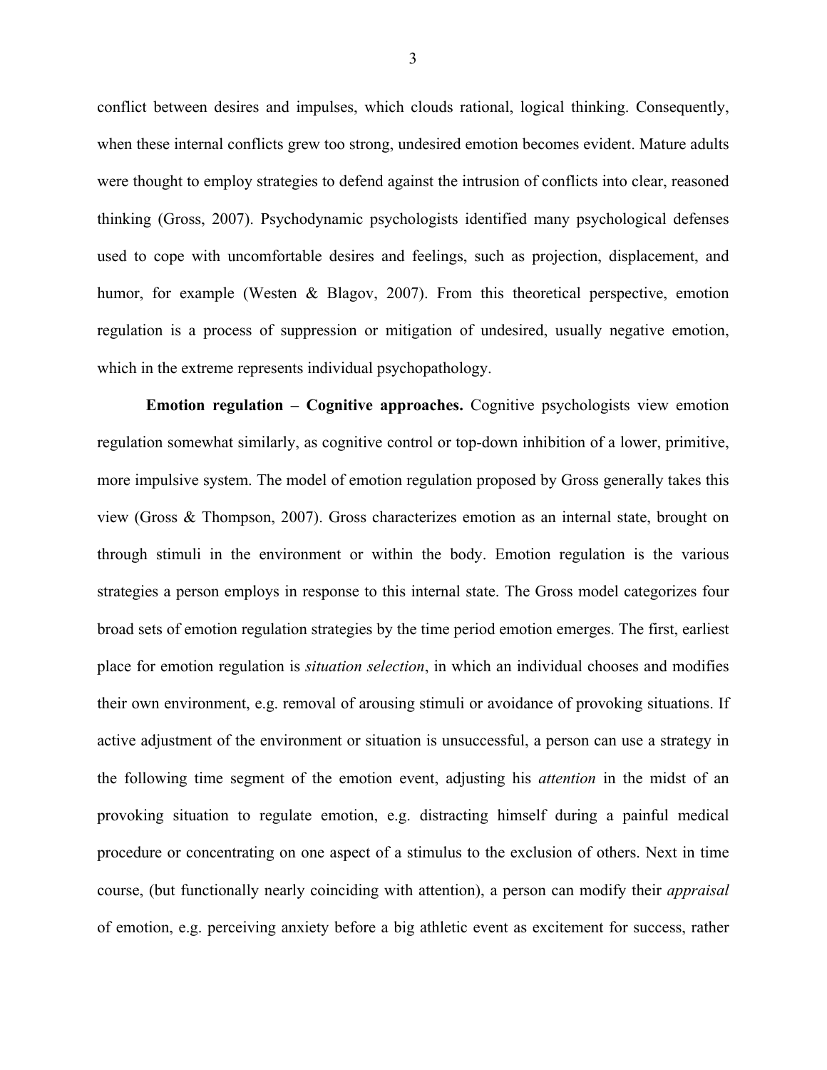conflict between desires and impulses, which clouds rational, logical thinking. Consequently, when these internal conflicts grew too strong, undesired emotion becomes evident. Mature adults were thought to employ strategies to defend against the intrusion of conflicts into clear, reasoned thinking (Gross, 2007). Psychodynamic psychologists identified many psychological defenses used to cope with uncomfortable desires and feelings, such as projection, displacement, and humor, for example (Westen & Blagov, 2007). From this theoretical perspective, emotion regulation is a process of suppression or mitigation of undesired, usually negative emotion, which in the extreme represents individual psychopathology.

**Emotion regulation – Cognitive approaches.** Cognitive psychologists view emotion regulation somewhat similarly, as cognitive control or top-down inhibition of a lower, primitive, more impulsive system. The model of emotion regulation proposed by Gross generally takes this view (Gross & Thompson, 2007). Gross characterizes emotion as an internal state, brought on through stimuli in the environment or within the body. Emotion regulation is the various strategies a person employs in response to this internal state. The Gross model categorizes four broad sets of emotion regulation strategies by the time period emotion emerges. The first, earliest place for emotion regulation is *situation selection*, in which an individual chooses and modifies their own environment, e.g. removal of arousing stimuli or avoidance of provoking situations. If active adjustment of the environment or situation is unsuccessful, a person can use a strategy in the following time segment of the emotion event, adjusting his *attention* in the midst of an provoking situation to regulate emotion, e.g. distracting himself during a painful medical procedure or concentrating on one aspect of a stimulus to the exclusion of others. Next in time course, (but functionally nearly coinciding with attention), a person can modify their *appraisal* of emotion, e.g. perceiving anxiety before a big athletic event as excitement for success, rather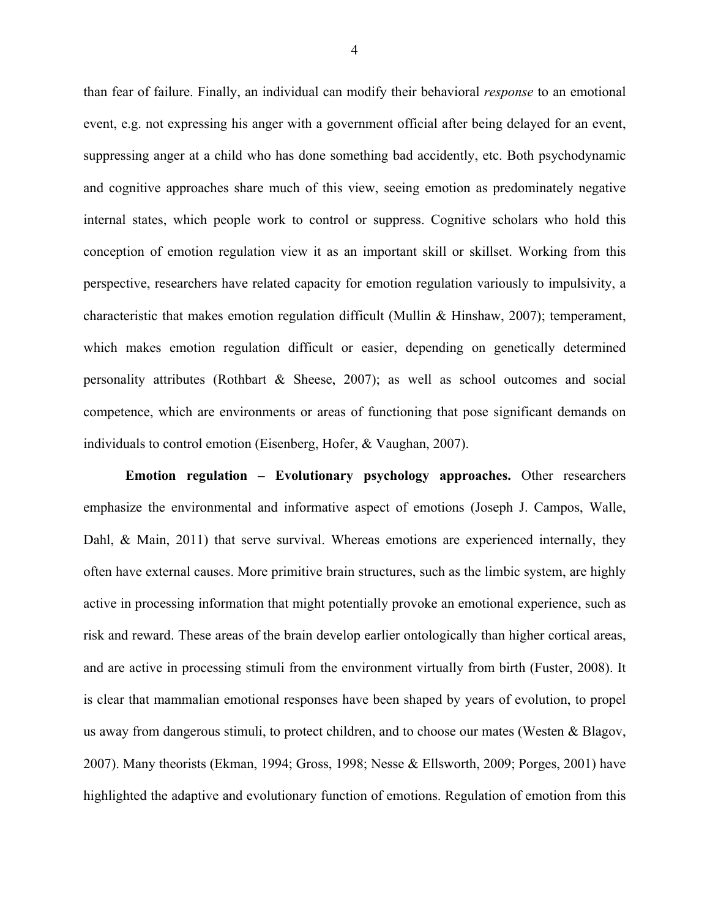than fear of failure. Finally, an individual can modify their behavioral *response* to an emotional event, e.g. not expressing his anger with a government official after being delayed for an event, suppressing anger at a child who has done something bad accidently, etc. Both psychodynamic and cognitive approaches share much of this view, seeing emotion as predominately negative internal states, which people work to control or suppress. Cognitive scholars who hold this conception of emotion regulation view it as an important skill or skillset. Working from this perspective, researchers have related capacity for emotion regulation variously to impulsivity, a characteristic that makes emotion regulation difficult (Mullin & Hinshaw, 2007); temperament, which makes emotion regulation difficult or easier, depending on genetically determined personality attributes (Rothbart & Sheese, 2007); as well as school outcomes and social competence, which are environments or areas of functioning that pose significant demands on individuals to control emotion (Eisenberg, Hofer, & Vaughan, 2007).

**Emotion regulation – Evolutionary psychology approaches.** Other researchers emphasize the environmental and informative aspect of emotions (Joseph J. Campos, Walle, Dahl, & Main, 2011) that serve survival. Whereas emotions are experienced internally, they often have external causes. More primitive brain structures, such as the limbic system, are highly active in processing information that might potentially provoke an emotional experience, such as risk and reward. These areas of the brain develop earlier ontologically than higher cortical areas, and are active in processing stimuli from the environment virtually from birth (Fuster, 2008). It is clear that mammalian emotional responses have been shaped by years of evolution, to propel us away from dangerous stimuli, to protect children, and to choose our mates (Westen & Blagov, 2007). Many theorists (Ekman, 1994; Gross, 1998; Nesse & Ellsworth, 2009; Porges, 2001) have highlighted the adaptive and evolutionary function of emotions. Regulation of emotion from this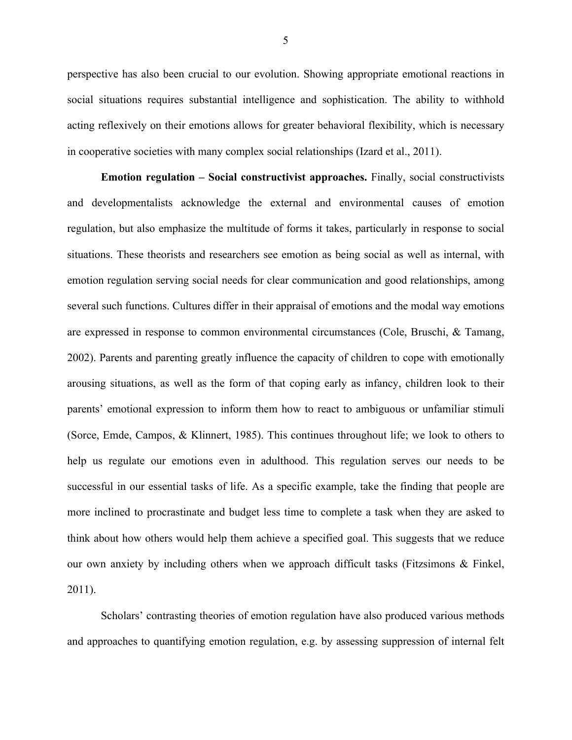perspective has also been crucial to our evolution. Showing appropriate emotional reactions in social situations requires substantial intelligence and sophistication. The ability to withhold acting reflexively on their emotions allows for greater behavioral flexibility, which is necessary in cooperative societies with many complex social relationships (Izard et al., 2011).

**Emotion regulation – Social constructivist approaches.** Finally, social constructivists and developmentalists acknowledge the external and environmental causes of emotion regulation, but also emphasize the multitude of forms it takes, particularly in response to social situations. These theorists and researchers see emotion as being social as well as internal, with emotion regulation serving social needs for clear communication and good relationships, among several such functions. Cultures differ in their appraisal of emotions and the modal way emotions are expressed in response to common environmental circumstances (Cole, Bruschi, & Tamang, 2002). Parents and parenting greatly influence the capacity of children to cope with emotionally arousing situations, as well as the form of that coping early as infancy, children look to their parents' emotional expression to inform them how to react to ambiguous or unfamiliar stimuli (Sorce, Emde, Campos, & Klinnert, 1985). This continues throughout life; we look to others to help us regulate our emotions even in adulthood. This regulation serves our needs to be successful in our essential tasks of life. As a specific example, take the finding that people are more inclined to procrastinate and budget less time to complete a task when they are asked to think about how others would help them achieve a specified goal. This suggests that we reduce our own anxiety by including others when we approach difficult tasks (Fitzsimons & Finkel, 2011).

Scholars' contrasting theories of emotion regulation have also produced various methods and approaches to quantifying emotion regulation, e.g. by assessing suppression of internal felt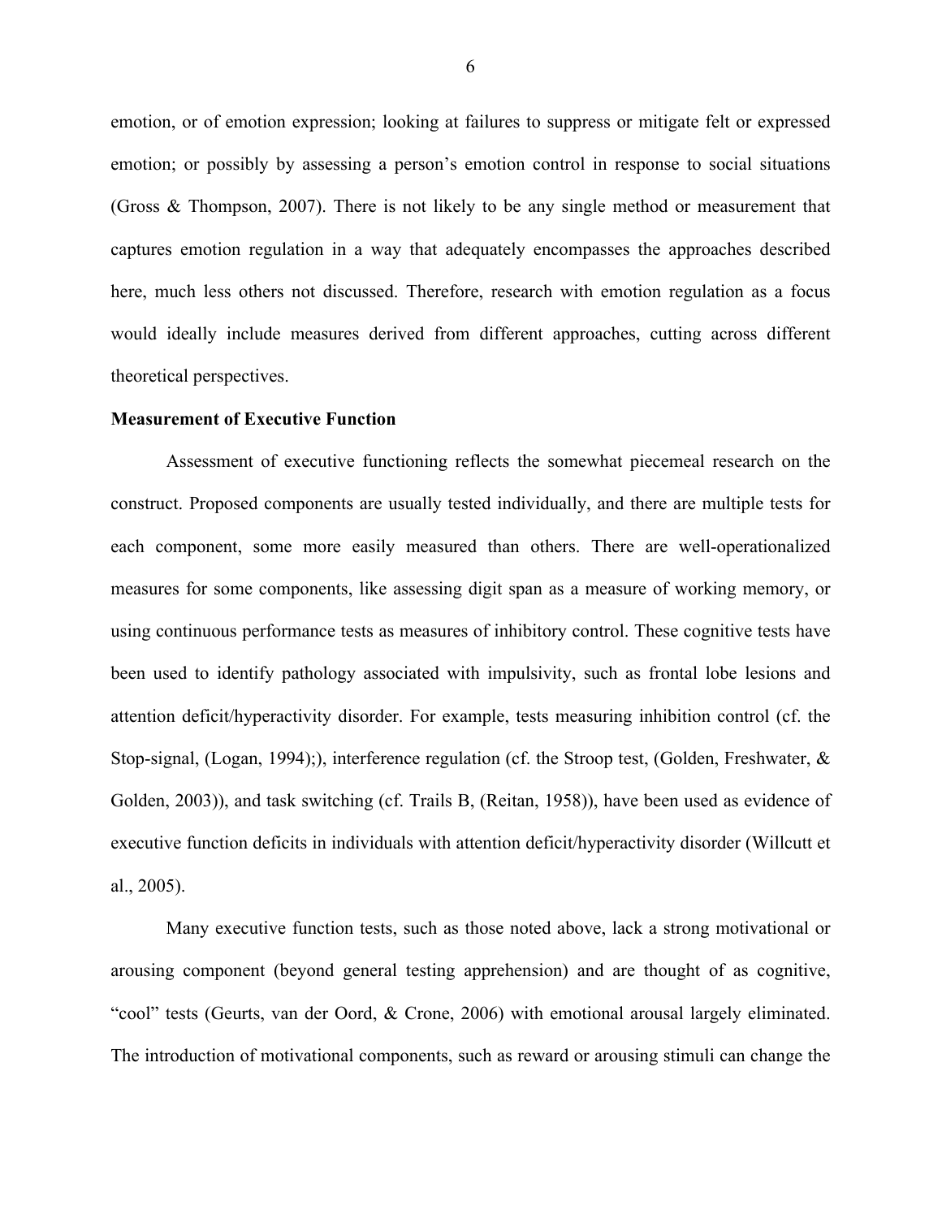emotion, or of emotion expression; looking at failures to suppress or mitigate felt or expressed emotion; or possibly by assessing a person's emotion control in response to social situations (Gross & Thompson, 2007). There is not likely to be any single method or measurement that captures emotion regulation in a way that adequately encompasses the approaches described here, much less others not discussed. Therefore, research with emotion regulation as a focus would ideally include measures derived from different approaches, cutting across different theoretical perspectives.

**Measurement of Executive Function**

Assessment of executive functioning reflects the somewhat piecemeal research on the construct. Proposed components are usually tested individually, and there are multiple tests for each component, some more easily measured than others. There are well-operationalized measures for some components, like assessing digit span as a measure of working memory, or using continuous performance tests as measures of inhibitory control. These cognitive tests have been used to identify pathology associated with impulsivity, such as frontal lobe lesions and attention deficit/hyperactivity disorder. For example, tests measuring inhibition control (cf. the Stop-signal, (Logan, 1994);), interference regulation (cf. the Stroop test, (Golden, Freshwater, & Golden, 2003)), and task switching (cf. Trails B, (Reitan, 1958)), have been used as evidence of executive function deficits in individuals with attention deficit/hyperactivity disorder (Willcutt et al., 2005).

Many executive function tests, such as those noted above, lack a strong motivational or arousing component (beyond general testing apprehension) and are thought of as cognitive, "cool" tests (Geurts, van der Oord, & Crone, 2006) with emotional arousal largely eliminated. The introduction of motivational components, such as reward or arousing stimuli can change the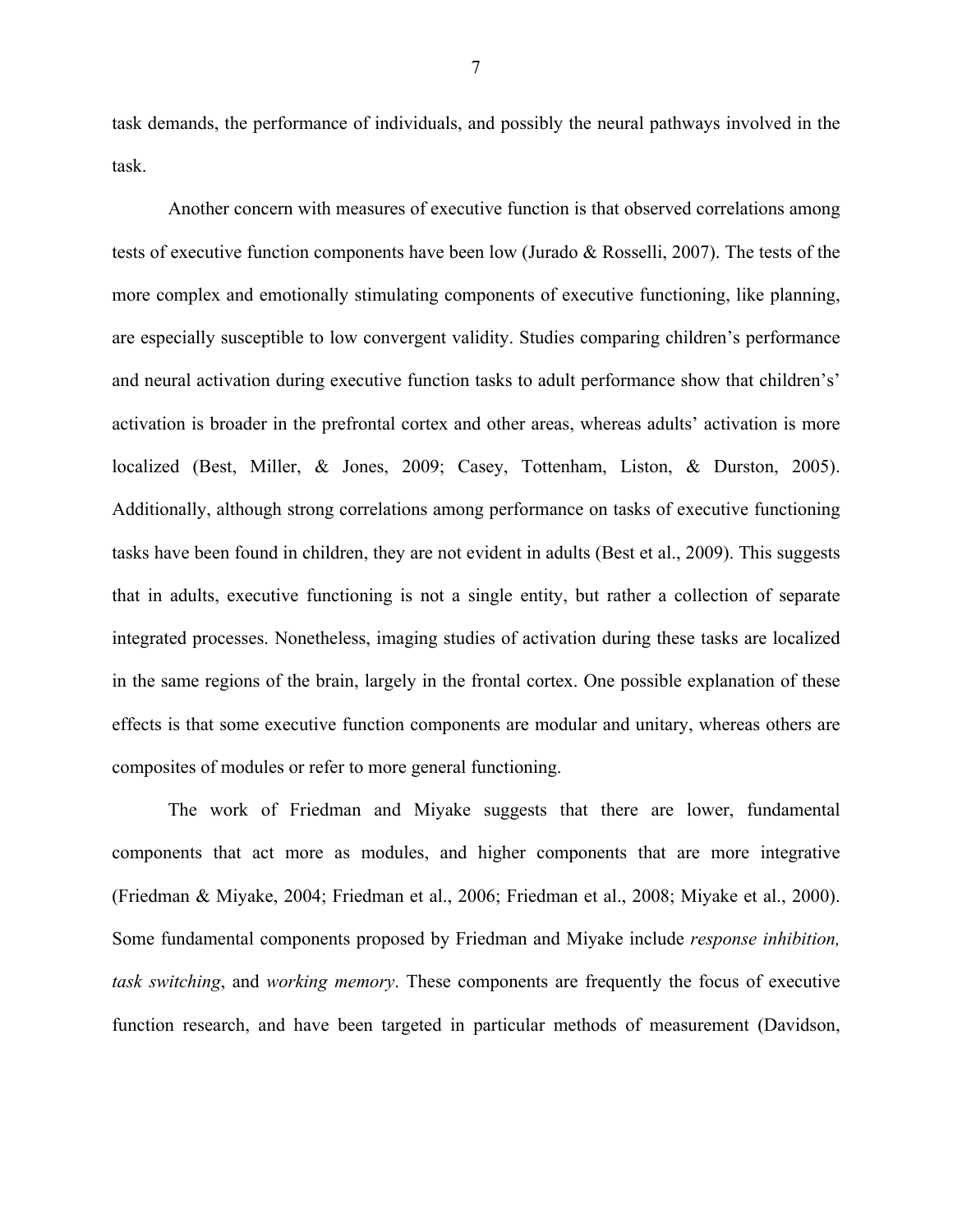task demands, the performance of individuals, and possibly the neural pathways involved in the task.

Another concern with measures of executive function is that observed correlations among tests of executive function components have been low (Jurado & Rosselli, 2007). The tests of the more complex and emotionally stimulating components of executive functioning, like planning, are especially susceptible to low convergent validity. Studies comparing children's performance and neural activation during executive function tasks to adult performance show that children's' activation is broader in the prefrontal cortex and other areas, whereas adults' activation is more localized (Best, Miller, & Jones, 2009; Casey, Tottenham, Liston, & Durston, 2005). Additionally, although strong correlations among performance on tasks of executive functioning tasks have been found in children, they are not evident in adults (Best et al., 2009). This suggests that in adults, executive functioning is not a single entity, but rather a collection of separate integrated processes. Nonetheless, imaging studies of activation during these tasks are localized in the same regions of the brain, largely in the frontal cortex. One possible explanation of these effects is that some executive function components are modular and unitary, whereas others are composites of modules or refer to more general functioning.

The work of Friedman and Miyake suggests that there are lower, fundamental components that act more as modules, and higher components that are more integrative (Friedman & Miyake, 2004; Friedman et al., 2006; Friedman et al., 2008; Miyake et al., 2000). Some fundamental components proposed by Friedman and Miyake include *response inhibition, task switching*, and *working memory*. These components are frequently the focus of executive function research, and have been targeted in particular methods of measurement (Davidson,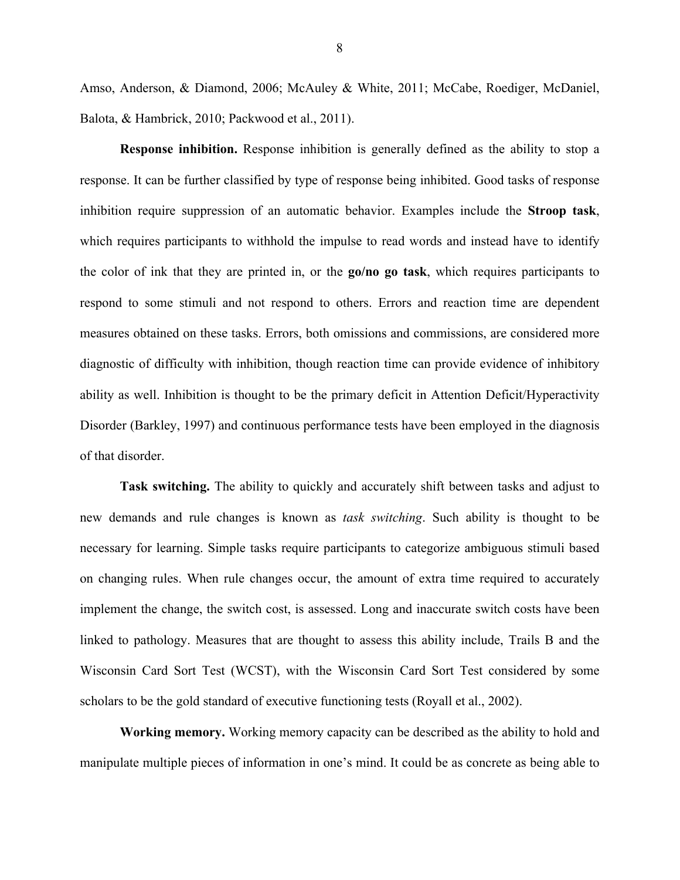Amso, Anderson, & Diamond, 2006; McAuley & White, 2011; McCabe, Roediger, McDaniel, Balota, & Hambrick, 2010; Packwood et al., 2011).

**Response inhibition.** Response inhibition is generally defined as the ability to stop a response. It can be further classified by type of response being inhibited. Good tasks of response inhibition require suppression of an automatic behavior. Examples include the **Stroop task**, which requires participants to withhold the impulse to read words and instead have to identify the color of ink that they are printed in, or the **go/no go task**, which requires participants to respond to some stimuli and not respond to others. Errors and reaction time are dependent measures obtained on these tasks. Errors, both omissions and commissions, are considered more diagnostic of difficulty with inhibition, though reaction time can provide evidence of inhibitory ability as well. Inhibition is thought to be the primary deficit in Attention Deficit/Hyperactivity Disorder (Barkley, 1997) and continuous performance tests have been employed in the diagnosis of that disorder.

**Task switching.** The ability to quickly and accurately shift between tasks and adjust to new demands and rule changes is known as *task switching*. Such ability is thought to be necessary for learning. Simple tasks require participants to categorize ambiguous stimuli based on changing rules. When rule changes occur, the amount of extra time required to accurately implement the change, the switch cost, is assessed. Long and inaccurate switch costs have been linked to pathology. Measures that are thought to assess this ability include, Trails B and the Wisconsin Card Sort Test (WCST), with the Wisconsin Card Sort Test considered by some scholars to be the gold standard of executive functioning tests (Royall et al., 2002).

**Working memory.** Working memory capacity can be described as the ability to hold and manipulate multiple pieces of information in one's mind. It could be as concrete as being able to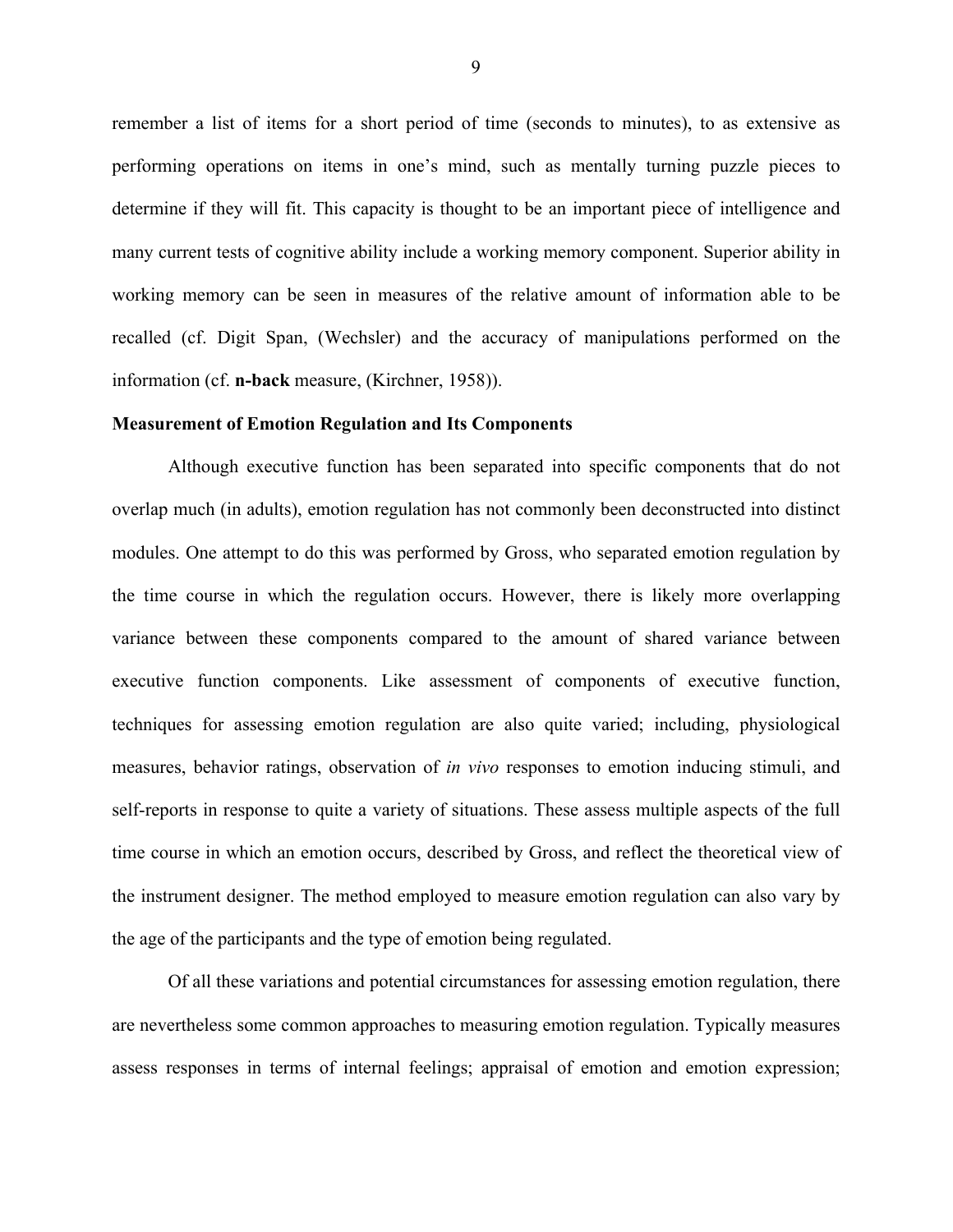remember a list of items for a short period of time (seconds to minutes), to as extensive as performing operations on items in one's mind, such as mentally turning puzzle pieces to determine if they will fit. This capacity is thought to be an important piece of intelligence and many current tests of cognitive ability include a working memory component. Superior ability in working memory can be seen in measures of the relative amount of information able to be recalled (cf. Digit Span, (Wechsler) and the accuracy of manipulations performed on the information (cf. **n-back** measure, (Kirchner, 1958)).

### Measurement of Emotion Regulation and Its Components

Although executive function has been separated into specific components that do not overlap much (in adults), emotion regulation has not commonly been deconstructed into distinct modules. One attempt to do this was performed by Gross, who separated emotion regulation by the time course in which the regulation occurs. However, there is likely more overlapping variance between these components compared to the amount of shared variance between executive function components. Like assessment of components of executive function, techniques for assessing emotion regulation are also quite varied; including, physiological measures, behavior ratings, observation of *in vivo* responses to emotion inducing stimuli, and self-reports in response to quite a variety of situations. These assess multiple aspects of the full time course in which an emotion occurs, described by Gross, and reflect the theoretical view of the instrument designer. The method employed to measure emotion regulation can also vary by the age of the participants and the type of emotion being regulated.

Of all these variations and potential circumstances for assessing emotion regulation, there are nevertheless some common approaches to measuring emotion regulation. Typically measures assess responses in terms of internal feelings; appraisal of emotion and emotion expression;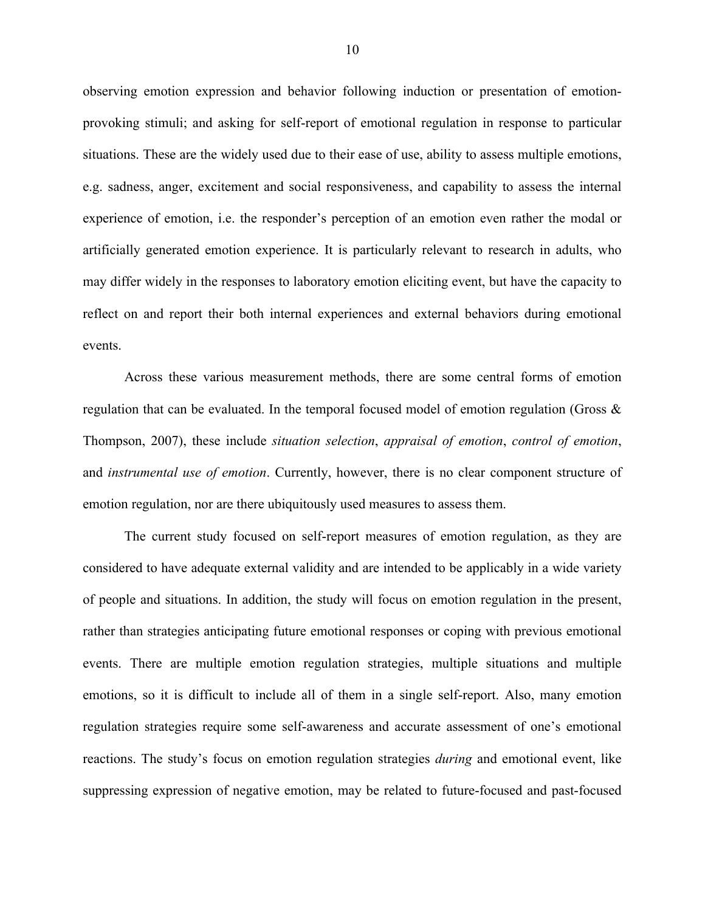observing emotion expression and behavior following induction or presentation of emotion-provoking stimuli; and asking for self-report of emotional regulation in response to particular situations. These are the widely used due to their ease of use, ability to assess multiple emotions, e.g. sadness, anger, excitement and social responsiveness, and capability to assess the internal experience of emotion, i.e. the responder's perception of an emotion even rather the modal or artificially generated emotion experience. It is particularly relevant to research in adults, who may differ widely in the responses to laboratory emotion eliciting event, but have the capacity to reflect on and report their both internal experiences and external behaviors during emotional events.

Across these various measurement methods, there are some central forms of emotion regulation that can be evaluated. In the temporal focused model of emotion regulation (Gross & Thompson, 2007), these include *situation selection*, *appraisal of emotion*, *control of emotion*, and *instrumental use of emotion*. Currently, however, there is no clear component structure of emotion regulation, nor are there ubiquitously used measures to assess them.

The current study focused on self-report measures of emotion regulation, as they are considered to have adequate external validity and are intended to be applicably in a wide variety of people and situations. In addition, the study will focus on emotion regulation in the present, rather than strategies anticipating future emotional responses or coping with previous emotional events. There are multiple emotion regulation strategies, multiple situations and multiple emotions, so it is difficult to include all of them in a single self-report. Also, many emotion regulation strategies require some self-awareness and accurate assessment of one's emotional reactions. The study's focus on emotion regulation strategies *during* and emotional event, like suppressing expression of negative emotion, may be related to future-focused and past-focused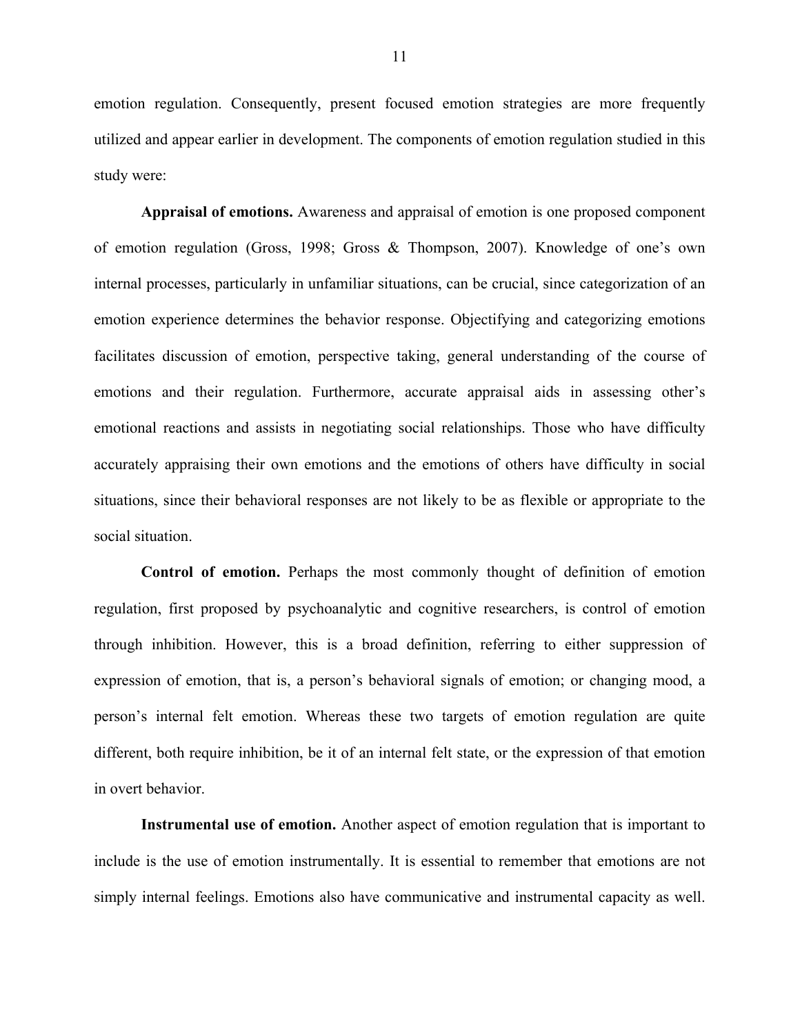emotion regulation. Consequently, present focused emotion strategies are more frequently utilized and appear earlier in development. The components of emotion regulation studied in this study were:

**Appraisal of emotions.** Awareness and appraisal of emotion is one proposed component of emotion regulation (Gross, 1998; Gross & Thompson, 2007). Knowledge of one's own internal processes, particularly in unfamiliar situations, can be crucial, since categorization of an emotion experience determines the behavior response. Objectifying and categorizing emotions facilitates discussion of emotion, perspective taking, general understanding of the course of emotions and their regulation. Furthermore, accurate appraisal aids in assessing other's emotional reactions and assists in negotiating social relationships. Those who have difficulty accurately appraising their own emotions and the emotions of others have difficulty in social situations, since their behavioral responses are not likely to be as flexible or appropriate to the social situation.

**Control of emotion.** Perhaps the most commonly thought of definition of emotion regulation, first proposed by psychoanalytic and cognitive researchers, is control of emotion through inhibition. However, this is a broad definition, referring to either suppression of expression of emotion, that is, a person's behavioral signals of emotion; or changing mood, a person's internal felt emotion. Whereas these two targets of emotion regulation are quite different, both require inhibition, be it of an internal felt state, or the expression of that emotion in overt behavior.

**Instrumental use of emotion.** Another aspect of emotion regulation that is important to include is the use of emotion instrumentally. It is essential to remember that emotions are not simply internal feelings. Emotions also have communicative and instrumental capacity as well.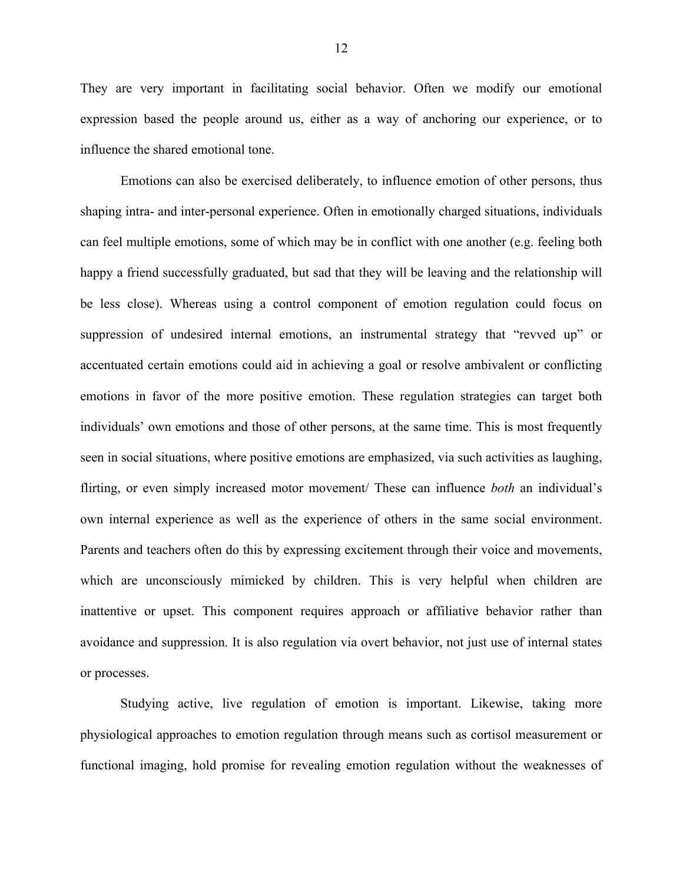They are very important in facilitating social behavior. Often we modify our emotional expression based the people around us, either as a way of anchoring our experience, or to influence the shared emotional tone.

Emotions can also be exercised deliberately, to influence emotion of other persons, thus shaping intra- and inter-personal experience. Often in emotionally charged situations, individuals can feel multiple emotions, some of which may be in conflict with one another (e.g. feeling both happy a friend successfully graduated, but sad that they will be leaving and the relationship will be less close). Whereas using a control component of emotion regulation could focus on suppression of undesired internal emotions, an instrumental strategy that "revved up" or accentuated certain emotions could aid in achieving a goal or resolve ambivalent or conflicting emotions in favor of the more positive emotion. These regulation strategies can target both individuals' own emotions and those of other persons, at the same time. This is most frequently seen in social situations, where positive emotions are emphasized, via such activities as laughing, flirting, or even simply increased motor movement/ These can influence *both* an individual's own internal experience as well as the experience of others in the same social environment. Parents and teachers often do this by expressing excitement through their voice and movements, which are unconsciously mimicked by children. This is very helpful when children are inattentive or upset. This component requires approach or affiliative behavior rather than avoidance and suppression. It is also regulation via overt behavior, not just use of internal states or processes.

Studying active, live regulation of emotion is important. Likewise, taking more physiological approaches to emotion regulation through means such as cortisol measurement or functional imaging, hold promise for revealing emotion regulation without the weaknesses of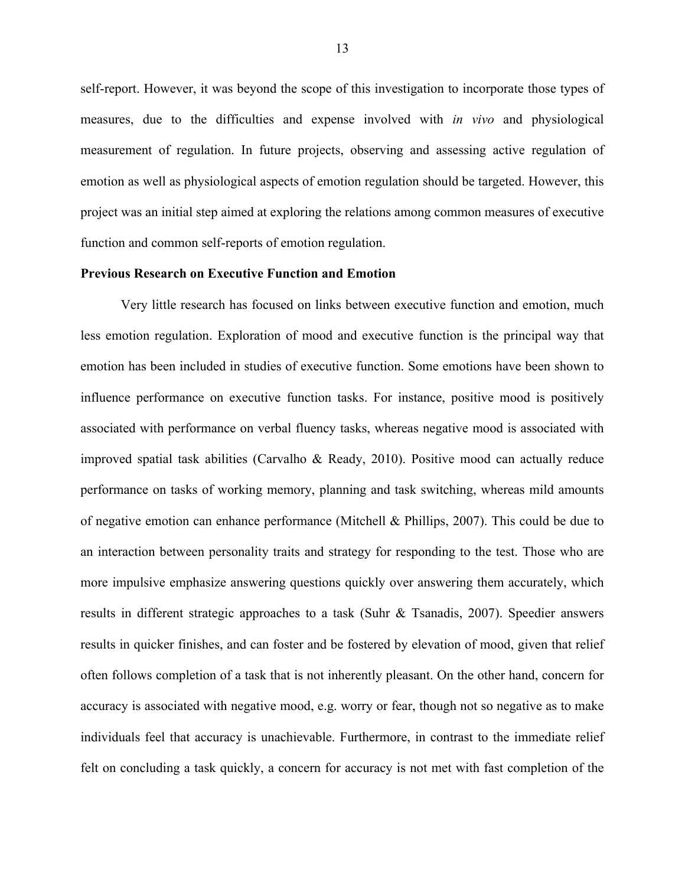self-report. However, it was beyond the scope of this investigation to incorporate those types of measures, due to the difficulties and expense involved with *in vivo* and physiological measurement of regulation. In future projects, observing and assessing active regulation of emotion as well as physiological aspects of emotion regulation should be targeted. However, this project was an initial step aimed at exploring the relations among common measures of executive function and common self-reports of emotion regulation.

**Previous Research on Executive Function and Emotion**

Very little research has focused on links between executive function and emotion, much less emotion regulation. Exploration of mood and executive function is the principal way that emotion has been included in studies of executive function. Some emotions have been shown to influence performance on executive function tasks. For instance, positive mood is positively associated with performance on verbal fluency tasks, whereas negative mood is associated with improved spatial task abilities (Carvalho & Ready, 2010). Positive mood can actually reduce performance on tasks of working memory, planning and task switching, whereas mild amounts of negative emotion can enhance performance (Mitchell & Phillips, 2007). This could be due to an interaction between personality traits and strategy for responding to the test. Those who are more impulsive emphasize answering questions quickly over answering them accurately, which results in different strategic approaches to a task (Suhr & Tsanadis, 2007). Speedier answers results in quicker finishes, and can foster and be fostered by elevation of mood, given that relief often follows completion of a task that is not inherently pleasant. On the other hand, concern for accuracy is associated with negative mood, e.g. worry or fear, though not so negative as to make individuals feel that accuracy is unachievable. Furthermore, in contrast to the immediate relief felt on concluding a task quickly, a concern for accuracy is not met with fast completion of the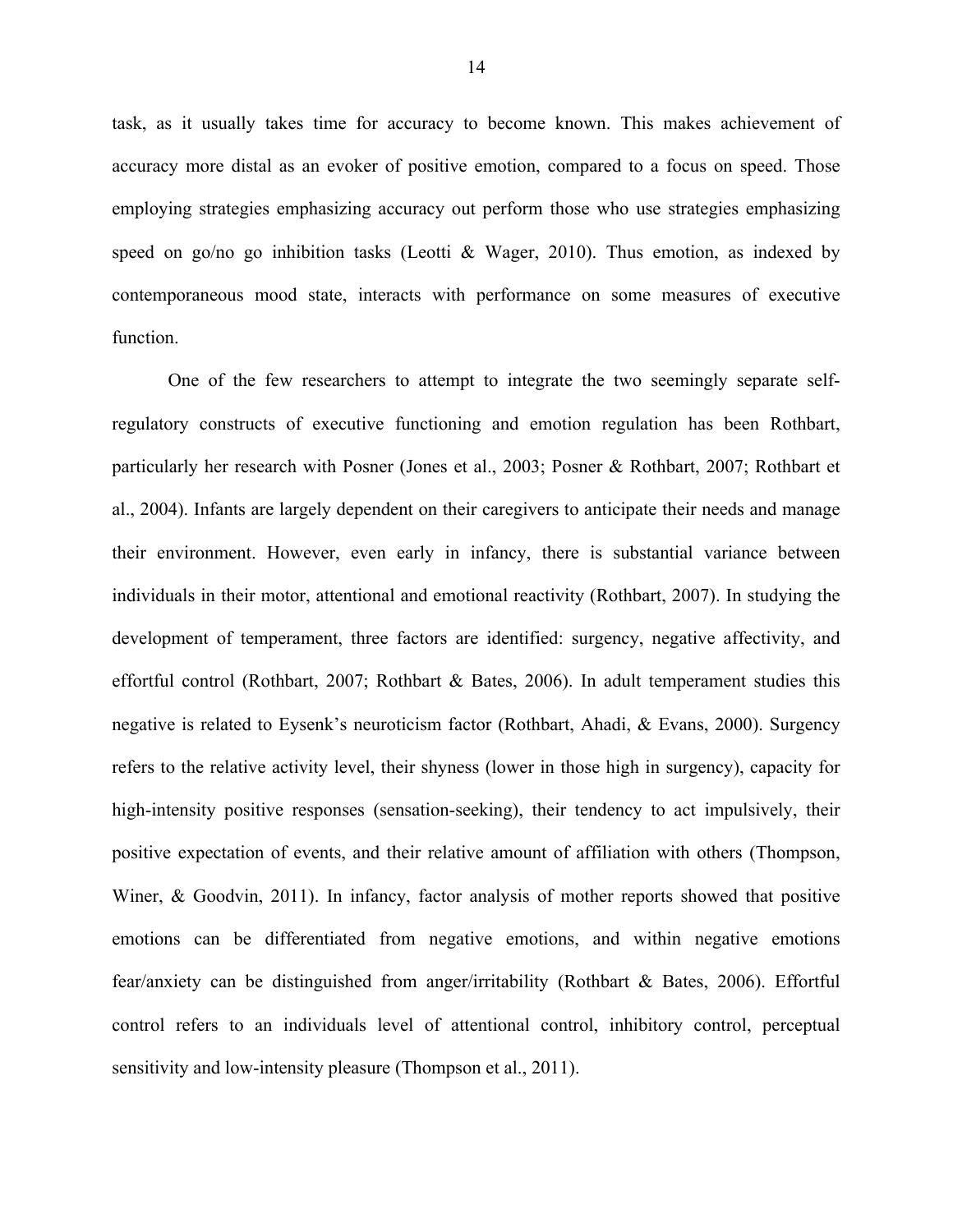task, as it usually takes time for accuracy to become known. This makes achievement of accuracy more distal as an evoker of positive emotion, compared to a focus on speed. Those employing strategies emphasizing accuracy out perform those who use strategies emphasizing speed on go/no go inhibition tasks (Leotti & Wager, 2010). Thus emotion, as indexed by contemporaneous mood state, interacts with performance on some measures of executive function.

One of the few researchers to attempt to integrate the two seemingly separate self-regulatory constructs of executive functioning and emotion regulation has been Rothbart, particularly her research with Posner (Jones et al., 2003; Posner & Rothbart, 2007; Rothbart et al., 2004). Infants are largely dependent on their caregivers to anticipate their needs and manage their environment. However, even early in infancy, there is substantial variance between individuals in their motor, attentional and emotional reactivity (Rothbart, 2007). In studying the development of temperament, three factors are identified: surgency, negative affectivity, and effortful control (Rothbart, 2007; Rothbart & Bates, 2006). In adult temperament studies this negative is related to Eysenk's neuroticism factor (Rothbart, Ahadi, & Evans, 2000). Surgency refers to the relative activity level, their shyness (lower in those high in surgency), capacity for high-intensity positive responses (sensation-seeking), their tendency to act impulsively, their positive expectation of events, and their relative amount of affiliation with others (Thompson, Winer, & Goodvin, 2011). In infancy, factor analysis of mother reports showed that positive emotions can be differentiated from negative emotions, and within negative emotions fear/anxiety can be distinguished from anger/irritability (Rothbart & Bates, 2006). Effortful control refers to an individuals level of attentional control, inhibitory control, perceptual sensitivity and low-intensity pleasure (Thompson et al., 2011).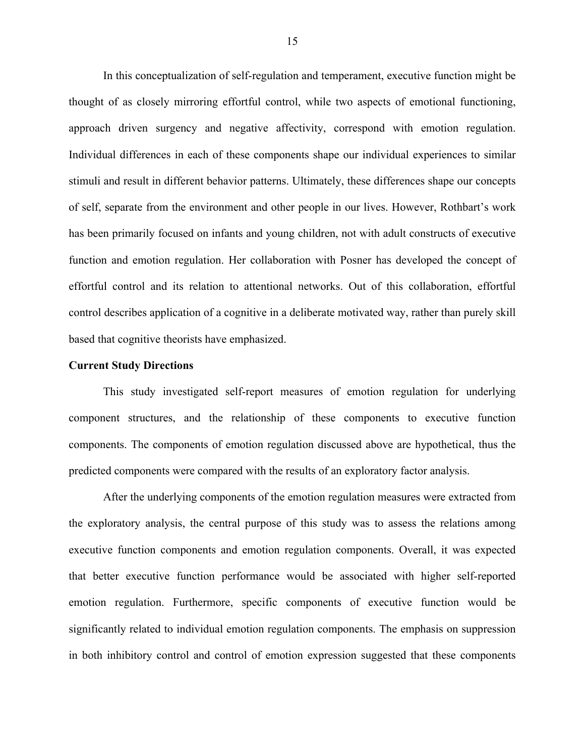In this conceptualization of self-regulation and temperament, executive function might be thought of as closely mirroring effortful control, while two aspects of emotional functioning, approach driven surgency and negative affectivity, correspond with emotion regulation. Individual differences in each of these components shape our individual experiences to similar stimuli and result in different behavior patterns. Ultimately, these differences shape our concepts of self, separate from the environment and other people in our lives. However, Rothbart's work has been primarily focused on infants and young children, not with adult constructs of executive function and emotion regulation. Her collaboration with Posner has developed the concept of effortful control and its relation to attentional networks. Out of this collaboration, effortful control describes application of a cognitive in a deliberate motivated way, rather than purely skill based that cognitive theorists have emphasized.

**Current Study Directions**

This study investigated self-report measures of emotion regulation for underlying component structures, and the relationship of these components to executive function components. The components of emotion regulation discussed above are hypothetical, thus the predicted components were compared with the results of an exploratory factor analysis.

After the underlying components of the emotion regulation measures were extracted from the exploratory analysis, the central purpose of this study was to assess the relations among executive function components and emotion regulation components. Overall, it was expected that better executive function performance would be associated with higher self-reported emotion regulation. Furthermore, specific components of executive function would be significantly related to individual emotion regulation components. The emphasis on suppression in both inhibitory control and control of emotion expression suggested that these components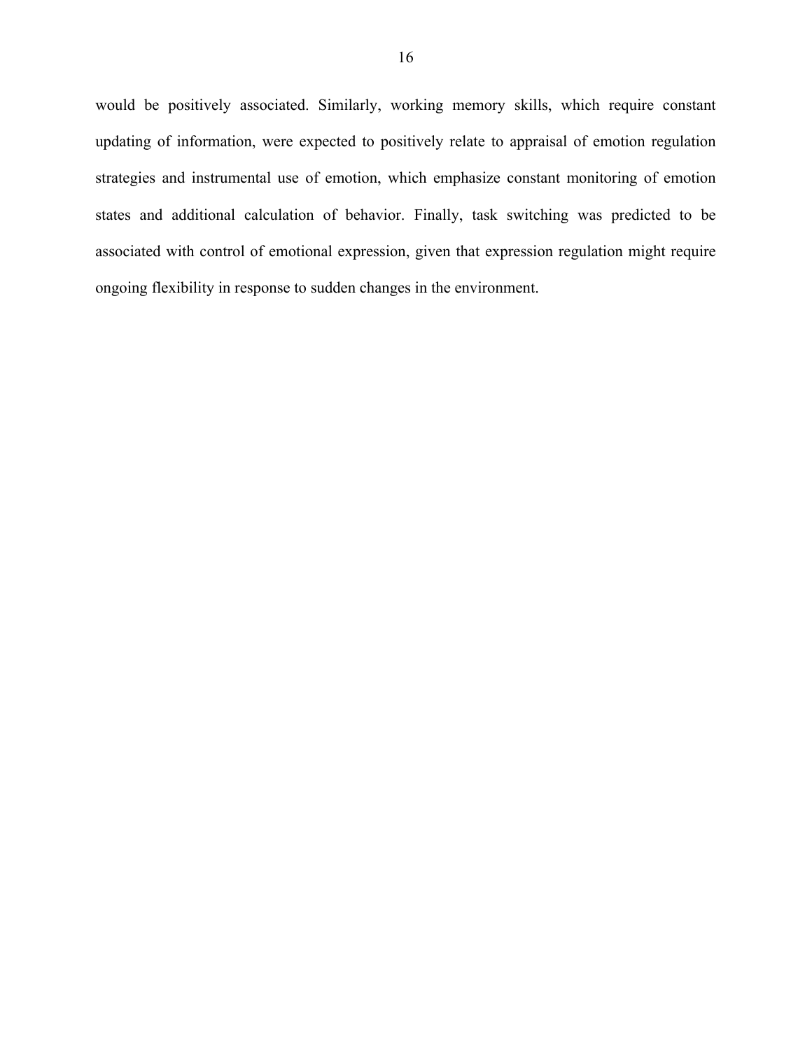would be positively associated. Similarly, working memory skills, which require constant updating of information, were expected to positively relate to appraisal of emotion regulation strategies and instrumental use of emotion, which emphasize constant monitoring of emotion states and additional calculation of behavior. Finally, task switching was predicted to be associated with control of emotional expression, given that expression regulation might require ongoing flexibility in response to sudden changes in the environment.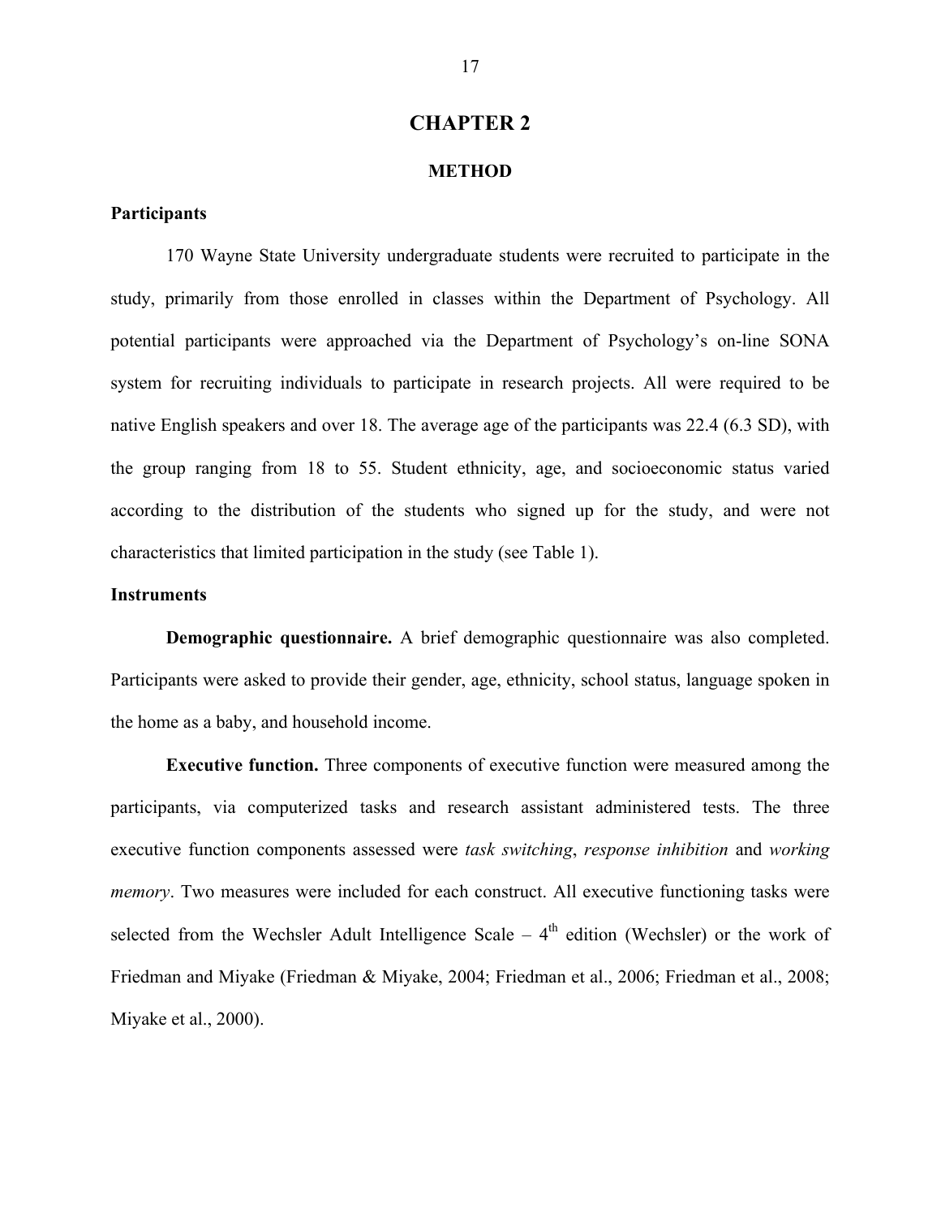# CHAPTER 2

## METHOD

### Participants

170 Wayne State University undergraduate students were recruited to participate in the study, primarily from those enrolled in classes within the Department of Psychology. All potential participants were approached via the Department of Psychology's on-line SONA system for recruiting individuals to participate in research projects. All were required to be native English speakers and over 18. The average age of the participants was 22.4 (6.3 SD), with the group ranging from 18 to 55. Student ethnicity, age, and socioeconomic status varied according to the distribution of the students who signed up for the study, and were not characteristics that limited participation in the study (see Table 1).

### Instruments

**Demographic questionnaire.** A brief demographic questionnaire was also completed. Participants were asked to provide their gender, age, ethnicity, school status, language spoken in the home as a baby, and household income.

**Executive function.** Three components of executive function were measured among the participants, via computerized tasks and research assistant administered tests. The three executive function components assessed were *task switching*, *response inhibition* and *working memory*. Two measures were included for each construct. All executive functioning tasks were selected from the Wechsler Adult Intelligence Scale – 4th edition (Wechsler) or the work of Friedman and Miyake (Friedman & Miyake, 2004; Friedman et al., 2006; Friedman et al., 2008; Miyake et al., 2000).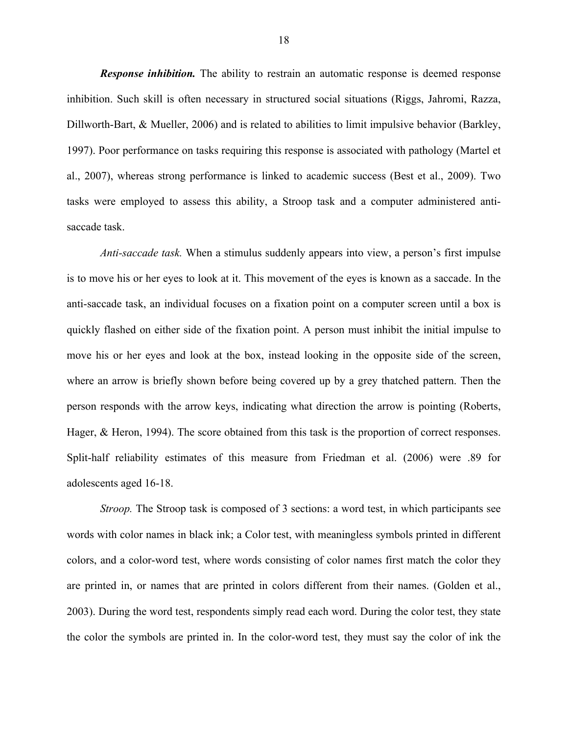***Response inhibition.*** The ability to restrain an automatic response is deemed response inhibition. Such skill is often necessary in structured social situations (Riggs, Jahromi, Razza, Dillworth-Bart, & Mueller, 2006) and is related to abilities to limit impulsive behavior (Barkley, 1997). Poor performance on tasks requiring this response is associated with pathology (Martel et al., 2007), whereas strong performance is linked to academic success (Best et al., 2009). Two tasks were employed to assess this ability, a Stroop task and a computer administered anti-saccade task.

*Anti-saccade task.* When a stimulus suddenly appears into view, a person's first impulse is to move his or her eyes to look at it. This movement of the eyes is known as a saccade. In the anti-saccade task, an individual focuses on a fixation point on a computer screen until a box is quickly flashed on either side of the fixation point. A person must inhibit the initial impulse to move his or her eyes and look at the box, instead looking in the opposite side of the screen, where an arrow is briefly shown before being covered up by a grey thatched pattern. Then the person responds with the arrow keys, indicating what direction the arrow is pointing (Roberts, Hager, & Heron, 1994). The score obtained from this task is the proportion of correct responses. Split-half reliability estimates of this measure from Friedman et al. (2006) were .89 for adolescents aged 16-18.

*Stroop.* The Stroop task is composed of 3 sections: a word test, in which participants see words with color names in black ink; a Color test, with meaningless symbols printed in different colors, and a color-word test, where words consisting of color names first match the color they are printed in, or names that are printed in colors different from their names. (Golden et al., 2003). During the word test, respondents simply read each word. During the color test, they state the color the symbols are printed in. In the color-word test, they must say the color of ink the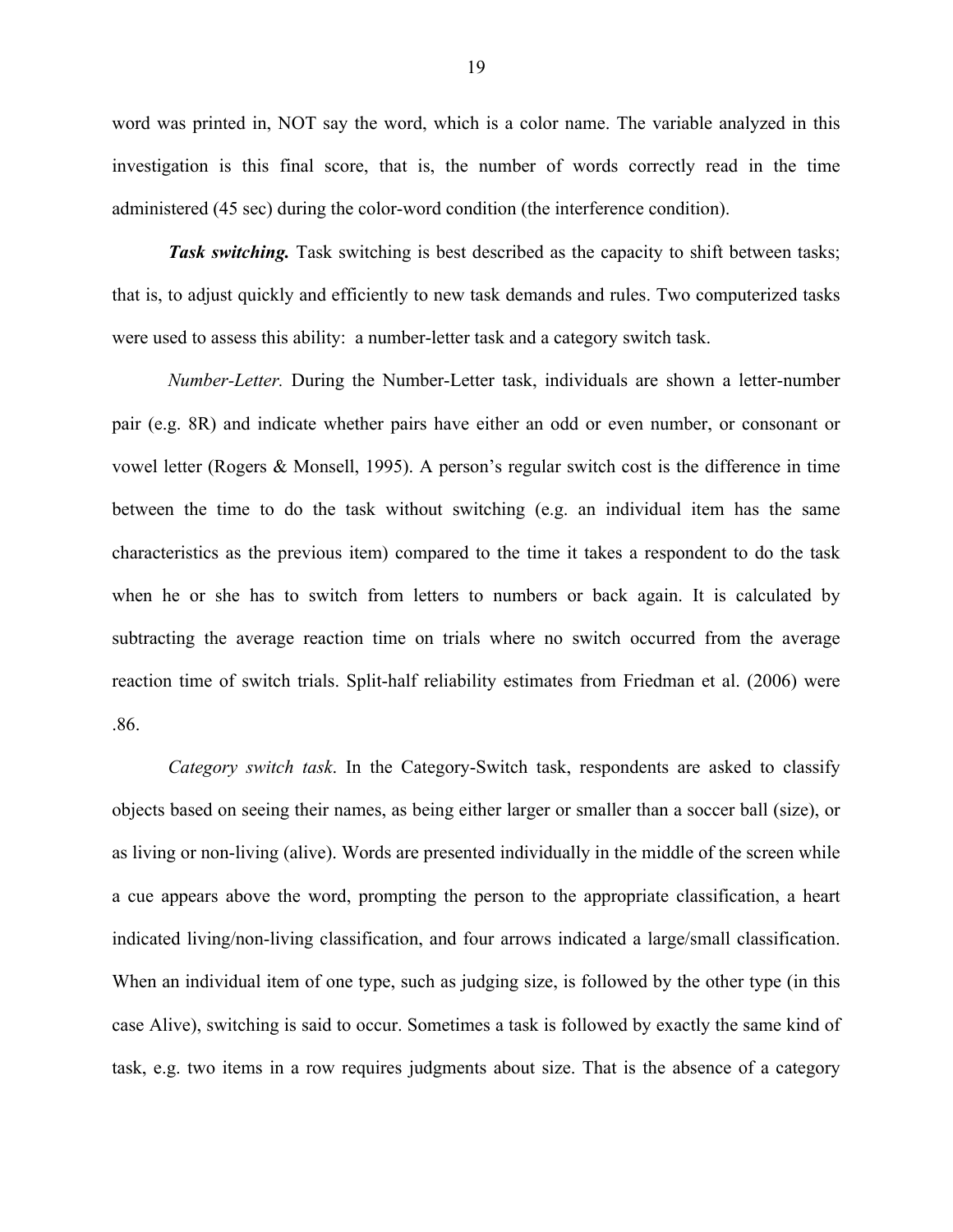word was printed in, NOT say the word, which is a color name. The variable analyzed in this investigation is this final score, that is, the number of words correctly read in the time administered (45 sec) during the color-word condition (the interference condition).

***Task switching.*** Task switching is best described as the capacity to shift between tasks; that is, to adjust quickly and efficiently to new task demands and rules. Two computerized tasks were used to assess this ability: a number-letter task and a category switch task.

*Number-Letter.* During the Number-Letter task, individuals are shown a letter-number pair (e.g. 8R) and indicate whether pairs have either an odd or even number, or consonant or vowel letter (Rogers & Monsell, 1995). A person's regular switch cost is the difference in time between the time to do the task without switching (e.g. an individual item has the same characteristics as the previous item) compared to the time it takes a respondent to do the task when he or she has to switch from letters to numbers or back again. It is calculated by subtracting the average reaction time on trials where no switch occurred from the average reaction time of switch trials. Split-half reliability estimates from Friedman et al. (2006) were .86.

*Category switch task*. In the Category-Switch task, respondents are asked to classify objects based on seeing their names, as being either larger or smaller than a soccer ball (size), or as living or non-living (alive). Words are presented individually in the middle of the screen while a cue appears above the word, prompting the person to the appropriate classification, a heart indicated living/non-living classification, and four arrows indicated a large/small classification. When an individual item of one type, such as judging size, is followed by the other type (in this case Alive), switching is said to occur. Sometimes a task is followed by exactly the same kind of task, e.g. two items in a row requires judgments about size. That is the absence of a category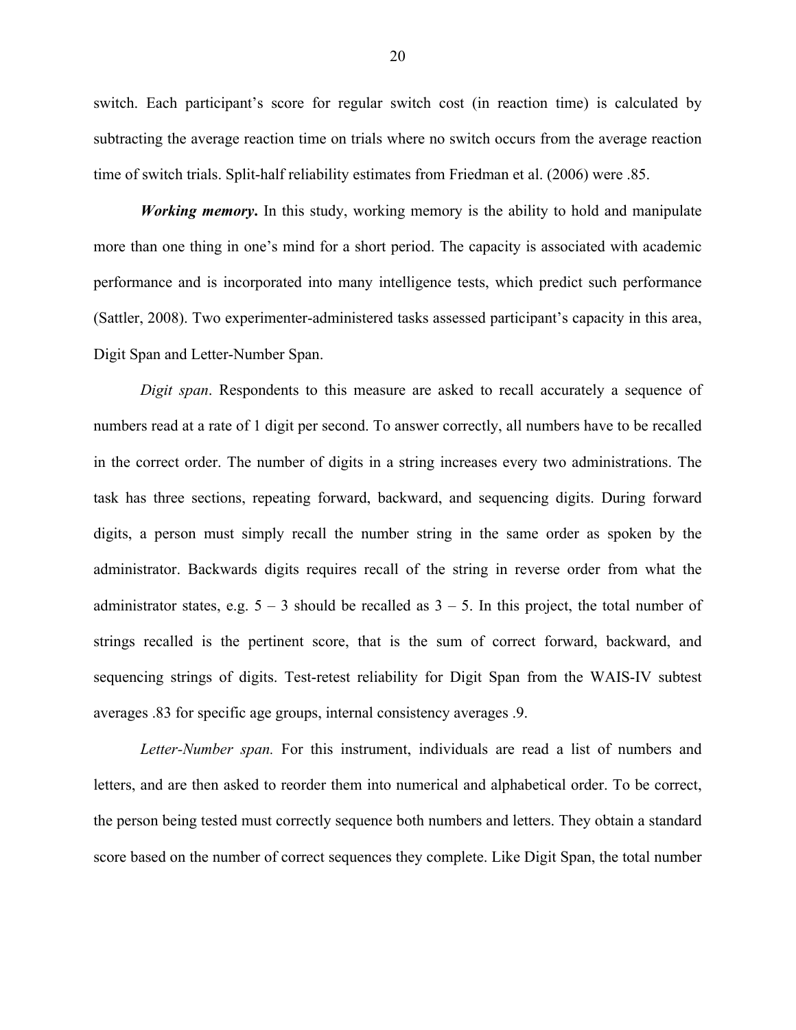switch. Each participant's score for regular switch cost (in reaction time) is calculated by subtracting the average reaction time on trials where no switch occurs from the average reaction time of switch trials. Split-half reliability estimates from Friedman et al. (2006) were .85.

***Working memory***. In this study, working memory is the ability to hold and manipulate more than one thing in one's mind for a short period. The capacity is associated with academic performance and is incorporated into many intelligence tests, which predict such performance (Sattler, 2008). Two experimenter-administered tasks assessed participant's capacity in this area, Digit Span and Letter-Number Span.

*Digit span*. Respondents to this measure are asked to recall accurately a sequence of numbers read at a rate of 1 digit per second. To answer correctly, all numbers have to be recalled in the correct order. The number of digits in a string increases every two administrations. The task has three sections, repeating forward, backward, and sequencing digits. During forward digits, a person must simply recall the number string in the same order as spoken by the administrator. Backwards digits requires recall of the string in reverse order from what the administrator states, e.g. 5 – 3 should be recalled as 3 – 5. In this project, the total number of strings recalled is the pertinent score, that is the sum of correct forward, backward, and sequencing strings of digits. Test-retest reliability for Digit Span from the WAIS-IV subtest averages .83 for specific age groups, internal consistency averages .9.

*Letter-Number span.* For this instrument, individuals are read a list of numbers and letters, and are then asked to reorder them into numerical and alphabetical order. To be correct, the person being tested must correctly sequence both numbers and letters. They obtain a standard score based on the number of correct sequences they complete. Like Digit Span, the total number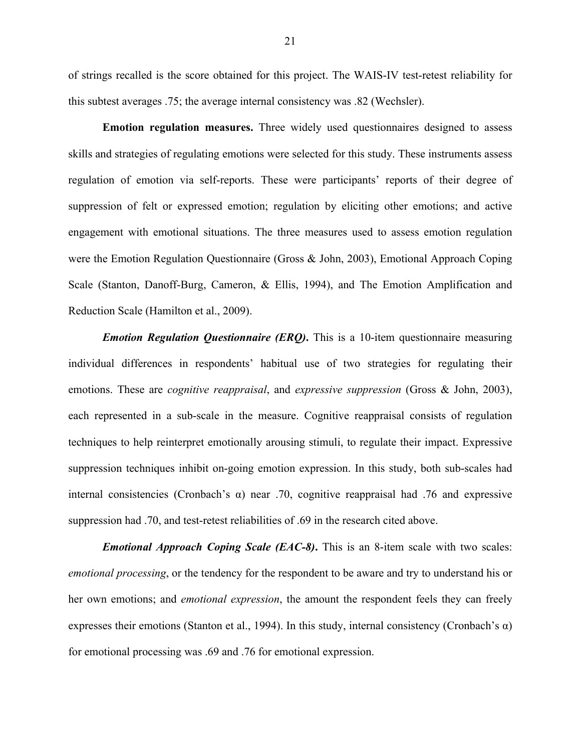of strings recalled is the score obtained for this project. The WAIS-IV test-retest reliability for this subtest averages .75; the average internal consistency was .82 (Wechsler).

**Emotion regulation measures.** Three widely used questionnaires designed to assess skills and strategies of regulating emotions were selected for this study. These instruments assess regulation of emotion via self-reports. These were participants' reports of their degree of suppression of felt or expressed emotion; regulation by eliciting other emotions; and active engagement with emotional situations. The three measures used to assess emotion regulation were the Emotion Regulation Questionnaire (Gross & John, 2003), Emotional Approach Coping Scale (Stanton, Danoff-Burg, Cameron, & Ellis, 1994), and The Emotion Amplification and Reduction Scale (Hamilton et al., 2009).

***Emotion Regulation Questionnaire (ERQ).*** This is a 10-item questionnaire measuring individual differences in respondents' habitual use of two strategies for regulating their emotions. These are *cognitive reappraisal*, and *expressive suppression* (Gross & John, 2003), each represented in a sub-scale in the measure. Cognitive reappraisal consists of regulation techniques to help reinterpret emotionally arousing stimuli, to regulate their impact. Expressive suppression techniques inhibit on-going emotion expression. In this study, both sub-scales had internal consistencies (Cronbach's α) near .70, cognitive reappraisal had .76 and expressive suppression had .70, and test-retest reliabilities of .69 in the research cited above.

***Emotional Approach Coping Scale (EAC-8).*** This is an 8-item scale with two scales: *emotional processing*, or the tendency for the respondent to be aware and try to understand his or her own emotions; and *emotional expression*, the amount the respondent feels they can freely expresses their emotions (Stanton et al., 1994). In this study, internal consistency (Cronbach's α) for emotional processing was .69 and .76 for emotional expression.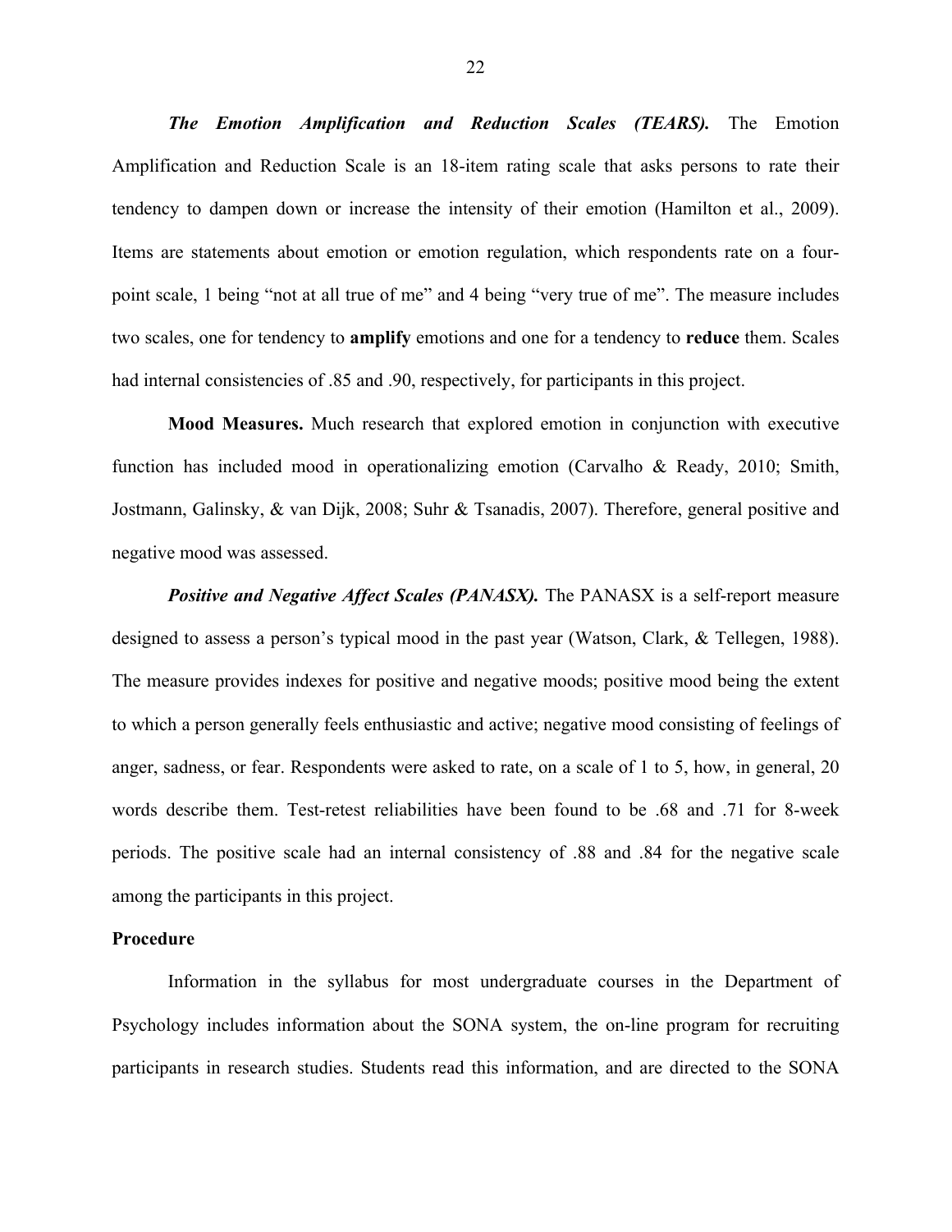***The Emotion Amplification and Reduction Scales (TEARS).*** The Emotion Amplification and Reduction Scale is an 18-item rating scale that asks persons to rate their tendency to dampen down or increase the intensity of their emotion (Hamilton et al., 2009). Items are statements about emotion or emotion regulation, which respondents rate on a four-point scale, 1 being "not at all true of me" and 4 being "very true of me". The measure includes two scales, one for tendency to **amplify** emotions and one for a tendency to **reduce** them. Scales had internal consistencies of .85 and .90, respectively, for participants in this project.

**Mood Measures.** Much research that explored emotion in conjunction with executive function has included mood in operationalizing emotion (Carvalho & Ready, 2010; Smith, Jostmann, Galinsky, & van Dijk, 2008; Suhr & Tsanadis, 2007). Therefore, general positive and negative mood was assessed.

***Positive and Negative Affect Scales (PANASX).*** The PANASX is a self-report measure designed to assess a person's typical mood in the past year (Watson, Clark, & Tellegen, 1988). The measure provides indexes for positive and negative moods; positive mood being the extent to which a person generally feels enthusiastic and active; negative mood consisting of feelings of anger, sadness, or fear. Respondents were asked to rate, on a scale of 1 to 5, how, in general, 20 words describe them. Test-retest reliabilities have been found to be .68 and .71 for 8-week periods. The positive scale had an internal consistency of .88 and .84 for the negative scale among the participants in this project.

**Procedure**

Information in the syllabus for most undergraduate courses in the Department of Psychology includes information about the SONA system, the on-line program for recruiting participants in research studies. Students read this information, and are directed to the SONA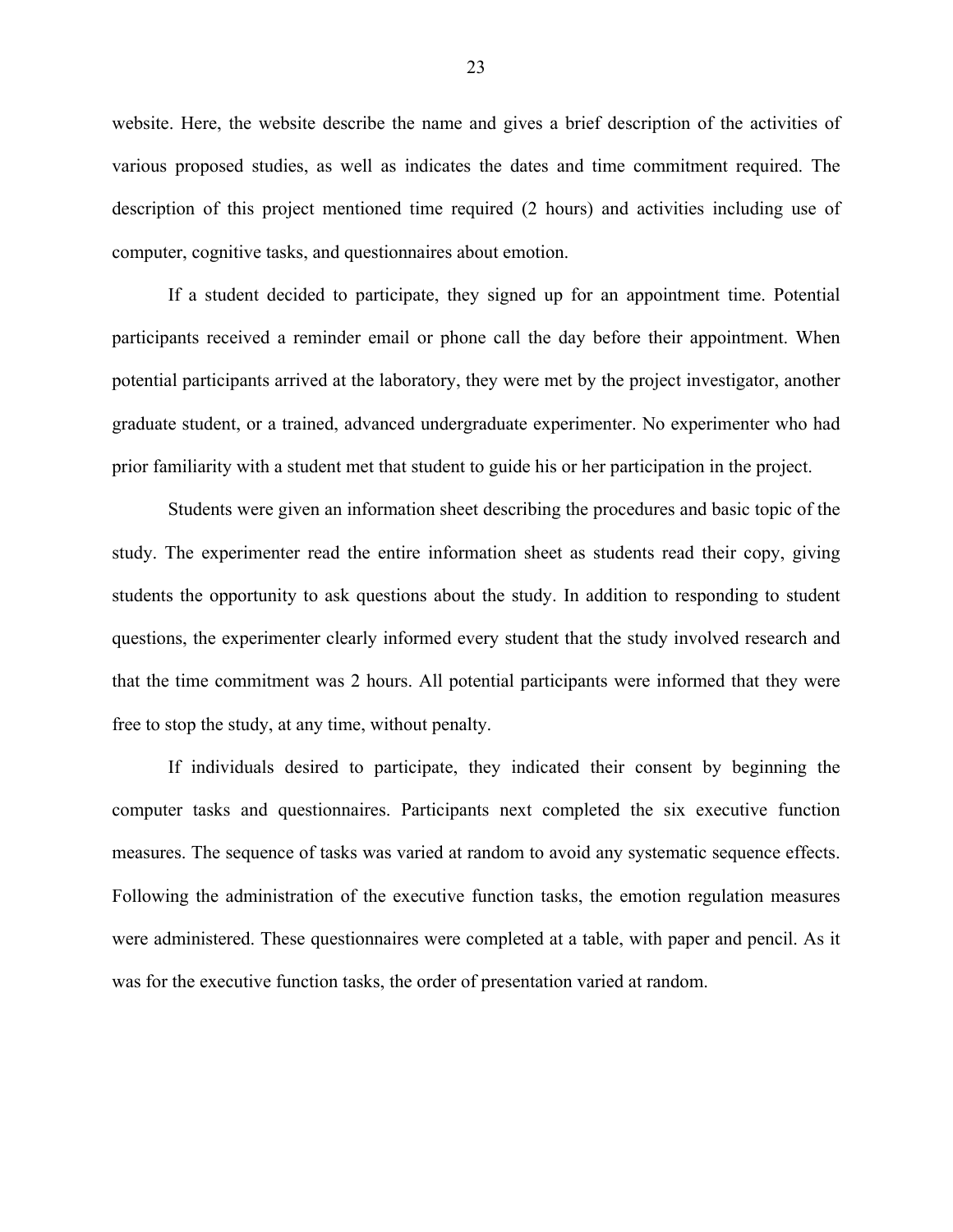website. Here, the website describe the name and gives a brief description of the activities of various proposed studies, as well as indicates the dates and time commitment required. The description of this project mentioned time required (2 hours) and activities including use of computer, cognitive tasks, and questionnaires about emotion.

If a student decided to participate, they signed up for an appointment time. Potential participants received a reminder email or phone call the day before their appointment. When potential participants arrived at the laboratory, they were met by the project investigator, another graduate student, or a trained, advanced undergraduate experimenter. No experimenter who had prior familiarity with a student met that student to guide his or her participation in the project.

Students were given an information sheet describing the procedures and basic topic of the study. The experimenter read the entire information sheet as students read their copy, giving students the opportunity to ask questions about the study. In addition to responding to student questions, the experimenter clearly informed every student that the study involved research and that the time commitment was 2 hours. All potential participants were informed that they were free to stop the study, at any time, without penalty.

If individuals desired to participate, they indicated their consent by beginning the computer tasks and questionnaires. Participants next completed the six executive function measures. The sequence of tasks was varied at random to avoid any systematic sequence effects. Following the administration of the executive function tasks, the emotion regulation measures were administered. These questionnaires were completed at a table, with paper and pencil. As it was for the executive function tasks, the order of presentation varied at random.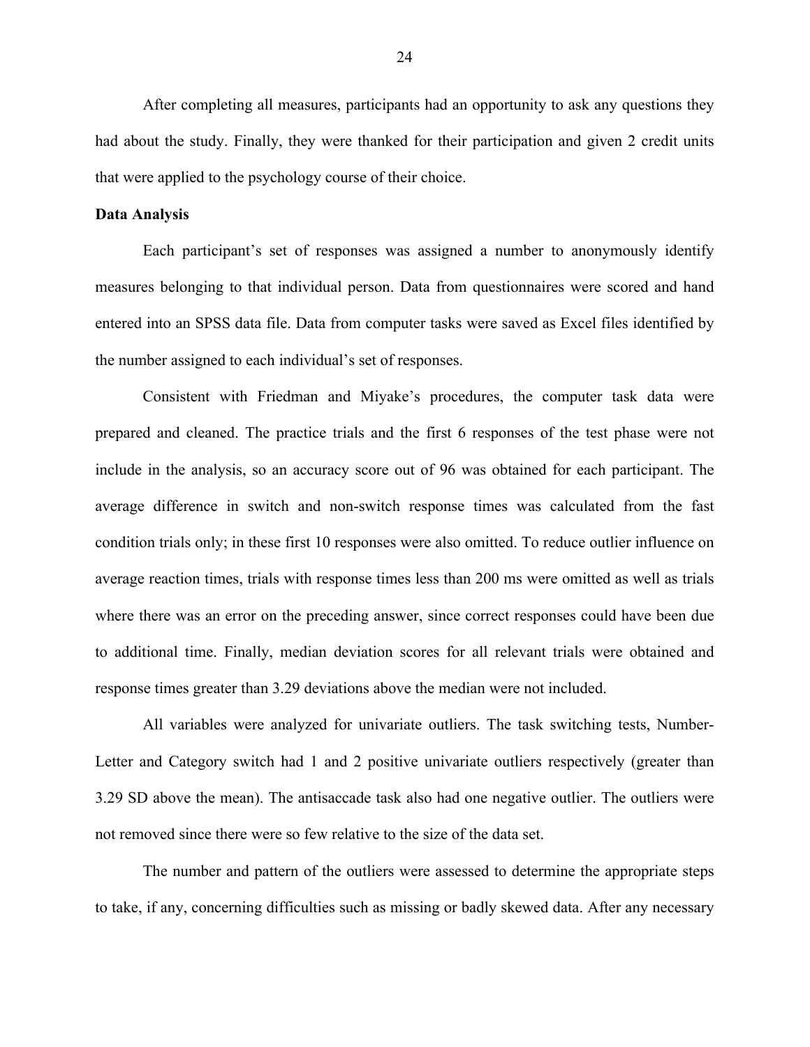After completing all measures, participants had an opportunity to ask any questions they had about the study. Finally, they were thanked for their participation and given 2 credit units that were applied to the psychology course of their choice.

**Data Analysis**

Each participant's set of responses was assigned a number to anonymously identify measures belonging to that individual person. Data from questionnaires were scored and hand entered into an SPSS data file. Data from computer tasks were saved as Excel files identified by the number assigned to each individual's set of responses.

Consistent with Friedman and Miyake's procedures, the computer task data were prepared and cleaned. The practice trials and the first 6 responses of the test phase were not include in the analysis, so an accuracy score out of 96 was obtained for each participant. The average difference in switch and non-switch response times was calculated from the fast condition trials only; in these first 10 responses were also omitted. To reduce outlier influence on average reaction times, trials with response times less than 200 ms were omitted as well as trials where there was an error on the preceding answer, since correct responses could have been due to additional time. Finally, median deviation scores for all relevant trials were obtained and response times greater than 3.29 deviations above the median were not included.

All variables were analyzed for univariate outliers. The task switching tests, Number-Letter and Category switch had 1 and 2 positive univariate outliers respectively (greater than 3.29 SD above the mean). The antisaccade task also had one negative outlier. The outliers were not removed since there were so few relative to the size of the data set.

The number and pattern of the outliers were assessed to determine the appropriate steps to take, if any, concerning difficulties such as missing or badly skewed data. After any necessary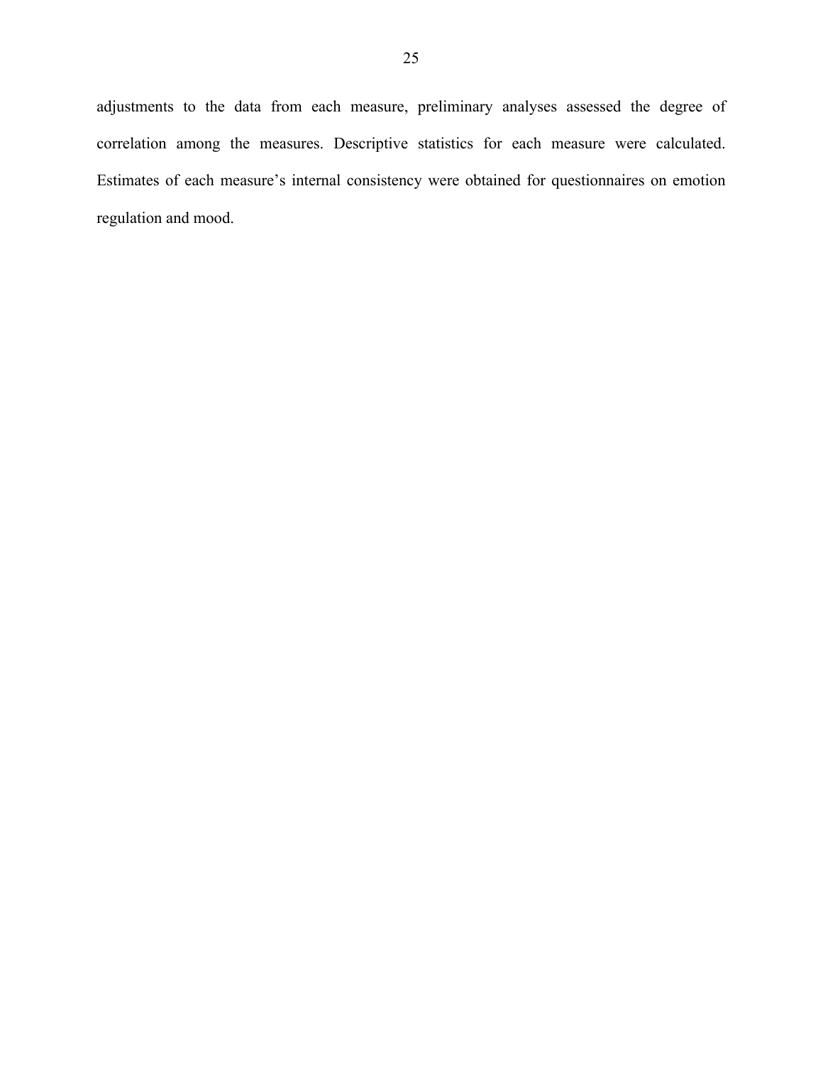adjustments to the data from each measure, preliminary analyses assessed the degree of correlation among the measures. Descriptive statistics for each measure were calculated. Estimates of each measure’s internal consistency were obtained for questionnaires on emotion regulation and mood.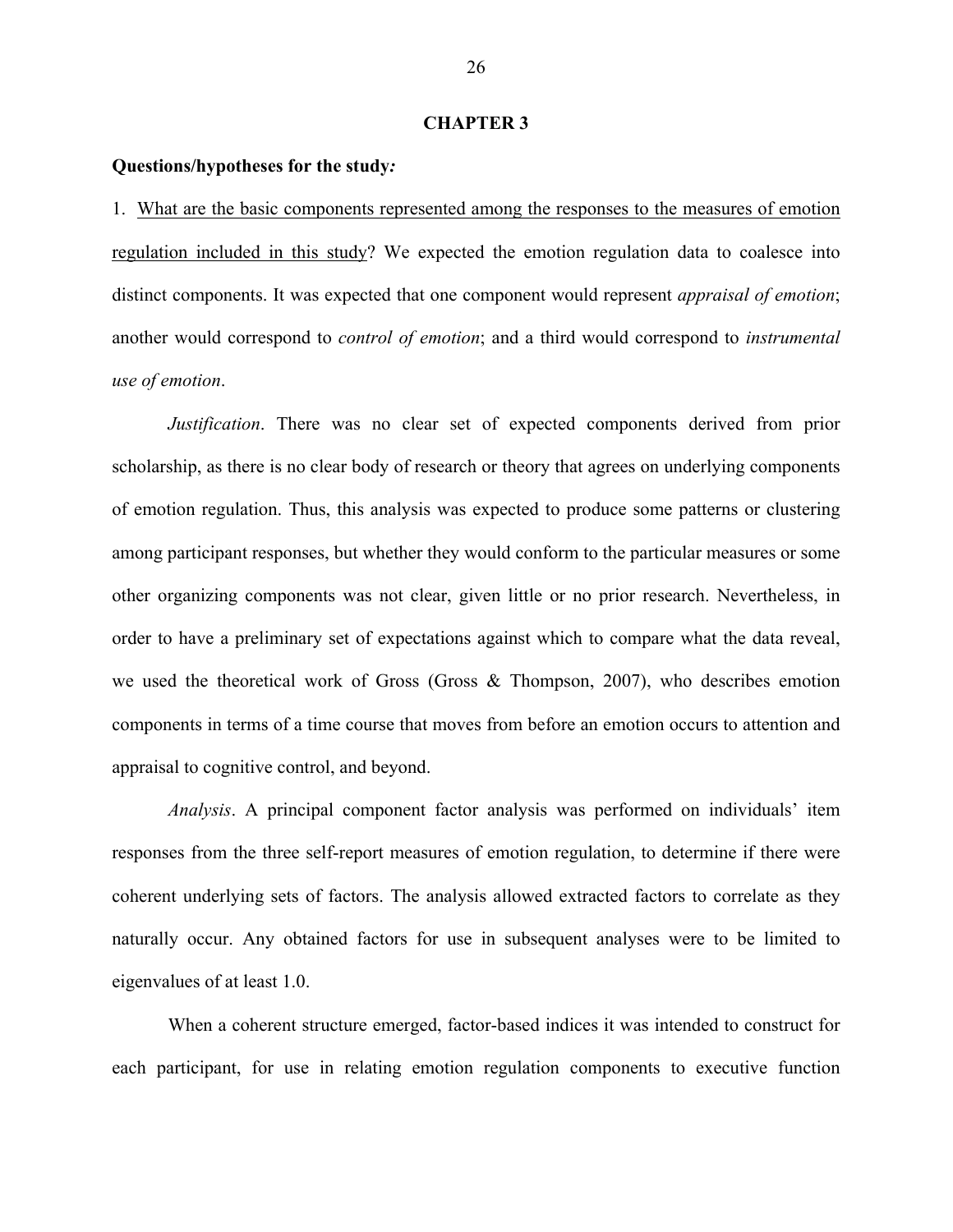# CHAPTER 3

**Questions/hypotheses for the study*:***

1. <u>What are the basic components represented among the responses to the measures of emotion regulation included in this study</u>? We expected the emotion regulation data to coalesce into distinct components. It was expected that one component would represent *appraisal of emotion*; another would correspond to *control of emotion*; and a third would correspond to *instrumental use of emotion*.

*Justification*. There was no clear set of expected components derived from prior scholarship, as there is no clear body of research or theory that agrees on underlying components of emotion regulation. Thus, this analysis was expected to produce some patterns or clustering among participant responses, but whether they would conform to the particular measures or some other organizing components was not clear, given little or no prior research. Nevertheless, in order to have a preliminary set of expectations against which to compare what the data reveal, we used the theoretical work of Gross (Gross & Thompson, 2007), who describes emotion components in terms of a time course that moves from before an emotion occurs to attention and appraisal to cognitive control, and beyond.

*Analysis*. A principal component factor analysis was performed on individuals' item responses from the three self-report measures of emotion regulation, to determine if there were coherent underlying sets of factors. The analysis allowed extracted factors to correlate as they naturally occur. Any obtained factors for use in subsequent analyses were to be limited to eigenvalues of at least 1.0.

When a coherent structure emerged, factor-based indices it was intended to construct for each participant, for use in relating emotion regulation components to executive function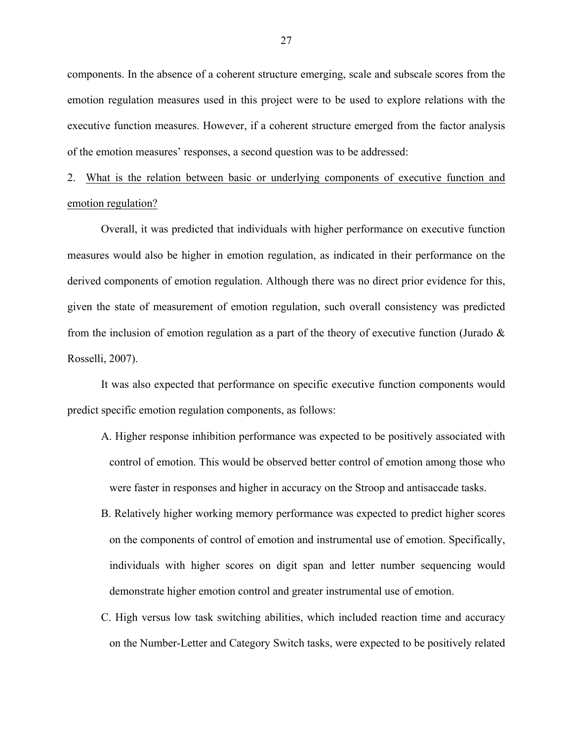components. In the absence of a coherent structure emerging, scale and subscale scores from the emotion regulation measures used in this project were to be used to explore relations with the executive function measures. However, if a coherent structure emerged from the factor analysis of the emotion measures' responses, a second question was to be addressed:

2. <u>What is the relation between basic or underlying components of executive function and emotion regulation?</u>

Overall, it was predicted that individuals with higher performance on executive function measures would also be higher in emotion regulation, as indicated in their performance on the derived components of emotion regulation. Although there was no direct prior evidence for this, given the state of measurement of emotion regulation, such overall consistency was predicted from the inclusion of emotion regulation as a part of the theory of executive function (Jurado & Rosselli, 2007).

It was also expected that performance on specific executive function components would predict specific emotion regulation components, as follows:

A. Higher response inhibition performance was expected to be positively associated with control of emotion. This would be observed better control of emotion among those who were faster in responses and higher in accuracy on the Stroop and antisaccade tasks.

B. Relatively higher working memory performance was expected to predict higher scores on the components of control of emotion and instrumental use of emotion. Specifically, individuals with higher scores on digit span and letter number sequencing would demonstrate higher emotion control and greater instrumental use of emotion.

C. High versus low task switching abilities, which included reaction time and accuracy on the Number-Letter and Category Switch tasks, were expected to be positively related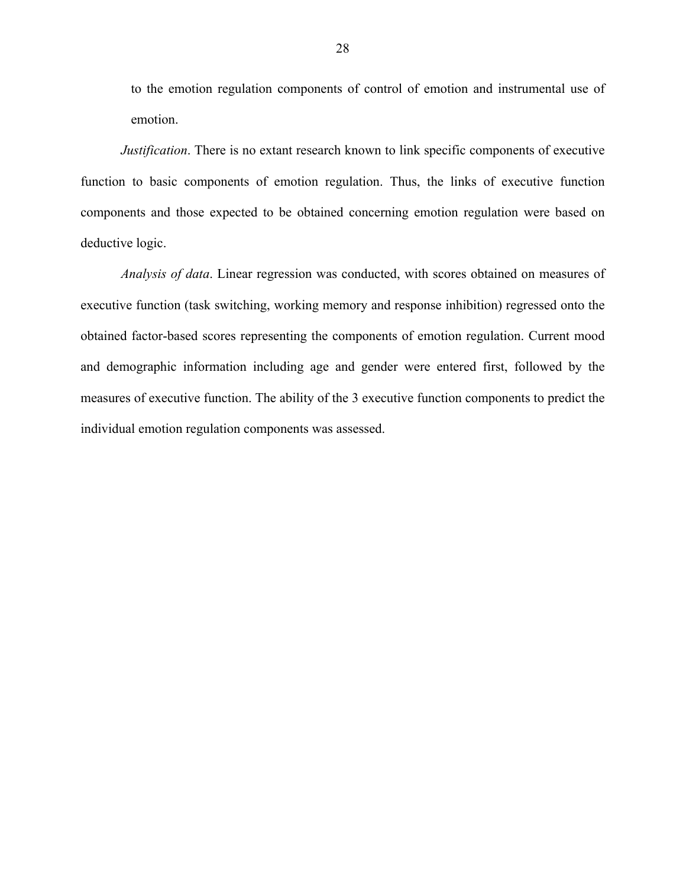to the emotion regulation components of control of emotion and instrumental use of emotion.

*Justification*. There is no extant research known to link specific components of executive function to basic components of emotion regulation. Thus, the links of executive function components and those expected to be obtained concerning emotion regulation were based on deductive logic.

*Analysis of data*. Linear regression was conducted, with scores obtained on measures of executive function (task switching, working memory and response inhibition) regressed onto the obtained factor-based scores representing the components of emotion regulation. Current mood and demographic information including age and gender were entered first, followed by the measures of executive function. The ability of the 3 executive function components to predict the individual emotion regulation components was assessed.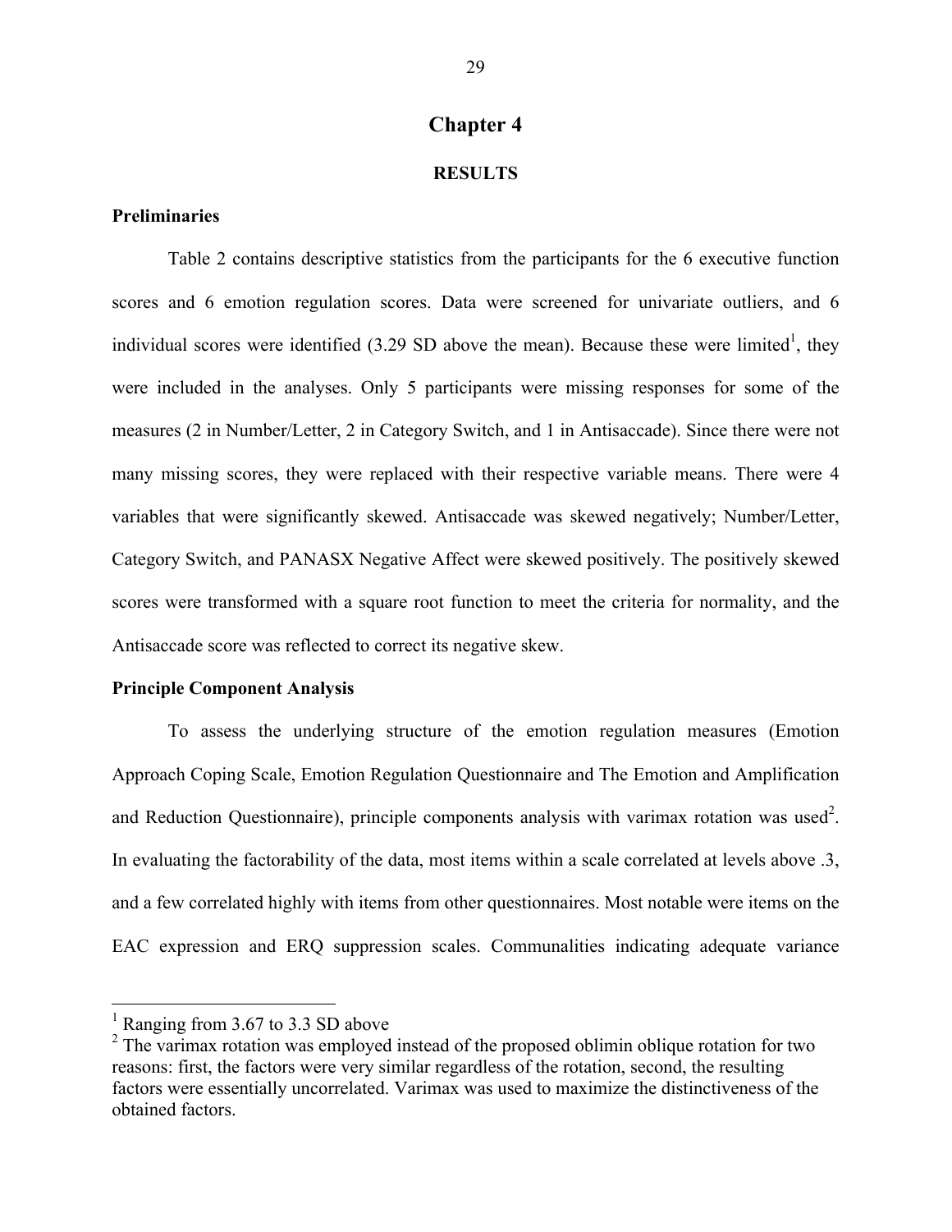# Chapter 4

## RESULTS

### Preliminaries

Table 2 contains descriptive statistics from the participants for the 6 executive function scores and 6 emotion regulation scores. Data were screened for univariate outliers, and 6 individual scores were identified (3.29 SD above the mean). Because these were limited[1], they were included in the analyses. Only 5 participants were missing responses for some of the measures (2 in Number/Letter, 2 in Category Switch, and 1 in Antisaccade). Since there were not many missing scores, they were replaced with their respective variable means. There were 4 variables that were significantly skewed. Antisaccade was skewed negatively; Number/Letter, Category Switch, and PANASX Negative Affect were skewed positively. The positively skewed scores were transformed with a square root function to meet the criteria for normality, and the Antisaccade score was reflected to correct its negative skew.

### Principle Component Analysis

To assess the underlying structure of the emotion regulation measures (Emotion Approach Coping Scale, Emotion Regulation Questionnaire and The Emotion and Amplification and Reduction Questionnaire), principle components analysis with varimax rotation was used[2]. In evaluating the factorability of the data, most items within a scale correlated at levels above .3, and a few correlated highly with items from other questionnaires. Most notable were items on the EAC expression and ERQ suppression scales. Communalities indicating adequate variance

---

[1] Ranging from 3.67 to 3.3 SD above

[2] The varimax rotation was employed instead of the proposed oblimin oblique rotation for two reasons: first, the factors were very similar regardless of the rotation, second, the resulting factors were essentially uncorrelated. Varimax was used to maximize the distinctiveness of the obtained factors.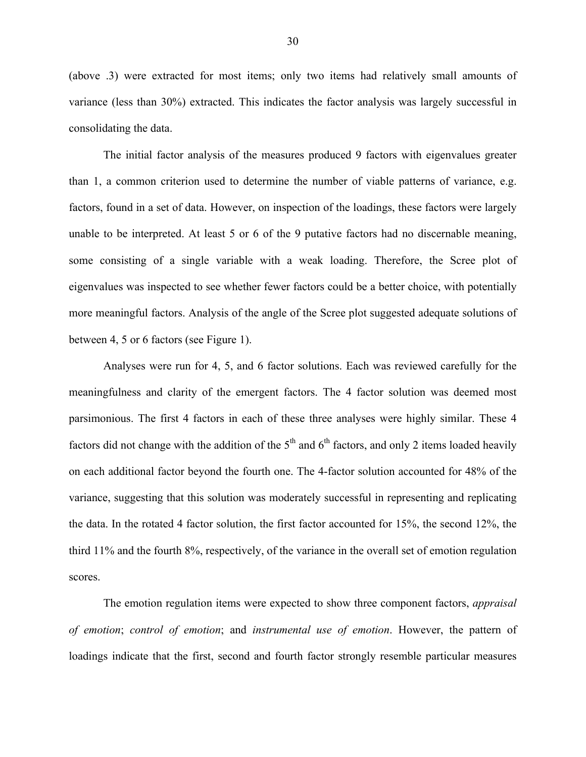(above .3) were extracted for most items; only two items had relatively small amounts of variance (less than 30%) extracted. This indicates the factor analysis was largely successful in consolidating the data.

The initial factor analysis of the measures produced 9 factors with eigenvalues greater than 1, a common criterion used to determine the number of viable patterns of variance, e.g. factors, found in a set of data. However, on inspection of the loadings, these factors were largely unable to be interpreted. At least 5 or 6 of the 9 putative factors had no discernable meaning, some consisting of a single variable with a weak loading. Therefore, the Scree plot of eigenvalues was inspected to see whether fewer factors could be a better choice, with potentially more meaningful factors. Analysis of the angle of the Scree plot suggested adequate solutions of between 4, 5 or 6 factors (see Figure 1).

Analyses were run for 4, 5, and 6 factor solutions. Each was reviewed carefully for the meaningfulness and clarity of the emergent factors. The 4 factor solution was deemed most parsimonious. The first 4 factors in each of these three analyses were highly similar. These 4 factors did not change with the addition of the 5th and 6th factors, and only 2 items loaded heavily on each additional factor beyond the fourth one. The 4-factor solution accounted for 48% of the variance, suggesting that this solution was moderately successful in representing and replicating the data. In the rotated 4 factor solution, the first factor accounted for 15%, the second 12%, the third 11% and the fourth 8%, respectively, of the variance in the overall set of emotion regulation scores.

The emotion regulation items were expected to show three component factors, *appraisal of emotion*; *control of emotion*; and *instrumental use of emotion*. However, the pattern of loadings indicate that the first, second and fourth factor strongly resemble particular measures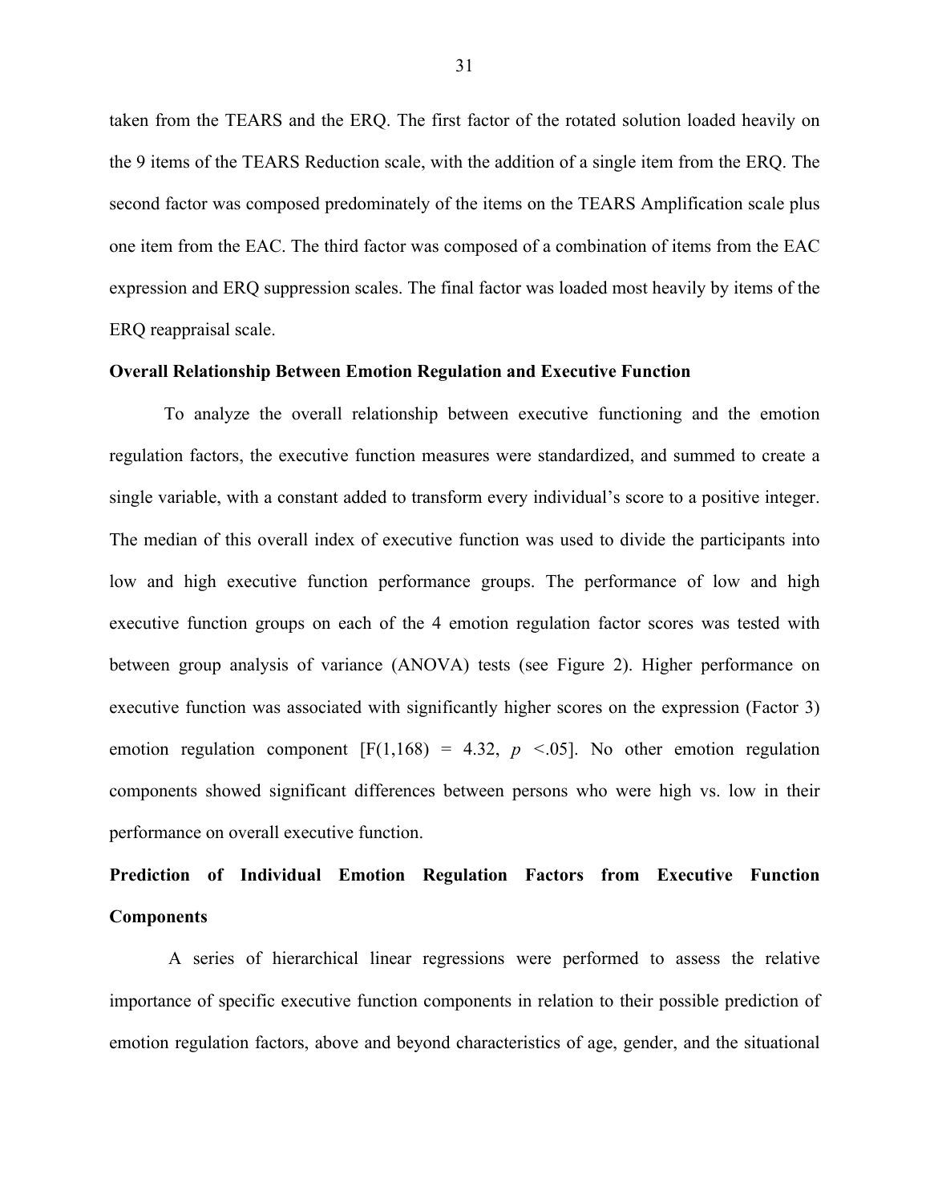taken from the TEARS and the ERQ. The first factor of the rotated solution loaded heavily on the 9 items of the TEARS Reduction scale, with the addition of a single item from the ERQ. The second factor was composed predominately of the items on the TEARS Amplification scale plus one item from the EAC. The third factor was composed of a combination of items from the EAC expression and ERQ suppression scales. The final factor was loaded most heavily by items of the ERQ reappraisal scale.

**Overall Relationship Between Emotion Regulation and Executive Function**

To analyze the overall relationship between executive functioning and the emotion regulation factors, the executive function measures were standardized, and summed to create a single variable, with a constant added to transform every individual's score to a positive integer. The median of this overall index of executive function was used to divide the participants into low and high executive function performance groups. The performance of low and high executive function groups on each of the 4 emotion regulation factor scores was tested with between group analysis of variance (ANOVA) tests (see Figure 2). Higher performance on executive function was associated with significantly higher scores on the expression (Factor 3) emotion regulation component [$F(1,168) = 4.32$, $p < .05$]. No other emotion regulation components showed significant differences between persons who were high vs. low in their performance on overall executive function.

**Prediction of Individual Emotion Regulation Factors from Executive Function Components**

A series of hierarchical linear regressions were performed to assess the relative importance of specific executive function components in relation to their possible prediction of emotion regulation factors, above and beyond characteristics of age, gender, and the situational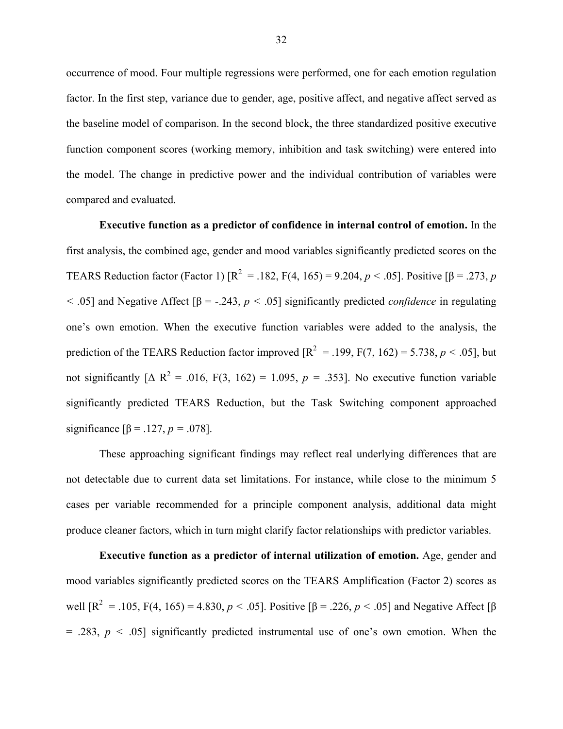occurrence of mood. Four multiple regressions were performed, one for each emotion regulation factor. In the first step, variance due to gender, age, positive affect, and negative affect served as the baseline model of comparison. In the second block, the three standardized positive executive function component scores (working memory, inhibition and task switching) were entered into the model. The change in predictive power and the individual contribution of variables were compared and evaluated.

**Executive function as a predictor of confidence in internal control of emotion.** In the first analysis, the combined age, gender and mood variables significantly predicted scores on the TEARS Reduction factor (Factor 1) [$R^2$ = .182, F(4, 165) = 9.204, $p < .05$]. Positive [β = .273, $p < .05$] and Negative Affect [β = -.243, $p < .05$] significantly predicted *confidence* in regulating one's own emotion. When the executive function variables were added to the analysis, the prediction of the TEARS Reduction factor improved [$R^2$ = .199, F(7, 162) = 5.738, $p < .05$], but not significantly [Δ $R^2$ = .016, F(3, 162) = 1.095, $p$ = .353]. No executive function variable significantly predicted TEARS Reduction, but the Task Switching component approached significance [β = .127, $p$ = .078].

These approaching significant findings may reflect real underlying differences that are not detectable due to current data set limitations. For instance, while close to the minimum 5 cases per variable recommended for a principle component analysis, additional data might produce cleaner factors, which in turn might clarify factor relationships with predictor variables.

**Executive function as a predictor of internal utilization of emotion.** Age, gender and mood variables significantly predicted scores on the TEARS Amplification (Factor 2) scores as well [$R^2$ = .105, F(4, 165) = 4.830, $p < .05$]. Positive [β = .226, $p < .05$] and Negative Affect [β = .283, $p < .05$] significantly predicted instrumental use of one's own emotion. When the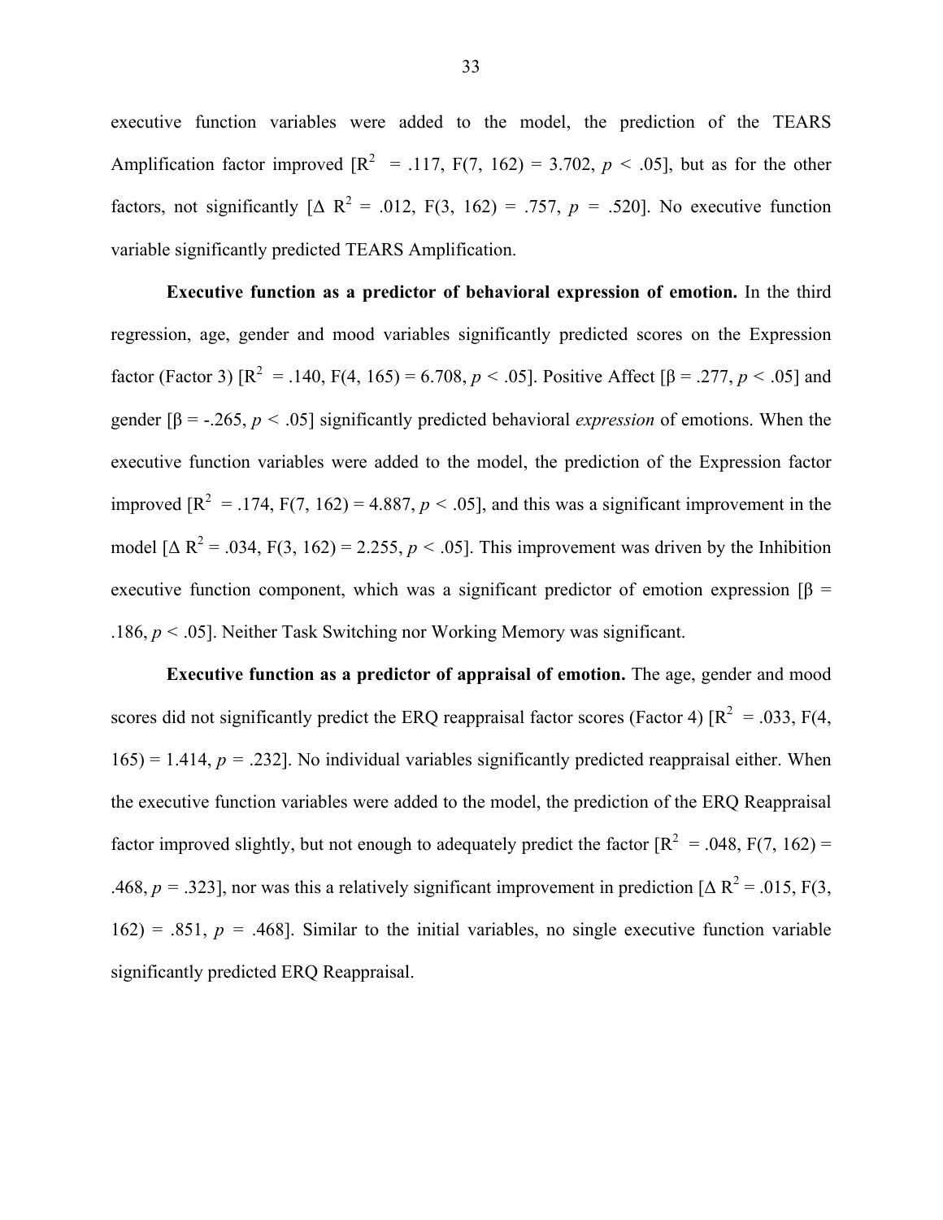executive function variables were added to the model, the prediction of the TEARS Amplification factor improved [$R^2$ = .117, $F(7, 162) = 3.702$, $p < .05$], but as for the other factors, not significantly [$\Delta R^2 = .012$, $F(3, 162) = .757$, $p = .520$]. No executive function variable significantly predicted TEARS Amplification.

**Executive function as a predictor of behavioral expression of emotion.** In the third regression, age, gender and mood variables significantly predicted scores on the Expression factor (Factor 3) [$R^2$ = .140, $F(4, 165) = 6.708$, $p < .05$]. Positive Affect [$\beta = .277$, $p < .05$] and gender [$\beta = -.265$, $p < .05$] significantly predicted behavioral *expression* of emotions. When the executive function variables were added to the model, the prediction of the Expression factor improved [$R^2$ = .174, $F(7, 162) = 4.887$, $p < .05$], and this was a significant improvement in the model [$\Delta R^2 = .034$, $F(3, 162) = 2.255$, $p < .05$]. This improvement was driven by the Inhibition executive function component, which was a significant predictor of emotion expression [$\beta$ = .186, $p < .05$]. Neither Task Switching nor Working Memory was significant.

**Executive function as a predictor of appraisal of emotion.** The age, gender and mood scores did not significantly predict the ERQ reappraisal factor scores (Factor 4) [$R^2$ = .033, $F(4, 165) = 1.414$, $p = .232$]. No individual variables significantly predicted reappraisal either. When the executive function variables were added to the model, the prediction of the ERQ Reappraisal factor improved slightly, but not enough to adequately predict the factor [$R^2$ = .048, $F(7, 162) = .468$, $p = .323$], nor was this a relatively significant improvement in prediction [$\Delta R^2 = .015$, $F(3, 162) = .851$, $p = .468$]. Similar to the initial variables, no single executive function variable significantly predicted ERQ Reappraisal.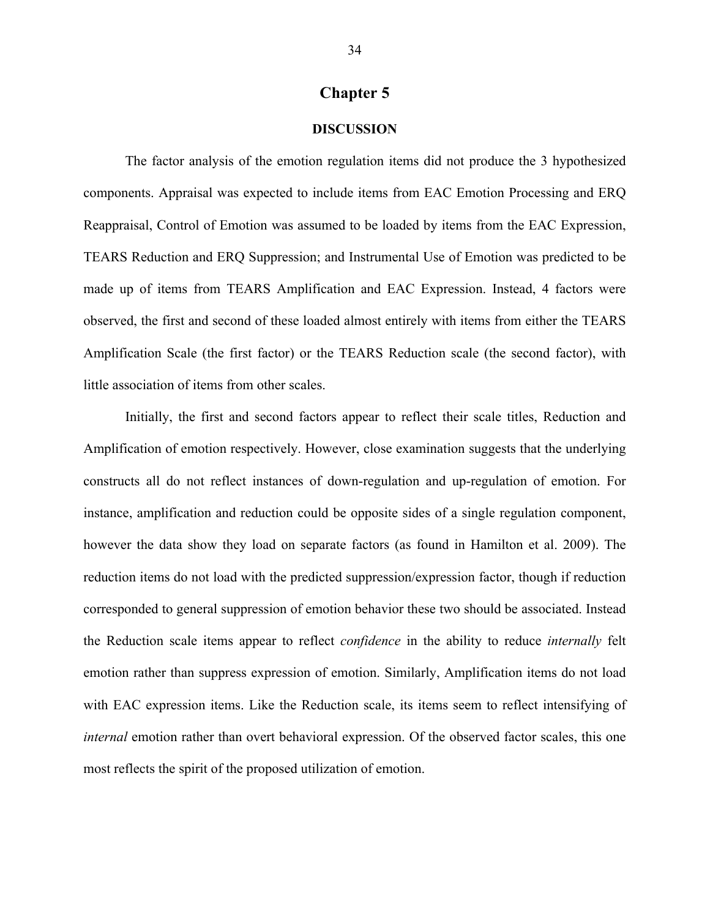# Chapter 5

## DISCUSSION

The factor analysis of the emotion regulation items did not produce the 3 hypothesized components. Appraisal was expected to include items from EAC Emotion Processing and ERQ Reappraisal, Control of Emotion was assumed to be loaded by items from the EAC Expression, TEARS Reduction and ERQ Suppression; and Instrumental Use of Emotion was predicted to be made up of items from TEARS Amplification and EAC Expression. Instead, 4 factors were observed, the first and second of these loaded almost entirely with items from either the TEARS Amplification Scale (the first factor) or the TEARS Reduction scale (the second factor), with little association of items from other scales.

Initially, the first and second factors appear to reflect their scale titles, Reduction and Amplification of emotion respectively. However, close examination suggests that the underlying constructs all do not reflect instances of down-regulation and up-regulation of emotion. For instance, amplification and reduction could be opposite sides of a single regulation component, however the data show they load on separate factors (as found in Hamilton et al. 2009). The reduction items do not load with the predicted suppression/expression factor, though if reduction corresponded to general suppression of emotion behavior these two should be associated. Instead the Reduction scale items appear to reflect *confidence* in the ability to reduce *internally* felt emotion rather than suppress expression of emotion. Similarly, Amplification items do not load with EAC expression items. Like the Reduction scale, its items seem to reflect intensifying of *internal* emotion rather than overt behavioral expression. Of the observed factor scales, this one most reflects the spirit of the proposed utilization of emotion.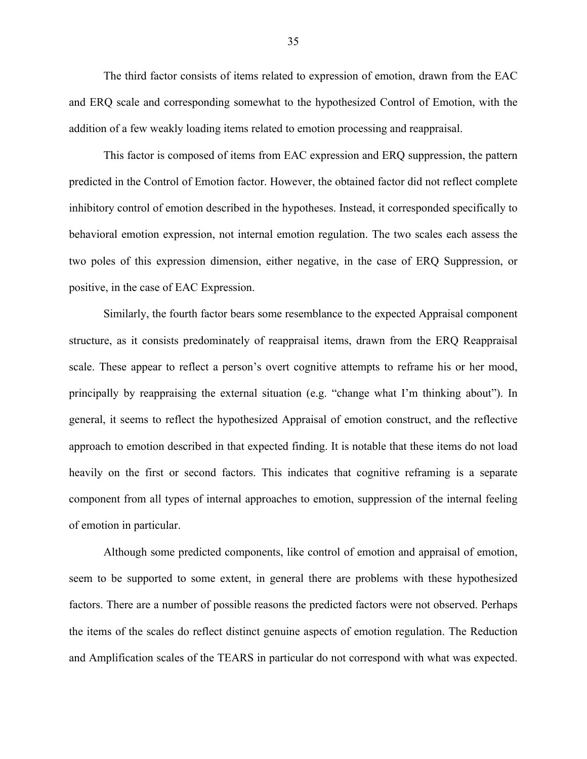The third factor consists of items related to expression of emotion, drawn from the EAC and ERQ scale and corresponding somewhat to the hypothesized Control of Emotion, with the addition of a few weakly loading items related to emotion processing and reappraisal.

This factor is composed of items from EAC expression and ERQ suppression, the pattern predicted in the Control of Emotion factor. However, the obtained factor did not reflect complete inhibitory control of emotion described in the hypotheses. Instead, it corresponded specifically to behavioral emotion expression, not internal emotion regulation. The two scales each assess the two poles of this expression dimension, either negative, in the case of ERQ Suppression, or positive, in the case of EAC Expression.

Similarly, the fourth factor bears some resemblance to the expected Appraisal component structure, as it consists predominately of reappraisal items, drawn from the ERQ Reappraisal scale. These appear to reflect a person's overt cognitive attempts to reframe his or her mood, principally by reappraising the external situation (e.g. "change what I'm thinking about"). In general, it seems to reflect the hypothesized Appraisal of emotion construct, and the reflective approach to emotion described in that expected finding. It is notable that these items do not load heavily on the first or second factors. This indicates that cognitive reframing is a separate component from all types of internal approaches to emotion, suppression of the internal feeling of emotion in particular.

Although some predicted components, like control of emotion and appraisal of emotion, seem to be supported to some extent, in general there are problems with these hypothesized factors. There are a number of possible reasons the predicted factors were not observed. Perhaps the items of the scales do reflect distinct genuine aspects of emotion regulation. The Reduction and Amplification scales of the TEARS in particular do not correspond with what was expected.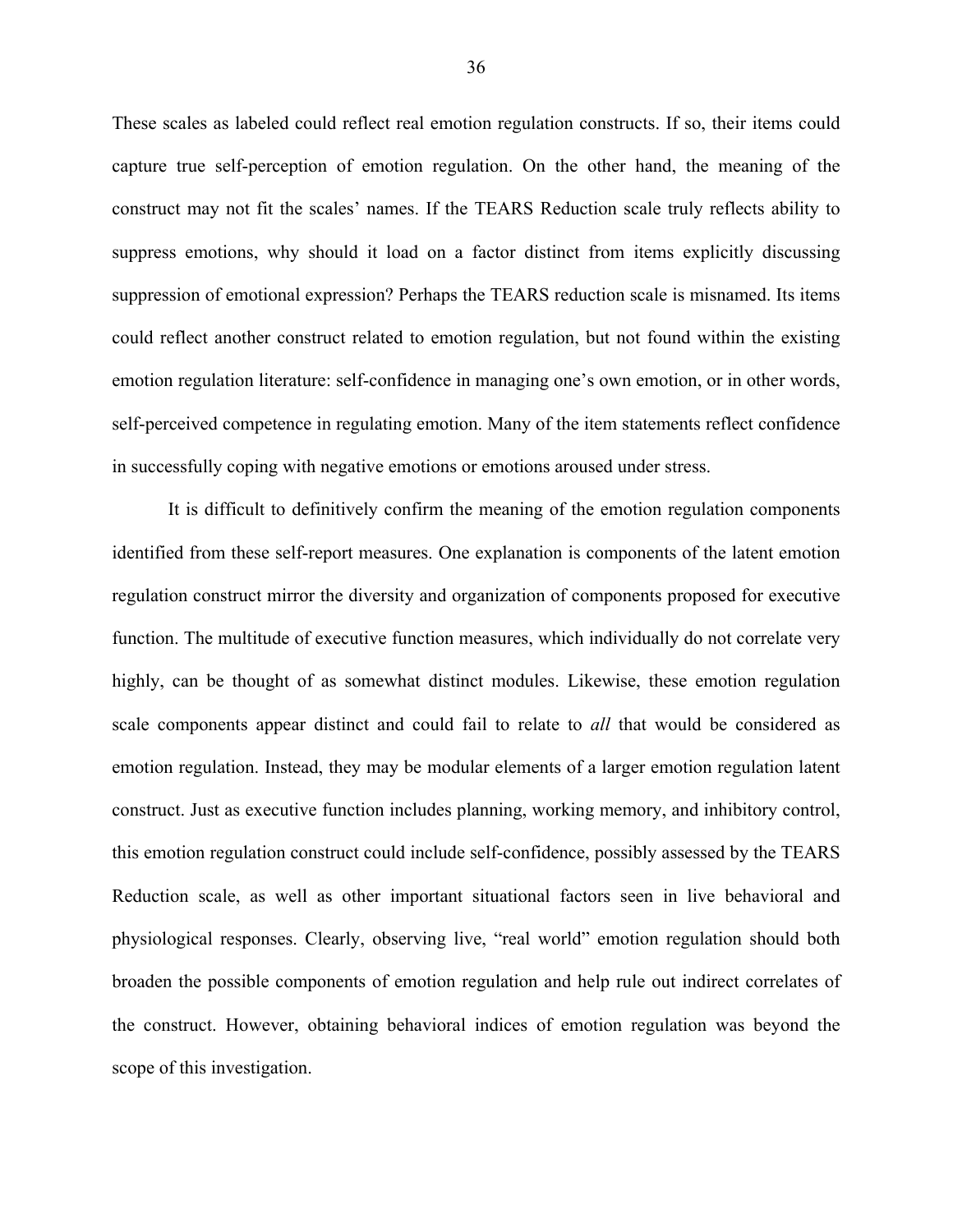These scales as labeled could reflect real emotion regulation constructs. If so, their items could capture true self-perception of emotion regulation. On the other hand, the meaning of the construct may not fit the scales' names. If the TEARS Reduction scale truly reflects ability to suppress emotions, why should it load on a factor distinct from items explicitly discussing suppression of emotional expression? Perhaps the TEARS reduction scale is misnamed. Its items could reflect another construct related to emotion regulation, but not found within the existing emotion regulation literature: self-confidence in managing one's own emotion, or in other words, self-perceived competence in regulating emotion. Many of the item statements reflect confidence in successfully coping with negative emotions or emotions aroused under stress.

It is difficult to definitively confirm the meaning of the emotion regulation components identified from these self-report measures. One explanation is components of the latent emotion regulation construct mirror the diversity and organization of components proposed for executive function. The multitude of executive function measures, which individually do not correlate very highly, can be thought of as somewhat distinct modules. Likewise, these emotion regulation scale components appear distinct and could fail to relate to *all* that would be considered as emotion regulation. Instead, they may be modular elements of a larger emotion regulation latent construct. Just as executive function includes planning, working memory, and inhibitory control, this emotion regulation construct could include self-confidence, possibly assessed by the TEARS Reduction scale, as well as other important situational factors seen in live behavioral and physiological responses. Clearly, observing live, "real world" emotion regulation should both broaden the possible components of emotion regulation and help rule out indirect correlates of the construct. However, obtaining behavioral indices of emotion regulation was beyond the scope of this investigation.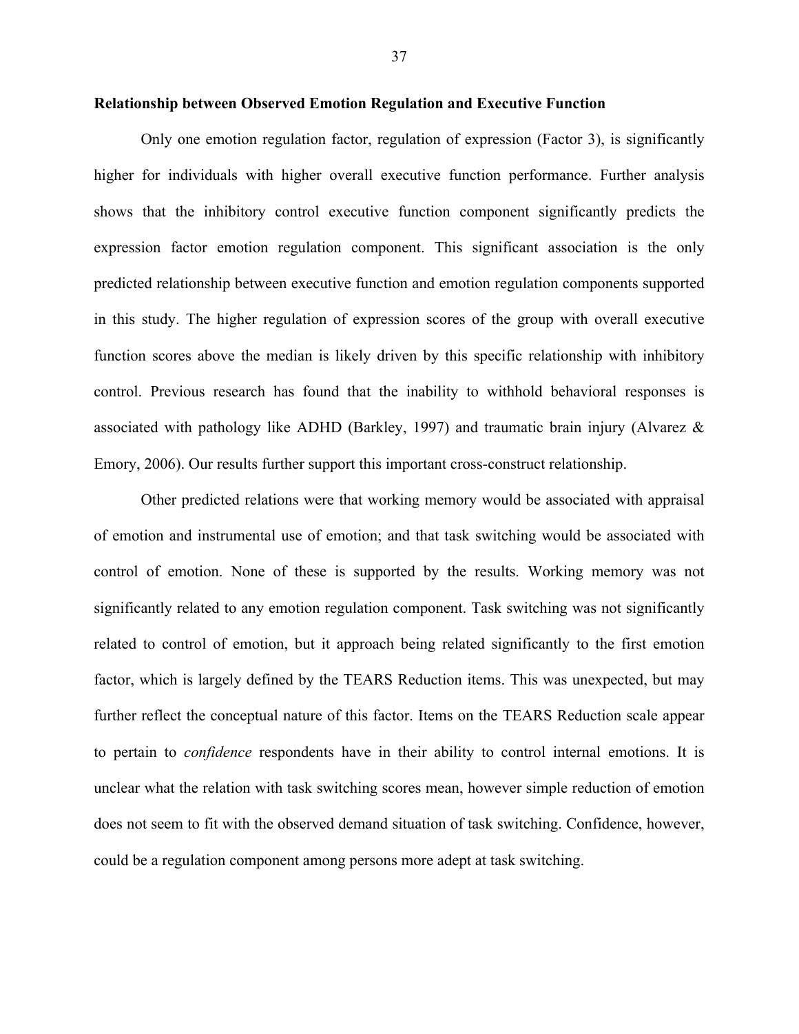**Relationship between Observed Emotion Regulation and Executive Function**

Only one emotion regulation factor, regulation of expression (Factor 3), is significantly higher for individuals with higher overall executive function performance. Further analysis shows that the inhibitory control executive function component significantly predicts the expression factor emotion regulation component. This significant association is the only predicted relationship between executive function and emotion regulation components supported in this study. The higher regulation of expression scores of the group with overall executive function scores above the median is likely driven by this specific relationship with inhibitory control. Previous research has found that the inability to withhold behavioral responses is associated with pathology like ADHD (Barkley, 1997) and traumatic brain injury (Alvarez & Emory, 2006). Our results further support this important cross-construct relationship.

Other predicted relations were that working memory would be associated with appraisal of emotion and instrumental use of emotion; and that task switching would be associated with control of emotion. None of these is supported by the results. Working memory was not significantly related to any emotion regulation component. Task switching was not significantly related to control of emotion, but it approach being related significantly to the first emotion factor, which is largely defined by the TEARS Reduction items. This was unexpected, but may further reflect the conceptual nature of this factor. Items on the TEARS Reduction scale appear to pertain to *confidence* respondents have in their ability to control internal emotions. It is unclear what the relation with task switching scores mean, however simple reduction of emotion does not seem to fit with the observed demand situation of task switching. Confidence, however, could be a regulation component among persons more adept at task switching.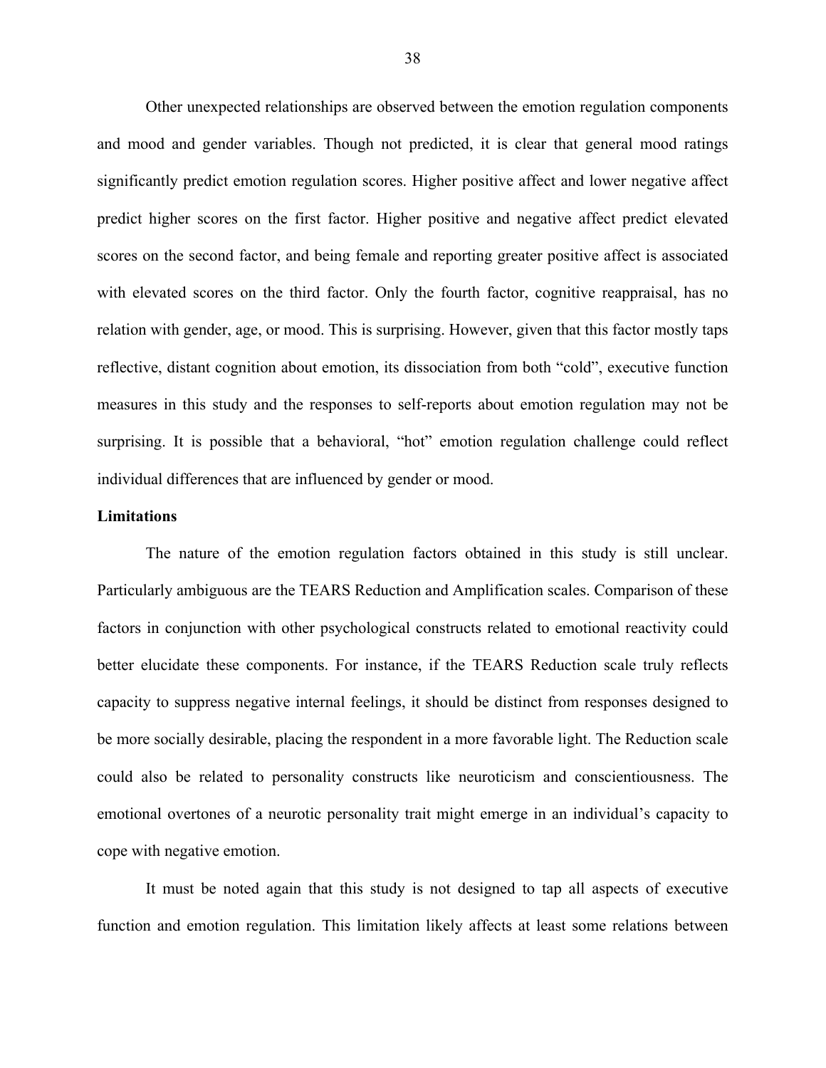Other unexpected relationships are observed between the emotion regulation components and mood and gender variables. Though not predicted, it is clear that general mood ratings significantly predict emotion regulation scores. Higher positive affect and lower negative affect predict higher scores on the first factor. Higher positive and negative affect predict elevated scores on the second factor, and being female and reporting greater positive affect is associated with elevated scores on the third factor. Only the fourth factor, cognitive reappraisal, has no relation with gender, age, or mood. This is surprising. However, given that this factor mostly taps reflective, distant cognition about emotion, its dissociation from both "cold", executive function measures in this study and the responses to self-reports about emotion regulation may not be surprising. It is possible that a behavioral, "hot" emotion regulation challenge could reflect individual differences that are influenced by gender or mood.

**Limitations**

The nature of the emotion regulation factors obtained in this study is still unclear. Particularly ambiguous are the TEARS Reduction and Amplification scales. Comparison of these factors in conjunction with other psychological constructs related to emotional reactivity could better elucidate these components. For instance, if the TEARS Reduction scale truly reflects capacity to suppress negative internal feelings, it should be distinct from responses designed to be more socially desirable, placing the respondent in a more favorable light. The Reduction scale could also be related to personality constructs like neuroticism and conscientiousness. The emotional overtones of a neurotic personality trait might emerge in an individual's capacity to cope with negative emotion.

It must be noted again that this study is not designed to tap all aspects of executive function and emotion regulation. This limitation likely affects at least some relations between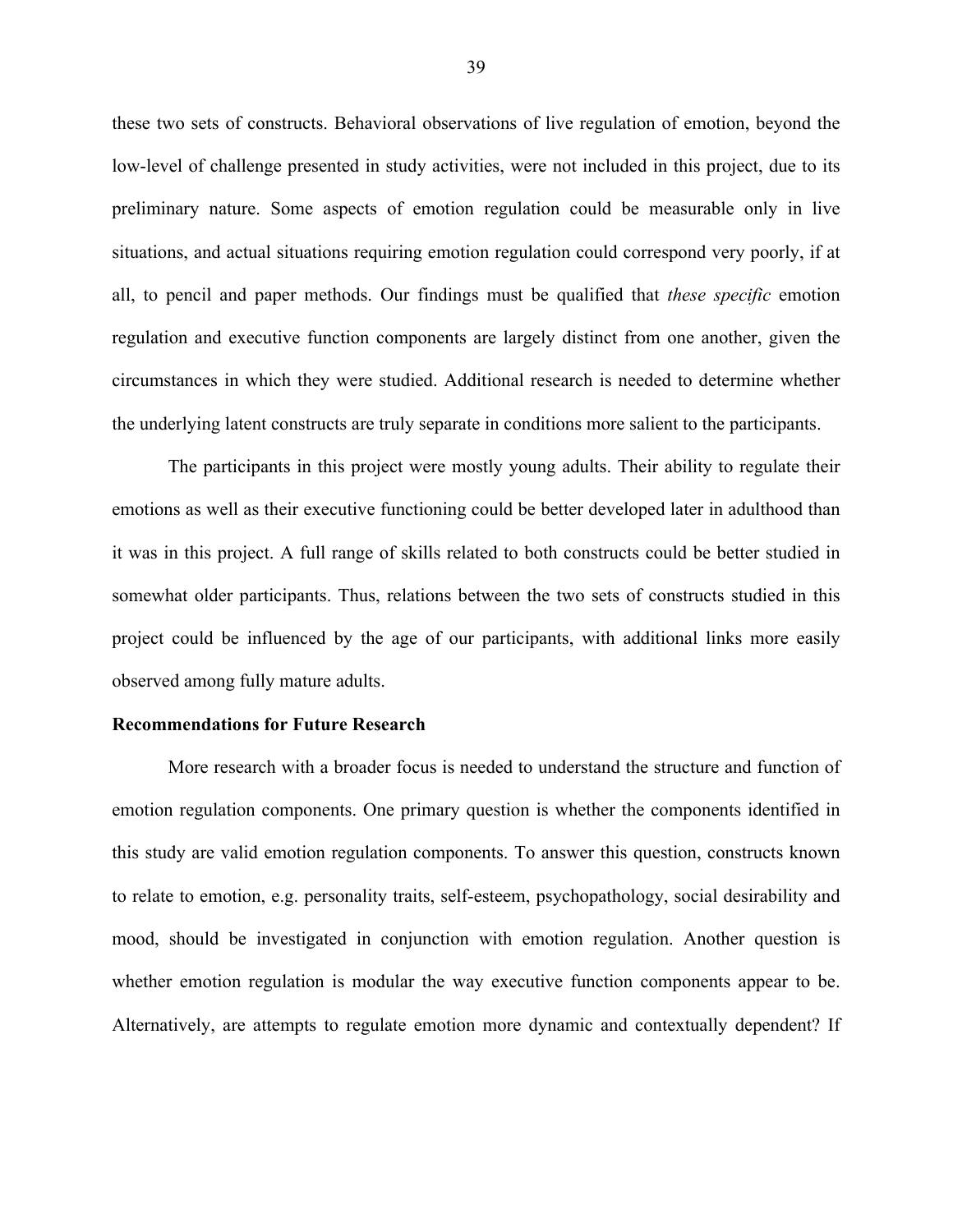these two sets of constructs. Behavioral observations of live regulation of emotion, beyond the low-level of challenge presented in study activities, were not included in this project, due to its preliminary nature. Some aspects of emotion regulation could be measurable only in live situations, and actual situations requiring emotion regulation could correspond very poorly, if at all, to pencil and paper methods. Our findings must be qualified that *these specific* emotion regulation and executive function components are largely distinct from one another, given the circumstances in which they were studied. Additional research is needed to determine whether the underlying latent constructs are truly separate in conditions more salient to the participants.

The participants in this project were mostly young adults. Their ability to regulate their emotions as well as their executive functioning could be better developed later in adulthood than it was in this project. A full range of skills related to both constructs could be better studied in somewhat older participants. Thus, relations between the two sets of constructs studied in this project could be influenced by the age of our participants, with additional links more easily observed among fully mature adults.

**Recommendations for Future Research**

More research with a broader focus is needed to understand the structure and function of emotion regulation components. One primary question is whether the components identified in this study are valid emotion regulation components. To answer this question, constructs known to relate to emotion, e.g. personality traits, self-esteem, psychopathology, social desirability and mood, should be investigated in conjunction with emotion regulation. Another question is whether emotion regulation is modular the way executive function components appear to be. Alternatively, are attempts to regulate emotion more dynamic and contextually dependent? If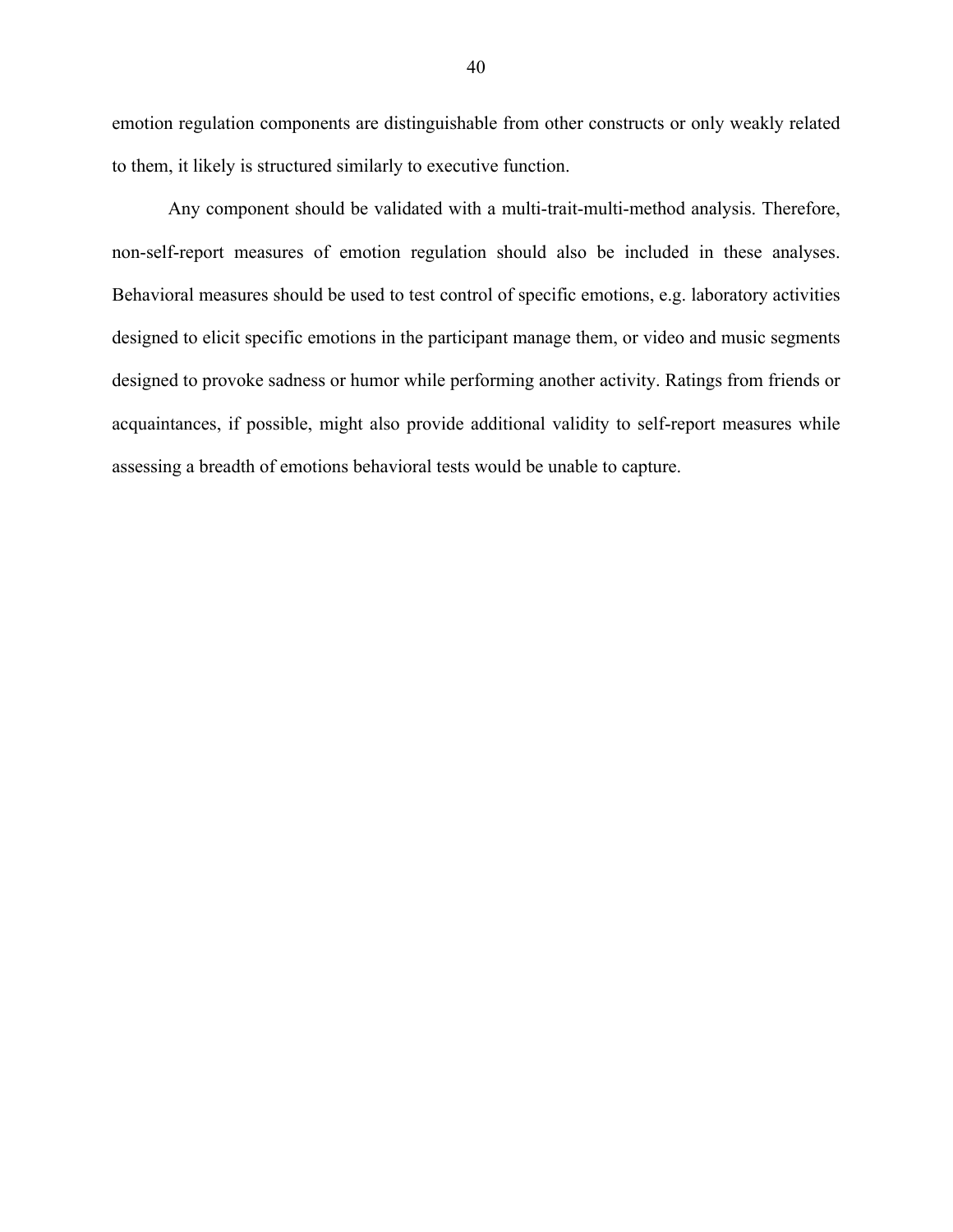emotion regulation components are distinguishable from other constructs or only weakly related to them, it likely is structured similarly to executive function.

Any component should be validated with a multi-trait-multi-method analysis. Therefore, non-self-report measures of emotion regulation should also be included in these analyses. Behavioral measures should be used to test control of specific emotions, e.g. laboratory activities designed to elicit specific emotions in the participant manage them, or video and music segments designed to provoke sadness or humor while performing another activity. Ratings from friends or acquaintances, if possible, might also provide additional validity to self-report measures while assessing a breadth of emotions behavioral tests would be unable to capture.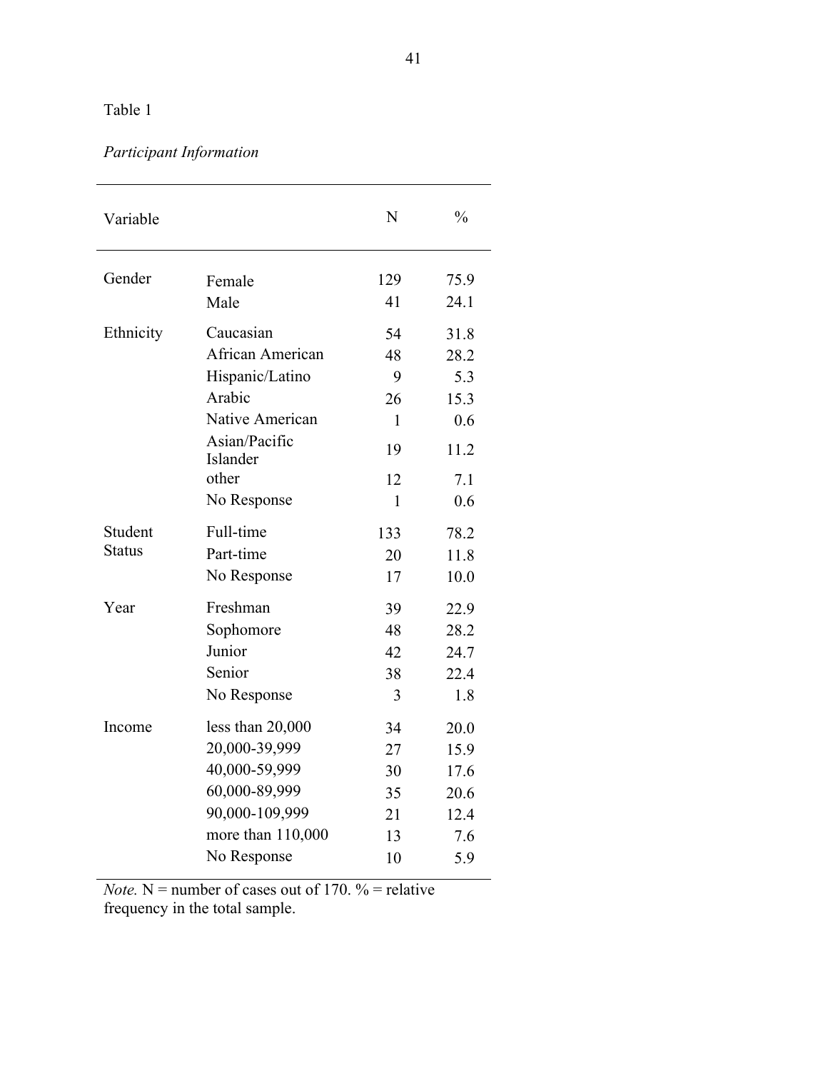Table 1

*Participant Information*

| Variable | | N | % |
|---|---|---|---|
| Gender | Female | 129 | 75.9 |
| | Male | 41 | 24.1 |
| Ethnicity | Caucasian | 54 | 31.8 |
| | African American | 48 | 28.2 |
| | Hispanic/Latino | 9 | 5.3 |
| | Arabic | 26 | 15.3 |
| | Native American | 1 | 0.6 |
| | Asian/Pacific Islander | 19 | 11.2 |
| | other | 12 | 7.1 |
| | No Response | 1 | 0.6 |
| Student Status | Full-time | 133 | 78.2 |
| | Part-time | 20 | 11.8 |
| | No Response | 17 | 10.0 |
| Year | Freshman | 39 | 22.9 |
| | Sophomore | 48 | 28.2 |
| | Junior | 42 | 24.7 |
| | Senior | 38 | 22.4 |
| | No Response | 3 | 1.8 |
| Income | less than 20,000 | 34 | 20.0 |
| | 20,000-39,999 | 27 | 15.9 |
| | 40,000-59,999 | 30 | 17.6 |
| | 60,000-89,999 | 35 | 20.6 |
| | 90,000-109,999 | 21 | 12.4 |
| | more than 110,000 | 13 | 7.6 |
| | No Response | 10 | 5.9 |

*Note.* N = number of cases out of 170. % = relative frequency in the total sample.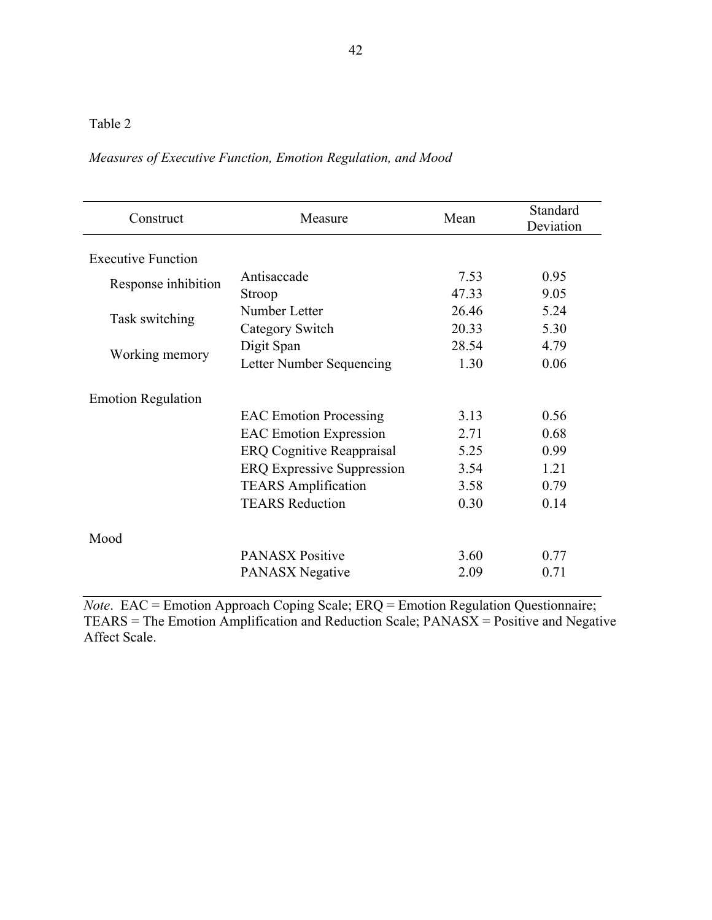Table 2

*Measures of Executive Function, Emotion Regulation, and Mood*

| Construct | Measure | Mean | Standard Deviation |
|---|---|---|---|
| Executive Function | | | |
| Response inhibition | Antisaccade | 7.53 | 0.95 |
| | Stroop | 47.33 | 9.05 |
| Task switching | Number Letter | 26.46 | 5.24 |
| | Category Switch | 20.33 | 5.30 |
| Working memory | Digit Span | 28.54 | 4.79 |
| | Letter Number Sequencing | 1.30 | 0.06 |
| Emotion Regulation | | | |
| | EAC Emotion Processing | 3.13 | 0.56 |
| | EAC Emotion Expression | 2.71 | 0.68 |
| | ERQ Cognitive Reappraisal | 5.25 | 0.99 |
| | ERQ Expressive Suppression | 3.54 | 1.21 |
| | TEARS Amplification | 3.58 | 0.79 |
| | TEARS Reduction | 0.30 | 0.14 |
| Mood | | | |
| | PANASX Positive | 3.60 | 0.77 |
| | PANASX Negative | 2.09 | 0.71 |

*Note*. EAC = Emotion Approach Coping Scale; ERQ = Emotion Regulation Questionnaire; TEARS = The Emotion Amplification and Reduction Scale; PANASX = Positive and Negative Affect Scale.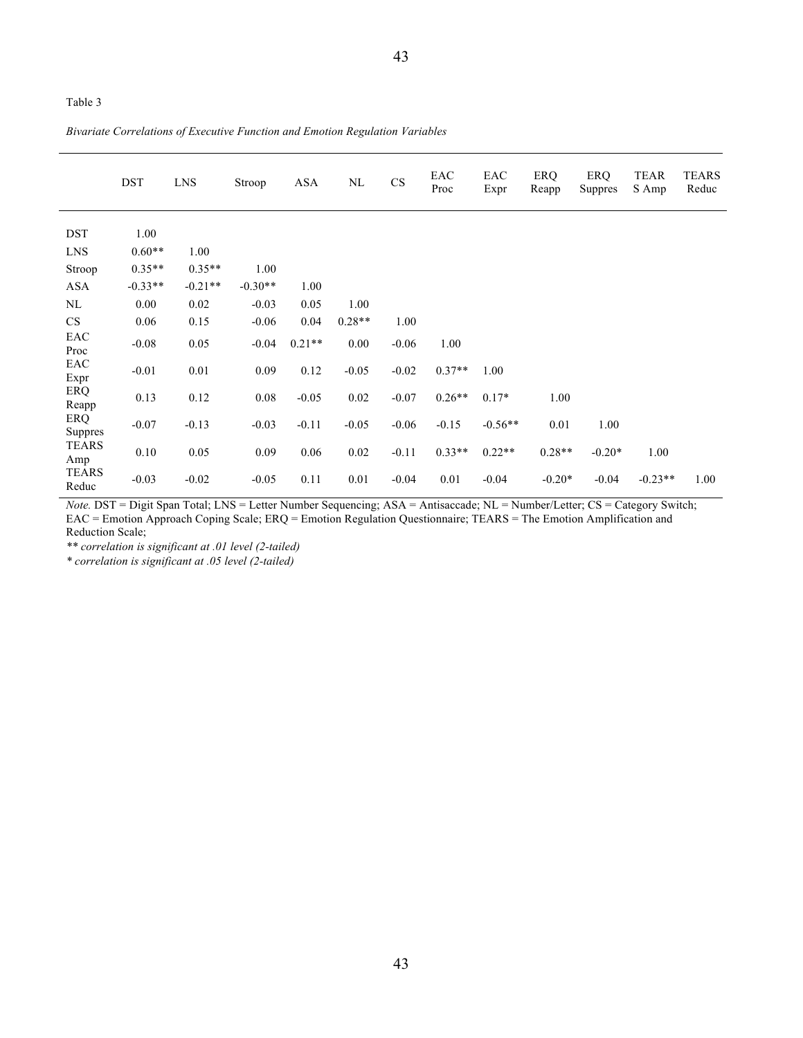Table 3

*Bivariate Correlations of Executive Function and Emotion Regulation Variables*

| | DST | LNS | Stroop | ASA | NL | CS | EAC Proc | EAC Expr | ERQ Reapp | ERQ Suppres | TEARS Amp | TEARS Reduc |
|---|---|---|---|---|---|---|---|---|---|---|---|---|
| DST | 1.00 | | | | | | | | | | | |
| LNS | 0.60** | 1.00 | | | | | | | | | | |
| Stroop | 0.35** | 0.35** | 1.00 | | | | | | | | | |
| ASA | -0.33** | -0.21** | -0.30** | 1.00 | | | | | | | | |
| NL | 0.00 | 0.02 | -0.03 | 0.05 | 1.00 | | | | | | | |
| CS | 0.06 | 0.15 | -0.06 | 0.04 | 0.28** | 1.00 | | | | | | |
| EAC Proc | -0.08 | 0.05 | -0.04 | 0.21** | 0.00 | -0.06 | 1.00 | | | | | |
| EAC Expr | -0.01 | 0.01 | 0.09 | 0.12 | -0.05 | -0.02 | 0.37** | 1.00 | | | | |
| ERQ Reapp | 0.13 | 0.12 | 0.08 | -0.05 | 0.02 | -0.07 | 0.26** | 0.17* | 1.00 | | | |
| ERQ Suppres | -0.07 | -0.13 | -0.03 | -0.11 | -0.05 | -0.06 | -0.15 | -0.56** | 0.01 | 1.00 | | |
| TEARS Amp | 0.10 | 0.05 | 0.09 | 0.06 | 0.02 | -0.11 | 0.33** | 0.22** | 0.28** | -0.20* | 1.00 | |
| TEARS Reduc | -0.03 | -0.02 | -0.05 | 0.11 | 0.01 | -0.04 | 0.01 | -0.04 | -0.20* | -0.04 | -0.23** | 1.00 |

*Note.* DST = Digit Span Total; LNS = Letter Number Sequencing; ASA = Antisaccade; NL = Number/Letter; CS = Category Switch; EAC = Emotion Approach Coping Scale; ERQ = Emotion Regulation Questionnaire; TEARS = The Emotion Amplification and Reduction Scale;

*** correlation is significant at .01 level (2-tailed)*

** correlation is significant at .05 level (2-tailed)*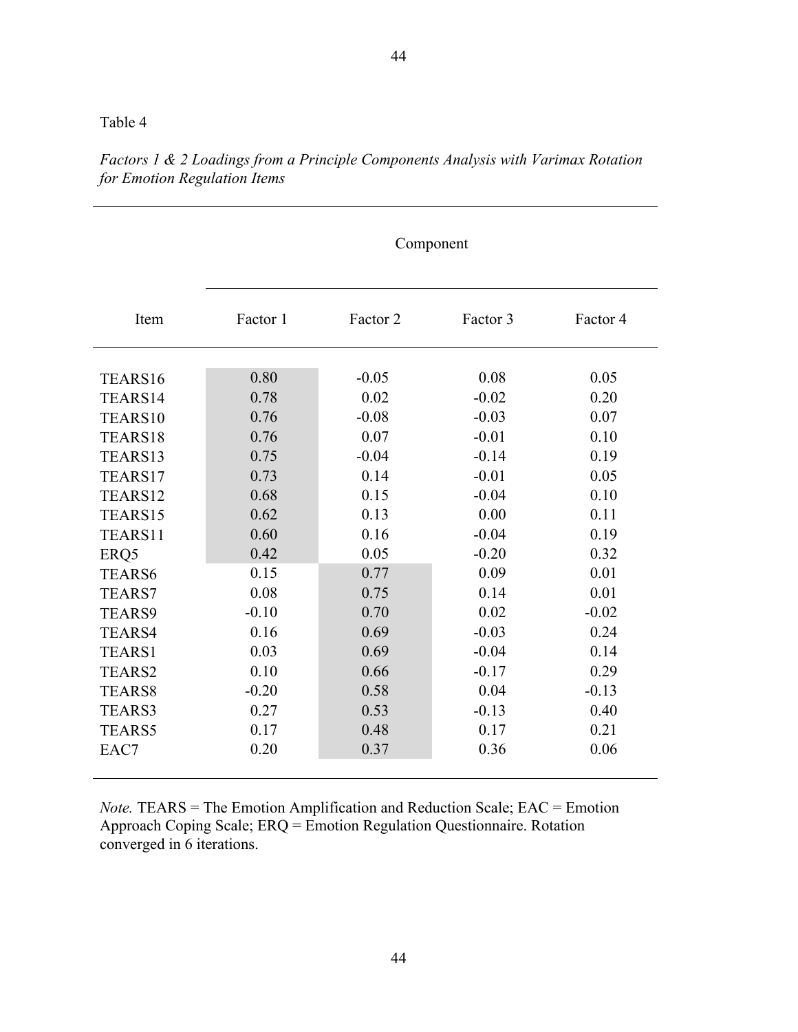Table 4

*Factors 1 & 2 Loadings from a Principle Components Analysis with Varimax Rotation for Emotion Regulation Items*

| | Component | | | |
|---|---|---|---|---|
| Item | Factor 1 | Factor 2 | Factor 3 | Factor 4 |
| TEARS16 | 0.80 | -0.05 | 0.08 | 0.05 |
| TEARS14 | 0.78 | 0.02 | -0.02 | 0.20 |
| TEARS10 | 0.76 | -0.08 | -0.03 | 0.07 |
| TEARS18 | 0.76 | 0.07 | -0.01 | 0.10 |
| TEARS13 | 0.75 | -0.04 | -0.14 | 0.19 |
| TEARS17 | 0.73 | 0.14 | -0.01 | 0.05 |
| TEARS12 | 0.68 | 0.15 | -0.04 | 0.10 |
| TEARS15 | 0.62 | 0.13 | 0.00 | 0.11 |
| TEARS11 | 0.60 | 0.16 | -0.04 | 0.19 |
| ERQ5 | 0.42 | 0.05 | -0.20 | 0.32 |
| TEARS6 | 0.15 | 0.77 | 0.09 | 0.01 |
| TEARS7 | 0.08 | 0.75 | 0.14 | 0.01 |
| TEARS9 | -0.10 | 0.70 | 0.02 | -0.02 |
| TEARS4 | 0.16 | 0.69 | -0.03 | 0.24 |
| TEARS1 | 0.03 | 0.69 | -0.04 | 0.14 |
| TEARS2 | 0.10 | 0.66 | -0.17 | 0.29 |
| TEARS8 | -0.20 | 0.58 | 0.04 | -0.13 |
| TEARS3 | 0.27 | 0.53 | -0.13 | 0.40 |
| TEARS5 | 0.17 | 0.48 | 0.17 | 0.21 |
| EAC7 | 0.20 | 0.37 | 0.36 | 0.06 |

*Note.* TEARS = The Emotion Amplification and Reduction Scale; EAC = Emotion Approach Coping Scale; ERQ = Emotion Regulation Questionnaire. Rotation converged in 6 iterations.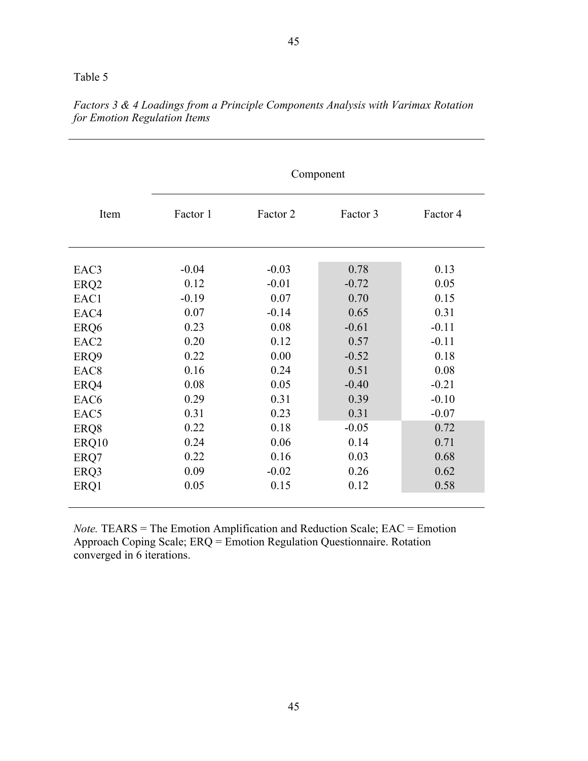Table 5

*Factors 3 & 4 Loadings from a Principle Components Analysis with Varimax Rotation for Emotion Regulation Items*

| | Component | | | |
|---|---|---|---|---|
| Item | Factor 1 | Factor 2 | Factor 3 | Factor 4 |
| EAC3 | -0.04 | -0.03 | 0.78 | 0.13 |
| ERQ2 | 0.12 | -0.01 | -0.72 | 0.05 |
| EAC1 | -0.19 | 0.07 | 0.70 | 0.15 |
| EAC4 | 0.07 | -0.14 | 0.65 | 0.31 |
| ERQ6 | 0.23 | 0.08 | -0.61 | -0.11 |
| EAC2 | 0.20 | 0.12 | 0.57 | -0.11 |
| ERQ9 | 0.22 | 0.00 | -0.52 | 0.18 |
| EAC8 | 0.16 | 0.24 | 0.51 | 0.08 |
| ERQ4 | 0.08 | 0.05 | -0.40 | -0.21 |
| EAC6 | 0.29 | 0.31 | 0.39 | -0.10 |
| EAC5 | 0.31 | 0.23 | 0.31 | -0.07 |
| ERQ8 | 0.22 | 0.18 | -0.05 | 0.72 |
| ERQ10 | 0.24 | 0.06 | 0.14 | 0.71 |
| ERQ7 | 0.22 | 0.16 | 0.03 | 0.68 |
| ERQ3 | 0.09 | -0.02 | 0.26 | 0.62 |
| ERQ1 | 0.05 | 0.15 | 0.12 | 0.58 |

*Note.* TEARS = The Emotion Amplification and Reduction Scale; EAC = Emotion Approach Coping Scale; ERQ = Emotion Regulation Questionnaire. Rotation converged in 6 iterations.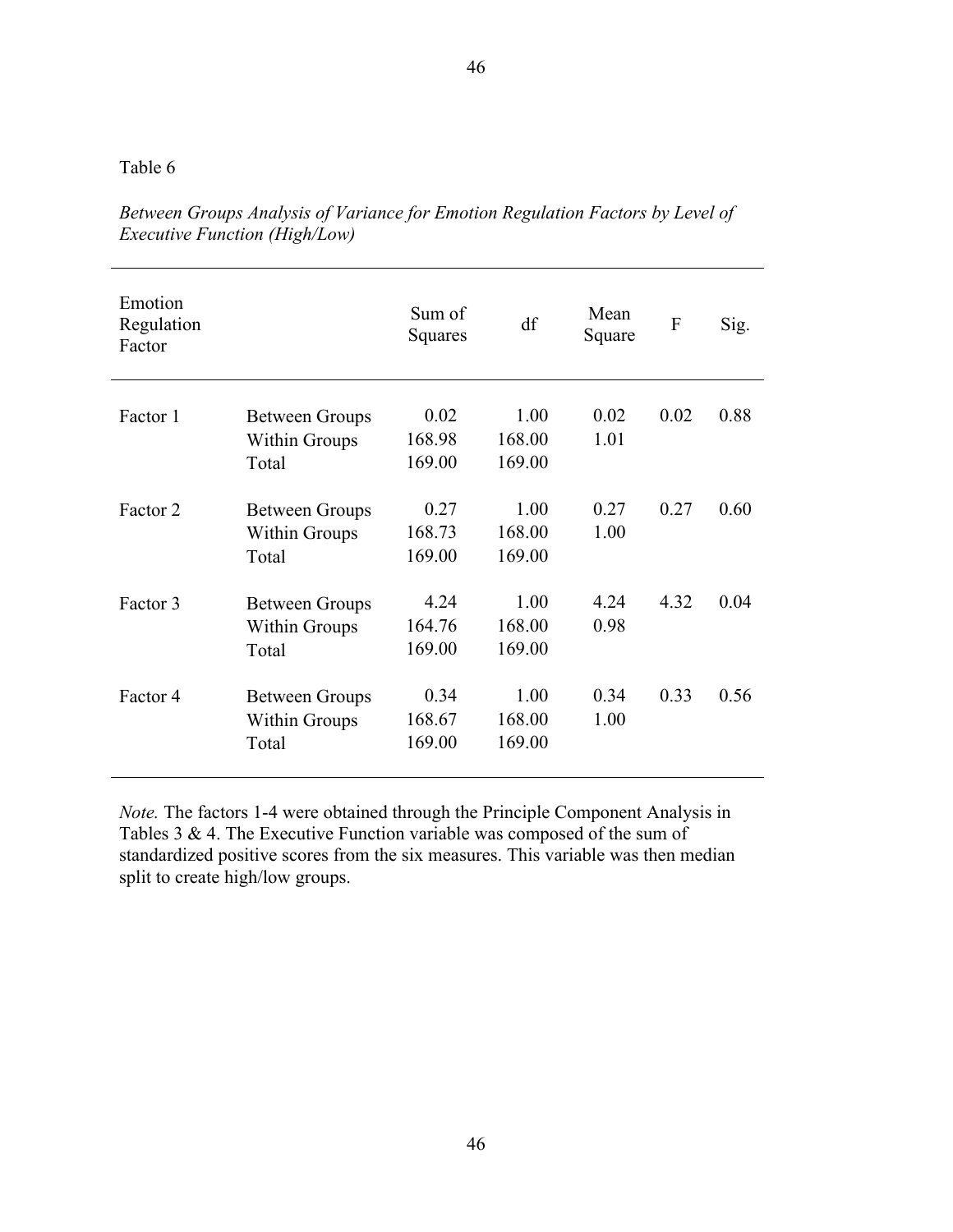Table 6

*Between Groups Analysis of Variance for Emotion Regulation Factors by Level of Executive Function (High/Low)*

| Emotion Regulation Factor | | Sum of Squares | df | Mean Square | F | Sig. |
|---|---|---|---|---|---|---|
| Factor 1 | Between Groups | 0.02 | 1.00 | 0.02 | 0.02 | 0.88 |
| | Within Groups | 168.98 | 168.00 | 1.01 | | |
| | Total | 169.00 | 169.00 | | | |
| Factor 2 | Between Groups | 0.27 | 1.00 | 0.27 | 0.27 | 0.60 |
| | Within Groups | 168.73 | 168.00 | 1.00 | | |
| | Total | 169.00 | 169.00 | | | |
| Factor 3 | Between Groups | 4.24 | 1.00 | 4.24 | 4.32 | 0.04 |
| | Within Groups | 164.76 | 168.00 | 0.98 | | |
| | Total | 169.00 | 169.00 | | | |
| Factor 4 | Between Groups | 0.34 | 1.00 | 0.34 | 0.33 | 0.56 |
| | Within Groups | 168.67 | 168.00 | 1.00 | | |
| | Total | 169.00 | 169.00 | | | |

*Note.* The factors 1-4 were obtained through the Principle Component Analysis in Tables 3 & 4. The Executive Function variable was composed of the sum of standardized positive scores from the six measures. This variable was then median split to create high/low groups.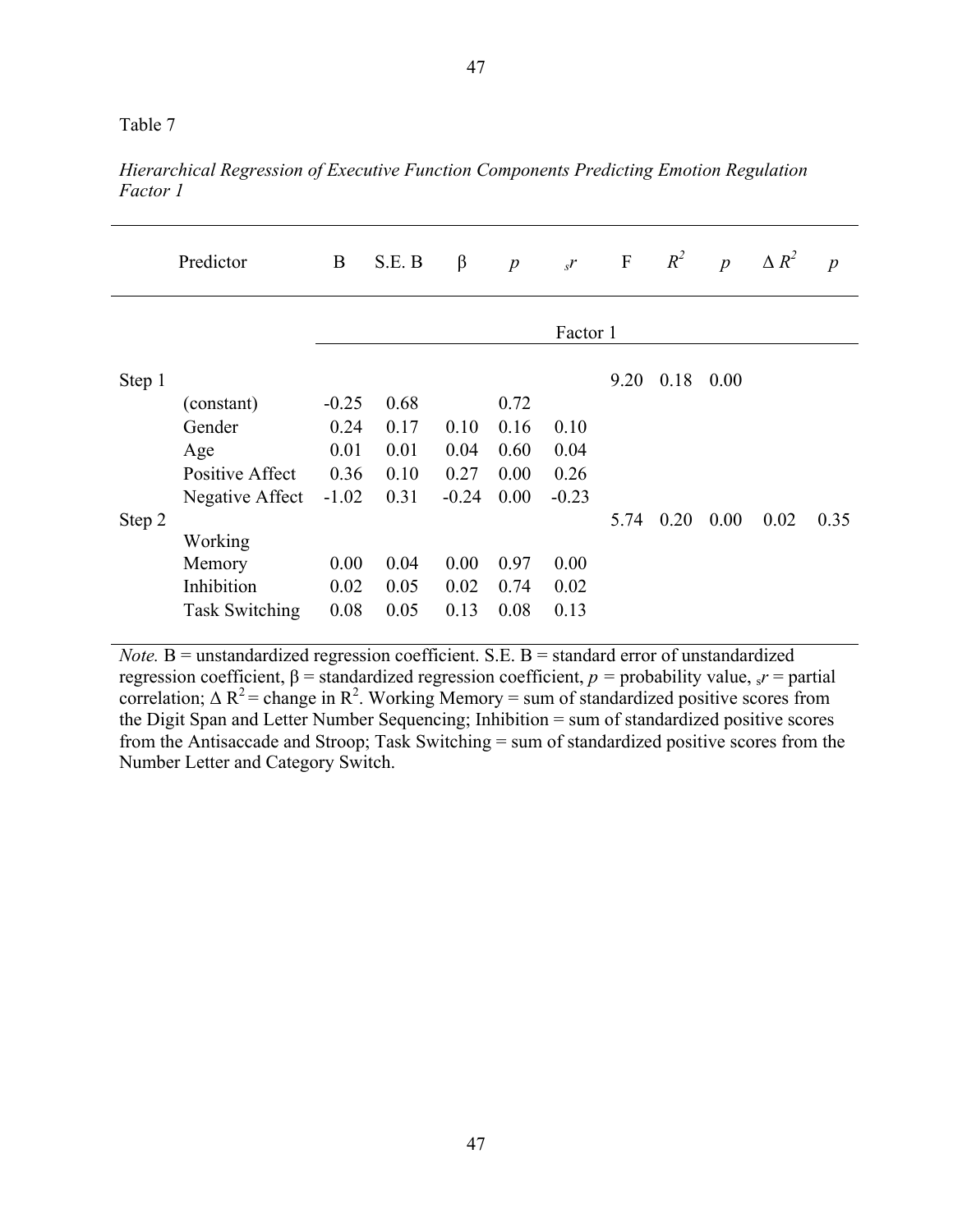Table 7

*Hierarchical Regression of Executive Function Components Predicting Emotion Regulation Factor 1*

| | Predictor | B | S.E. B | β | *p* | $_sr$ | F | $R^2$ | *p* | $\Delta R^2$ | *p* |
|---|---|---|---|---|---|---|---|---|---|---|---|
| | | Factor 1 | | | | | | | | | |
| Step 1 | | | | | | | 9.20 | 0.18 | 0.00 | | |
| | (constant) | -0.25 | 0.68 | | 0.72 | | | | | | |
| | Gender | 0.24 | 0.17 | 0.10 | 0.16 | 0.10 | | | | | |
| | Age | 0.01 | 0.01 | 0.04 | 0.60 | 0.04 | | | | | |
| | Positive Affect | 0.36 | 0.10 | 0.27 | 0.00 | 0.26 | | | | | |
| | Negative Affect | -1.02 | 0.31 | -0.24 | 0.00 | -0.23 | | | | | |
| Step 2 | | | | | | | 5.74 | 0.20 | 0.00 | 0.02 | 0.35 |
| | Working Memory | 0.00 | 0.04 | 0.00 | 0.97 | 0.00 | | | | | |
| | Inhibition | 0.02 | 0.05 | 0.02 | 0.74 | 0.02 | | | | | |
| | Task Switching | 0.08 | 0.05 | 0.13 | 0.08 | 0.13 | | | | | |

*Note.* B = unstandardized regression coefficient. S.E. B = standard error of unstandardized regression coefficient, β = standardized regression coefficient, *p* = probability value, $_sr$ = partial correlation; $\Delta R^2$ = change in $R^2$. Working Memory = sum of standardized positive scores from the Digit Span and Letter Number Sequencing; Inhibition = sum of standardized positive scores from the Antisaccade and Stroop; Task Switching = sum of standardized positive scores from the Number Letter and Category Switch.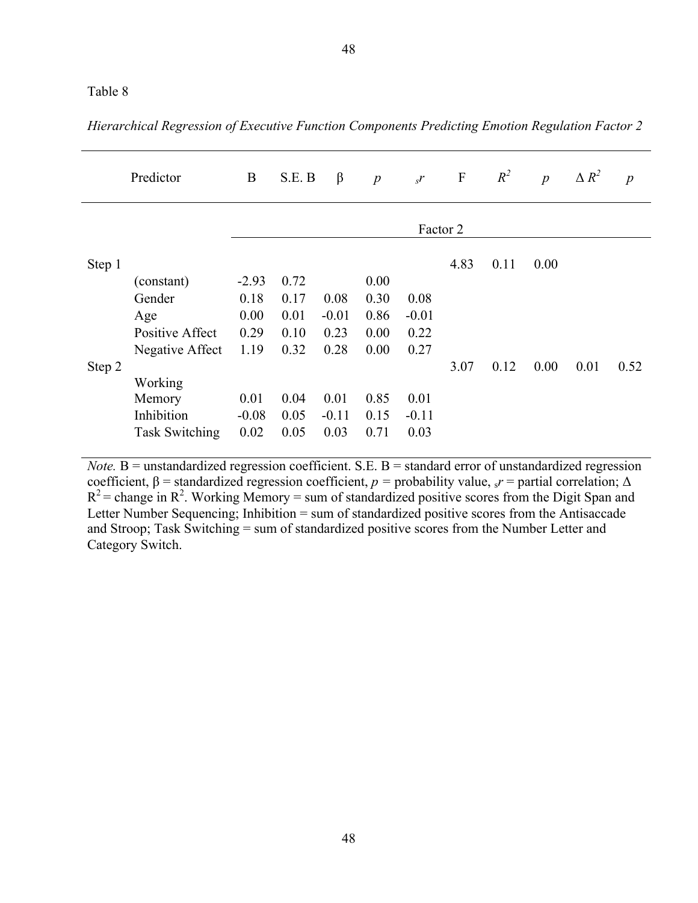Table 8

*Hierarchical Regression of Executive Function Components Predicting Emotion Regulation Factor 2*

| | Predictor | B | S.E. B | β | *p* | $_{s}r$ | F | $R^2$ | *p* | $\Delta R^2$ | *p* |
|---|---|---|---|---|---|---|---|---|---|---|---|
| | | Factor 2 | | | | | | | | | |
| Step 1 | | | | | | | 4.83 | 0.11 | 0.00 | | |
| | (constant) | -2.93 | 0.72 | | 0.00 | | | | | | |
| | Gender | 0.18 | 0.17 | 0.08 | 0.30 | 0.08 | | | | | |
| | Age | 0.00 | 0.01 | -0.01 | 0.86 | -0.01 | | | | | |
| | Positive Affect | 0.29 | 0.10 | 0.23 | 0.00 | 0.22 | | | | | |
| | Negative Affect | 1.19 | 0.32 | 0.28 | 0.00 | 0.27 | | | | | |
| Step 2 | | | | | | | 3.07 | 0.12 | 0.00 | 0.01 | 0.52 |
| | Working Memory | 0.01 | 0.04 | 0.01 | 0.85 | 0.01 | | | | | |
| | Inhibition | -0.08 | 0.05 | -0.11 | 0.15 | -0.11 | | | | | |
| | Task Switching | 0.02 | 0.05 | 0.03 | 0.71 | 0.03 | | | | | |

*Note.* B = unstandardized regression coefficient. S.E. B = standard error of unstandardized regression coefficient, β = standardized regression coefficient, *p* = probability value, $_{s}r$ = partial correlation; $\Delta R^2$ = change in $R^2$. Working Memory = sum of standardized positive scores from the Digit Span and Letter Number Sequencing; Inhibition = sum of standardized positive scores from the Antisaccade and Stroop; Task Switching = sum of standardized positive scores from the Number Letter and Category Switch.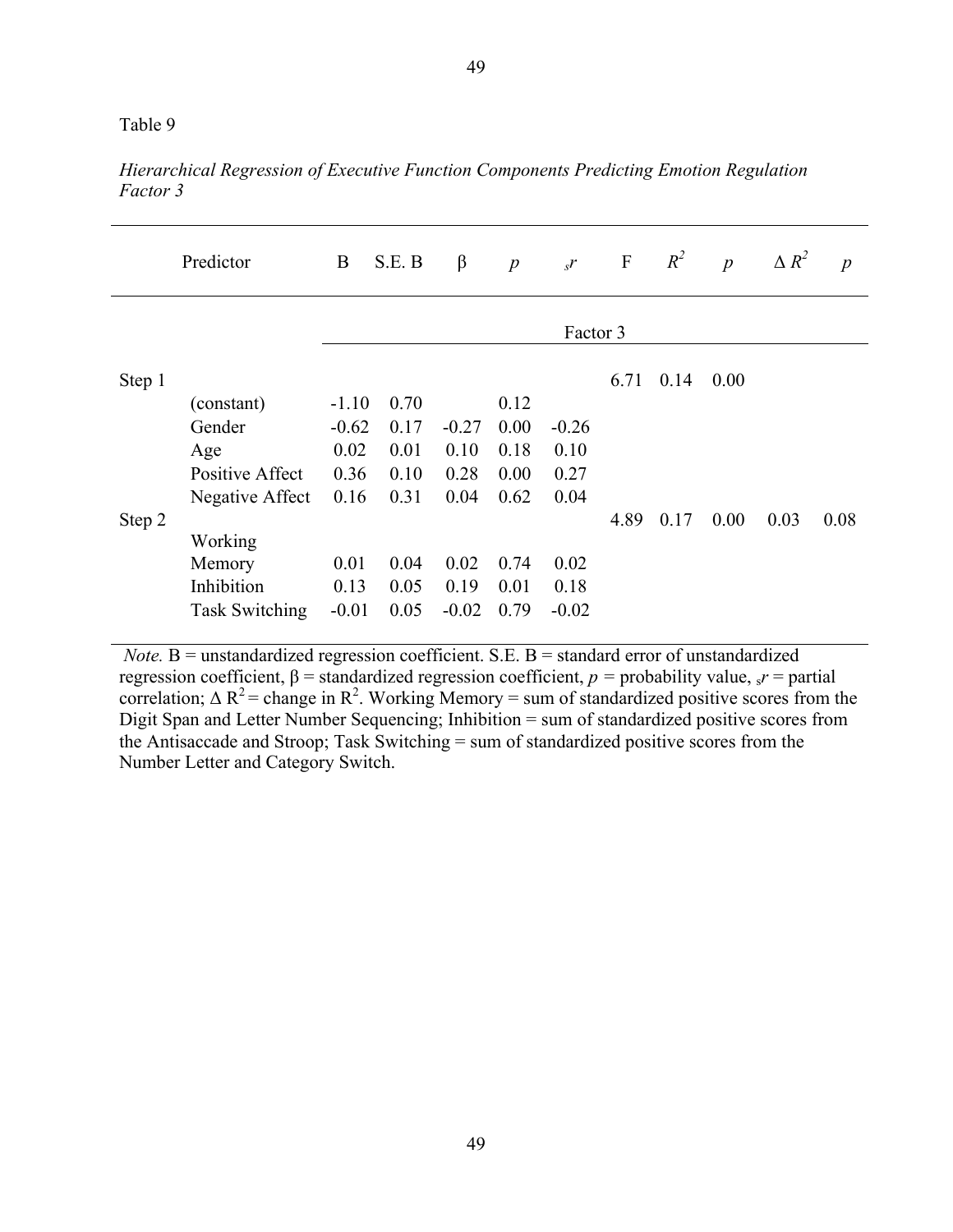Table 9

*Hierarchical Regression of Executive Function Components Predicting Emotion Regulation Factor 3*

| | Predictor | B | S.E. B | β | *p* | $_sr$ | F | $R^2$ | *p* | $\Delta R^2$ | *p* |
|---|---|---|---|---|---|---|---|---|---|---|---|
| | | | | | | Factor 3 | | | | | |
| Step 1 | | | | | | | 6.71 | 0.14 | 0.00 | | |
| | (constant) | -1.10 | 0.70 | | 0.12 | | | | | | |
| | Gender | -0.62 | 0.17 | -0.27 | 0.00 | -0.26 | | | | | |
| | Age | 0.02 | 0.01 | 0.10 | 0.18 | 0.10 | | | | | |
| | Positive Affect | 0.36 | 0.10 | 0.28 | 0.00 | 0.27 | | | | | |
| | Negative Affect | 0.16 | 0.31 | 0.04 | 0.62 | 0.04 | | | | | |
| Step 2 | | | | | | | 4.89 | 0.17 | 0.00 | 0.03 | 0.08 |
| | Working Memory | 0.01 | 0.04 | 0.02 | 0.74 | 0.02 | | | | | |
| | Inhibition | 0.13 | 0.05 | 0.19 | 0.01 | 0.18 | | | | | |
| | Task Switching | -0.01 | 0.05 | -0.02 | 0.79 | -0.02 | | | | | |

*Note.* B = unstandardized regression coefficient. S.E. B = standard error of unstandardized regression coefficient, β = standardized regression coefficient, *p* = probability value, $_sr$ = partial correlation; $\Delta R^2$ = change in $R^2$. Working Memory = sum of standardized positive scores from the Digit Span and Letter Number Sequencing; Inhibition = sum of standardized positive scores from the Antisaccade and Stroop; Task Switching = sum of standardized positive scores from the Number Letter and Category Switch.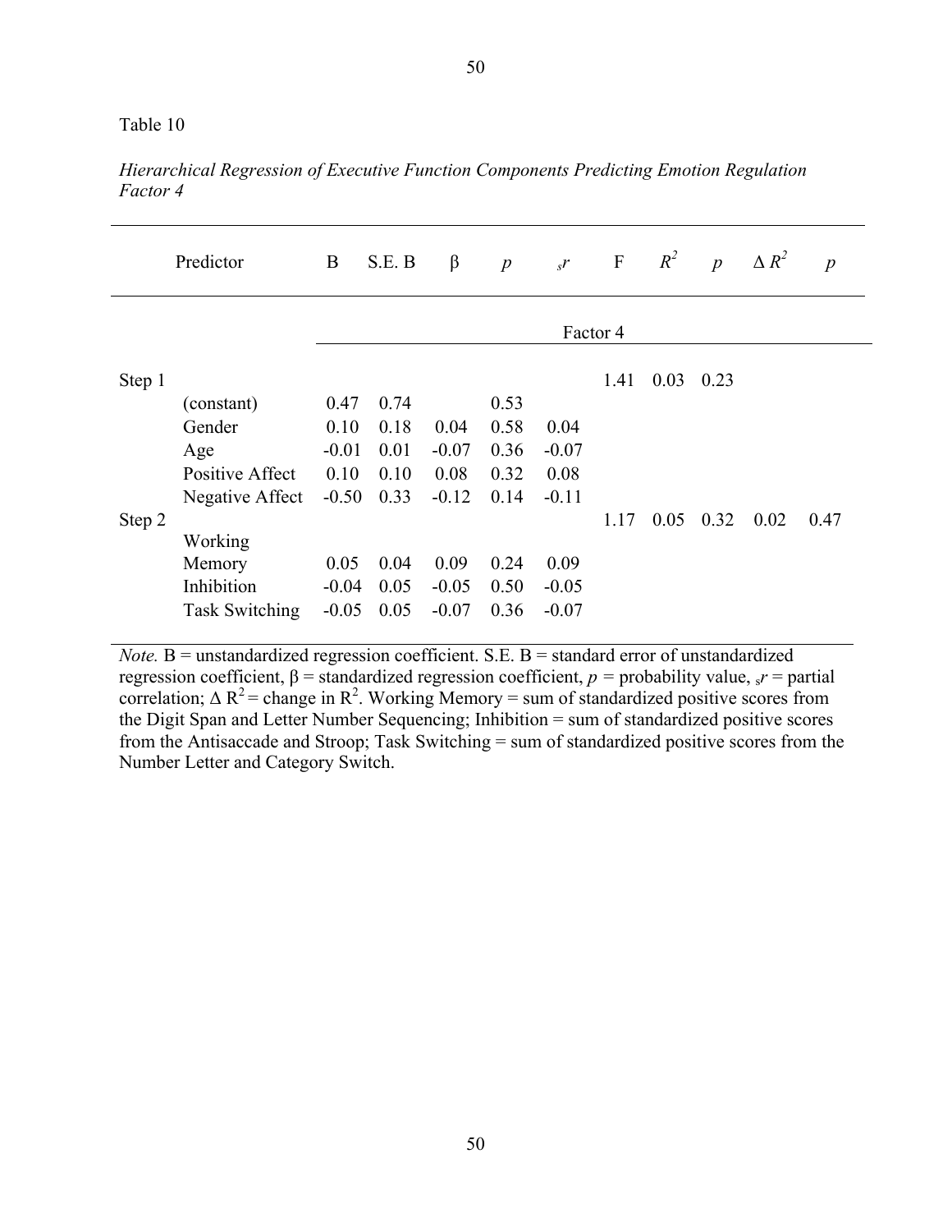Table 10

*Hierarchical Regression of Executive Function Components Predicting Emotion Regulation Factor 4*

| | Predictor | B | S.E. B | β | $p$ | $_sr$ | F | $R^2$ | $p$ | $\Delta R^2$ | $p$ |
|---|---|---|---|---|---|---|---|---|---|---|---|
| | | Factor 4 | | | | | | | | | |
| Step 1 | | | | | | | 1.41 | 0.03 | 0.23 | | |
| | (constant) | 0.47 | 0.74 | | 0.53 | | | | | | |
| | Gender | 0.10 | 0.18 | 0.04 | 0.58 | 0.04 | | | | | |
| | Age | -0.01 | 0.01 | -0.07 | 0.36 | -0.07 | | | | | |
| | Positive Affect | 0.10 | 0.10 | 0.08 | 0.32 | 0.08 | | | | | |
| | Negative Affect | -0.50 | 0.33 | -0.12 | 0.14 | -0.11 | | | | | |
| Step 2 | | | | | | | 1.17 | 0.05 | 0.32 | 0.02 | 0.47 |
| | Working Memory | 0.05 | 0.04 | 0.09 | 0.24 | 0.09 | | | | | |
| | Inhibition | -0.04 | 0.05 | -0.05 | 0.50 | -0.05 | | | | | |
| | Task Switching | -0.05 | 0.05 | -0.07 | 0.36 | -0.07 | | | | | |

*Note.* B = unstandardized regression coefficient. S.E. B = standard error of unstandardized regression coefficient, β = standardized regression coefficient, $p$ = probability value, $_sr$ = partial correlation; $\Delta R^2$ = change in $R^2$. Working Memory = sum of standardized positive scores from the Digit Span and Letter Number Sequencing; Inhibition = sum of standardized positive scores from the Antisaccade and Stroop; Task Switching = sum of standardized positive scores from the Number Letter and Category Switch.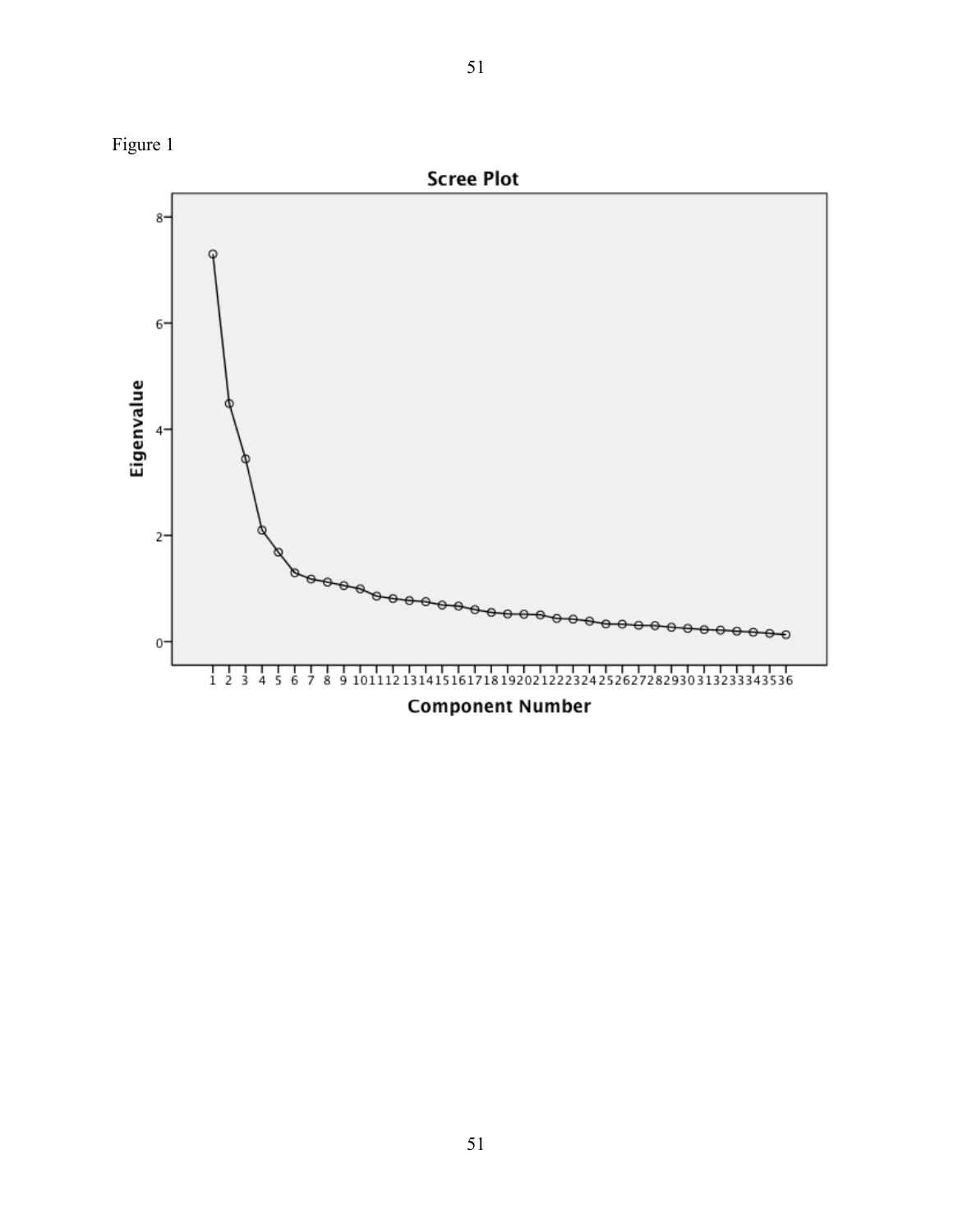Figure 1

Scree Plot

Eigenvalue

8
6
4
2
0

1 2 3 4 5 6 7 8 9 10 11 12 13 14 15 16 17 18 19 20 21 22 23 24 25 26 27 28 29 30 31 32 33 34 35 36

Component Number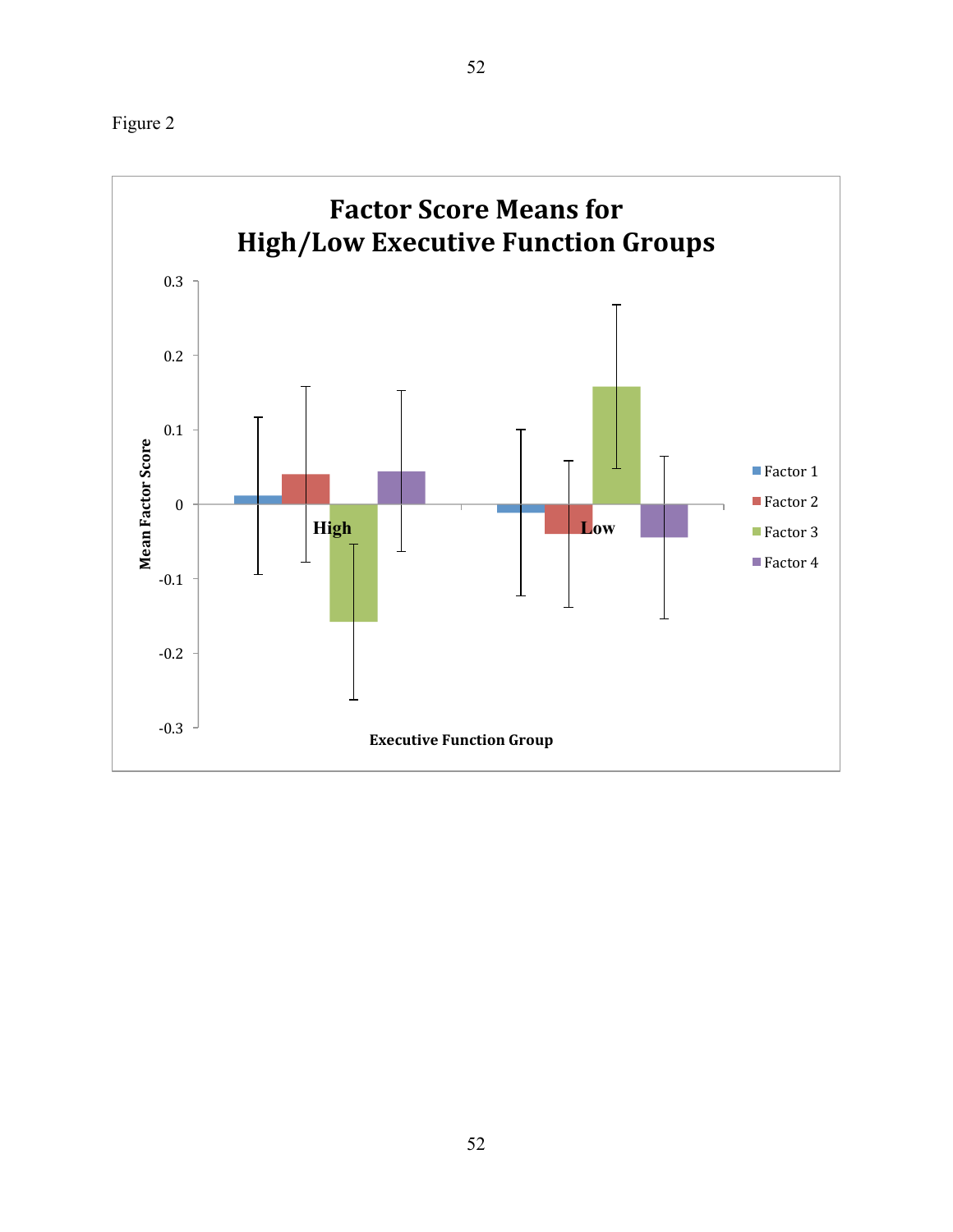Figure 2

Factor Score Means for
High/Low Executive Function Groups

0.3
0.2
0.1
0
-0.1
-0.2
-0.3

Mean Factor Score

High
Low

Executive Function Group

Factor 1
Factor 2
Factor 3
Factor 4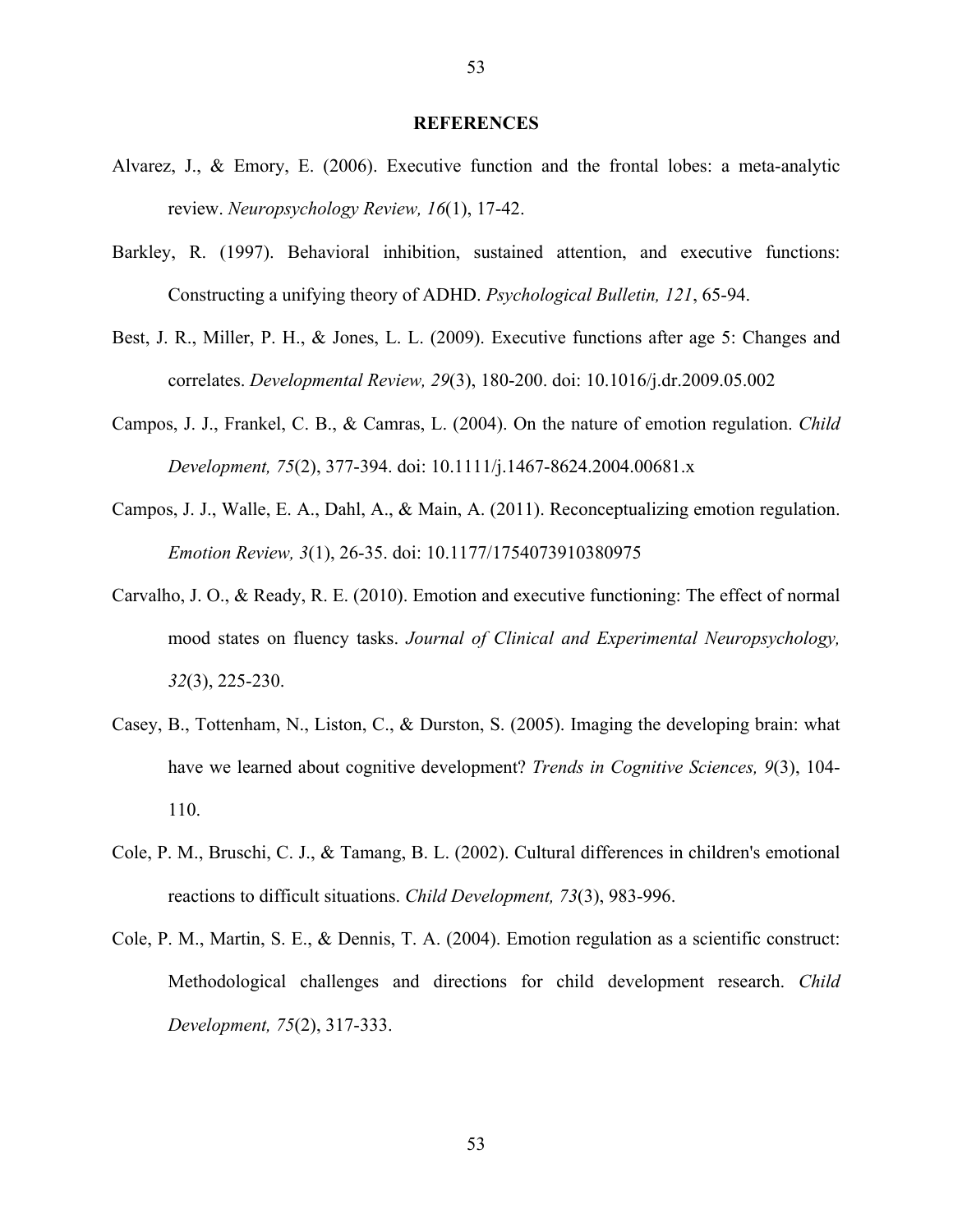## REFERENCES

Alvarez, J., & Emory, E. (2006). Executive function and the frontal lobes: a meta-analytic review. *Neuropsychology Review, 16*(1), 17-42.

Barkley, R. (1997). Behavioral inhibition, sustained attention, and executive functions: Constructing a unifying theory of ADHD. *Psychological Bulletin, 121*, 65-94.

Best, J. R., Miller, P. H., & Jones, L. L. (2009). Executive functions after age 5: Changes and correlates. *Developmental Review, 29*(3), 180-200. doi: 10.1016/j.dr.2009.05.002

Campos, J. J., Frankel, C. B., & Camras, L. (2004). On the nature of emotion regulation. *Child Development, 75*(2), 377-394. doi: 10.1111/j.1467-8624.2004.00681.x

Campos, J. J., Walle, E. A., Dahl, A., & Main, A. (2011). Reconceptualizing emotion regulation. *Emotion Review, 3*(1), 26-35. doi: 10.1177/1754073910380975

Carvalho, J. O., & Ready, R. E. (2010). Emotion and executive functioning: The effect of normal mood states on fluency tasks. *Journal of Clinical and Experimental Neuropsychology, 32*(3), 225-230.

Casey, B., Tottenham, N., Liston, C., & Durston, S. (2005). Imaging the developing brain: what have we learned about cognitive development? *Trends in Cognitive Sciences, 9*(3), 104-110.

Cole, P. M., Bruschi, C. J., & Tamang, B. L. (2002). Cultural differences in children's emotional reactions to difficult situations. *Child Development, 73*(3), 983-996.

Cole, P. M., Martin, S. E., & Dennis, T. A. (2004). Emotion regulation as a scientific construct: Methodological challenges and directions for child development research. *Child Development, 75*(2), 317-333.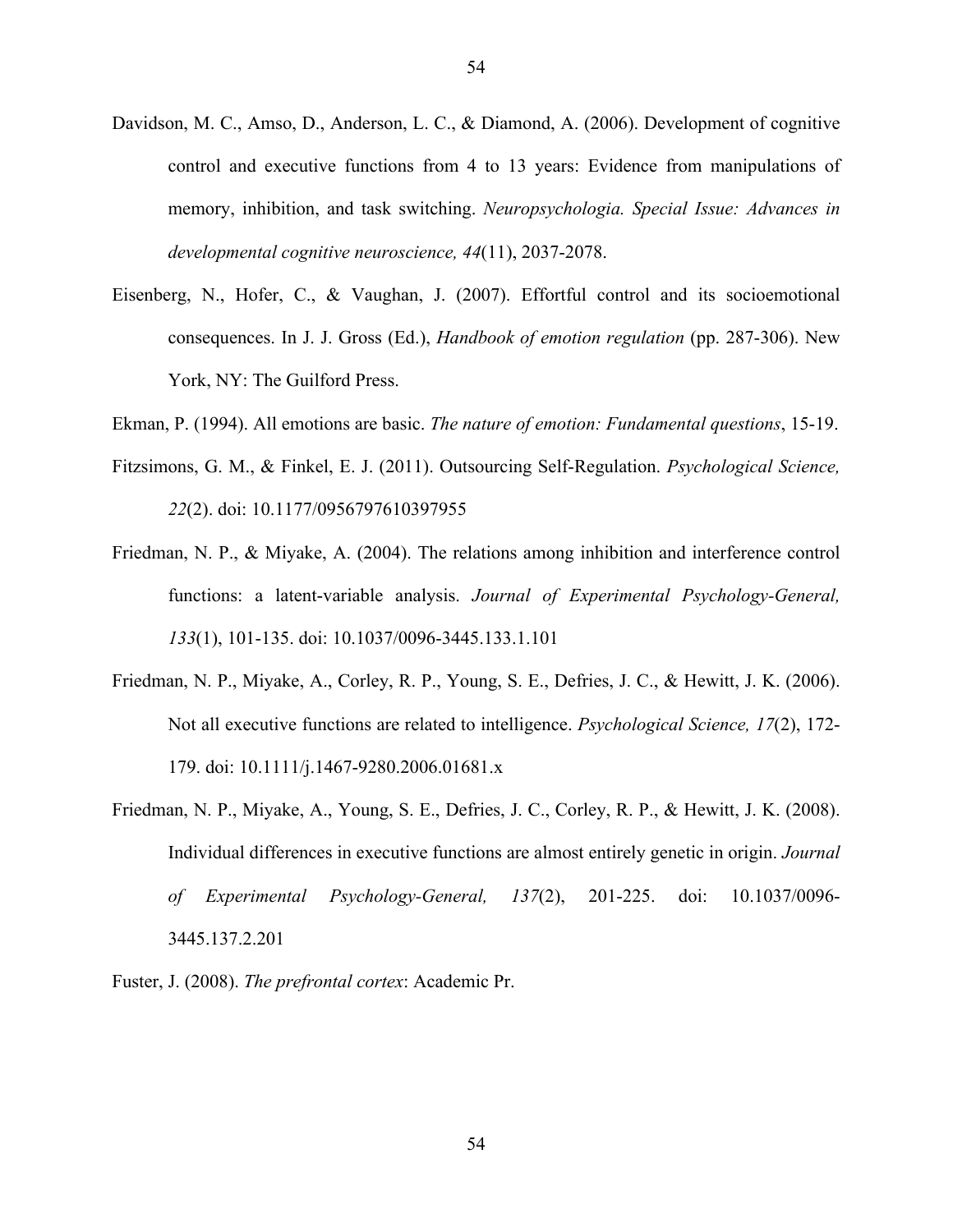Davidson, M. C., Amso, D., Anderson, L. C., & Diamond, A. (2006). Development of cognitive control and executive functions from 4 to 13 years: Evidence from manipulations of memory, inhibition, and task switching. *Neuropsychologia. Special Issue: Advances in developmental cognitive neuroscience, 44*(11), 2037-2078.

Eisenberg, N., Hofer, C., & Vaughan, J. (2007). Effortful control and its socioemotional consequences. In J. J. Gross (Ed.), *Handbook of emotion regulation* (pp. 287-306). New York, NY: The Guilford Press.

Ekman, P. (1994). All emotions are basic. *The nature of emotion: Fundamental questions*, 15-19.

Fitzsimons, G. M., & Finkel, E. J. (2011). Outsourcing Self-Regulation. *Psychological Science, 22*(2). doi: 10.1177/0956797610397955

Friedman, N. P., & Miyake, A. (2004). The relations among inhibition and interference control functions: a latent-variable analysis. *Journal of Experimental Psychology-General, 133*(1), 101-135. doi: 10.1037/0096-3445.133.1.101

Friedman, N. P., Miyake, A., Corley, R. P., Young, S. E., Defries, J. C., & Hewitt, J. K. (2006). Not all executive functions are related to intelligence. *Psychological Science, 17*(2), 172-179. doi: 10.1111/j.1467-9280.2006.01681.x

Friedman, N. P., Miyake, A., Young, S. E., Defries, J. C., Corley, R. P., & Hewitt, J. K. (2008). Individual differences in executive functions are almost entirely genetic in origin. *Journal of Experimental Psychology-General, 137*(2), 201-225. doi: 10.1037/0096-3445.137.2.201

Fuster, J. (2008). *The prefrontal cortex*: Academic Pr.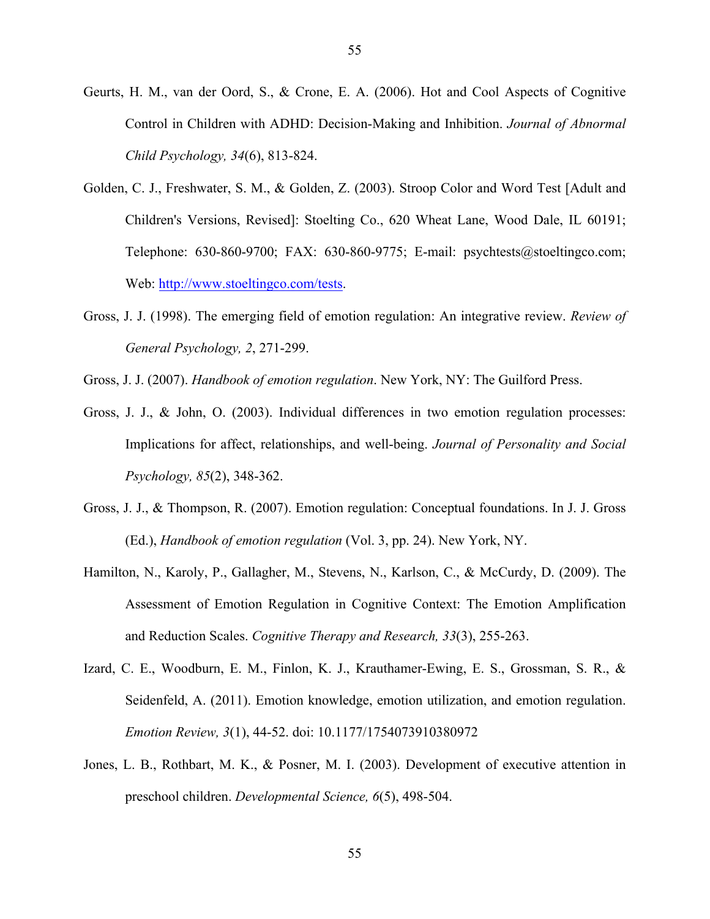Geurts, H. M., van der Oord, S., & Crone, E. A. (2006). Hot and Cool Aspects of Cognitive Control in Children with ADHD: Decision-Making and Inhibition. *Journal of Abnormal Child Psychology, 34*(6), 813-824.

Golden, C. J., Freshwater, S. M., & Golden, Z. (2003). Stroop Color and Word Test [Adult and Children's Versions, Revised]: Stoelting Co., 620 Wheat Lane, Wood Dale, IL 60191; Telephone: 630-860-9700; FAX: 630-860-9775; E-mail: psychtests@stoeltingco.com; Web: http://www.stoeltingco.com/tests.

Gross, J. J. (1998). The emerging field of emotion regulation: An integrative review. *Review of General Psychology, 2*, 271-299.

Gross, J. J. (2007). *Handbook of emotion regulation*. New York, NY: The Guilford Press.

Gross, J. J., & John, O. (2003). Individual differences in two emotion regulation processes: Implications for affect, relationships, and well-being. *Journal of Personality and Social Psychology, 85*(2), 348-362.

Gross, J. J., & Thompson, R. (2007). Emotion regulation: Conceptual foundations. In J. J. Gross (Ed.), *Handbook of emotion regulation* (Vol. 3, pp. 24). New York, NY.

Hamilton, N., Karoly, P., Gallagher, M., Stevens, N., Karlson, C., & McCurdy, D. (2009). The Assessment of Emotion Regulation in Cognitive Context: The Emotion Amplification and Reduction Scales. *Cognitive Therapy and Research, 33*(3), 255-263.

Izard, C. E., Woodburn, E. M., Finlon, K. J., Krauthamer-Ewing, E. S., Grossman, S. R., & Seidenfeld, A. (2011). Emotion knowledge, emotion utilization, and emotion regulation. *Emotion Review, 3*(1), 44-52. doi: 10.1177/1754073910380972

Jones, L. B., Rothbart, M. K., & Posner, M. I. (2003). Development of executive attention in preschool children. *Developmental Science, 6*(5), 498-504.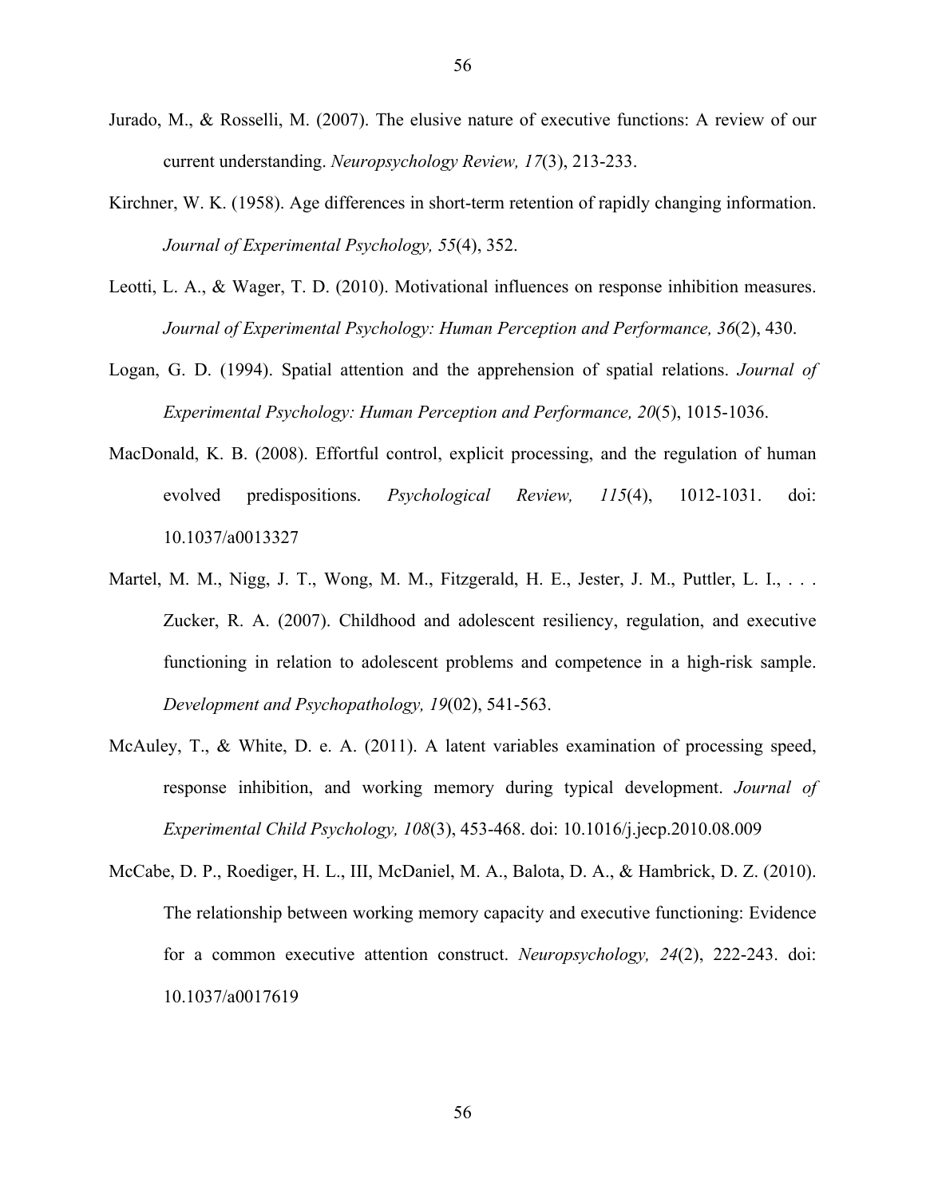Jurado, M., & Rosselli, M. (2007). The elusive nature of executive functions: A review of our current understanding. *Neuropsychology Review, 17*(3), 213-233.

Kirchner, W. K. (1958). Age differences in short-term retention of rapidly changing information. *Journal of Experimental Psychology, 55*(4), 352.

Leotti, L. A., & Wager, T. D. (2010). Motivational influences on response inhibition measures. *Journal of Experimental Psychology: Human Perception and Performance, 36*(2), 430.

Logan, G. D. (1994). Spatial attention and the apprehension of spatial relations. *Journal of Experimental Psychology: Human Perception and Performance, 20*(5), 1015-1036.

MacDonald, K. B. (2008). Effortful control, explicit processing, and the regulation of human evolved predispositions. *Psychological Review, 115*(4), 1012-1031. doi: 10.1037/a0013327

Martel, M. M., Nigg, J. T., Wong, M. M., Fitzgerald, H. E., Jester, J. M., Puttler, L. I., . . . Zucker, R. A. (2007). Childhood and adolescent resiliency, regulation, and executive functioning in relation to adolescent problems and competence in a high-risk sample. *Development and Psychopathology, 19*(02), 541-563.

McAuley, T., & White, D. e. A. (2011). A latent variables examination of processing speed, response inhibition, and working memory during typical development. *Journal of Experimental Child Psychology, 108*(3), 453-468. doi: 10.1016/j.jecp.2010.08.009

McCabe, D. P., Roediger, H. L., III, McDaniel, M. A., Balota, D. A., & Hambrick, D. Z. (2010). The relationship between working memory capacity and executive functioning: Evidence for a common executive attention construct. *Neuropsychology, 24*(2), 222-243. doi: 10.1037/a0017619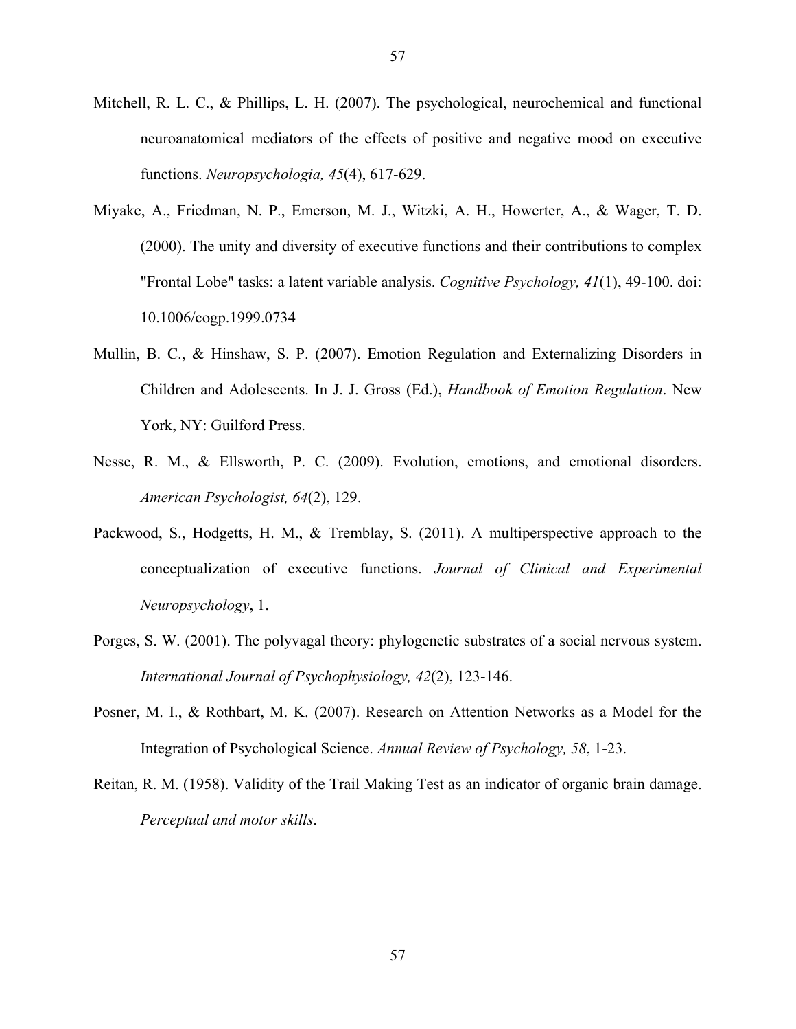Mitchell, R. L. C., & Phillips, L. H. (2007). The psychological, neurochemical and functional neuroanatomical mediators of the effects of positive and negative mood on executive functions. *Neuropsychologia, 45*(4), 617-629.

Miyake, A., Friedman, N. P., Emerson, M. J., Witzki, A. H., Howerter, A., & Wager, T. D. (2000). The unity and diversity of executive functions and their contributions to complex "Frontal Lobe" tasks: a latent variable analysis. *Cognitive Psychology, 41*(1), 49-100. doi: 10.1006/cogp.1999.0734

Mullin, B. C., & Hinshaw, S. P. (2007). Emotion Regulation and Externalizing Disorders in Children and Adolescents. In J. J. Gross (Ed.), *Handbook of Emotion Regulation*. New York, NY: Guilford Press.

Nesse, R. M., & Ellsworth, P. C. (2009). Evolution, emotions, and emotional disorders. *American Psychologist, 64*(2), 129.

Packwood, S., Hodgetts, H. M., & Tremblay, S. (2011). A multiperspective approach to the conceptualization of executive functions. *Journal of Clinical and Experimental Neuropsychology*, 1.

Porges, S. W. (2001). The polyvagal theory: phylogenetic substrates of a social nervous system. *International Journal of Psychophysiology, 42*(2), 123-146.

Posner, M. I., & Rothbart, M. K. (2007). Research on Attention Networks as a Model for the Integration of Psychological Science. *Annual Review of Psychology, 58*, 1-23.

Reitan, R. M. (1958). Validity of the Trail Making Test as an indicator of organic brain damage. *Perceptual and motor skills*.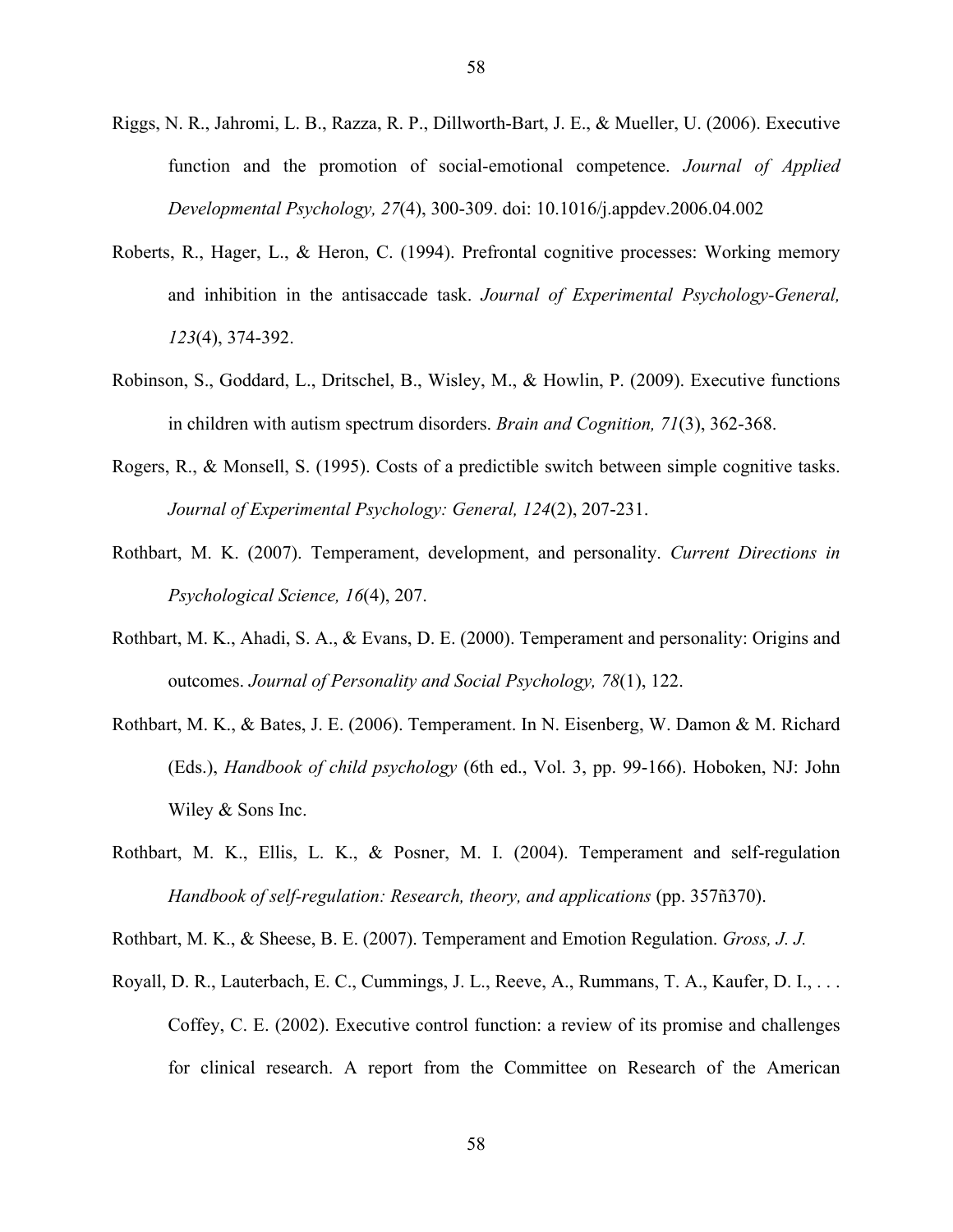Riggs, N. R., Jahromi, L. B., Razza, R. P., Dillworth-Bart, J. E., & Mueller, U. (2006). Executive function and the promotion of social-emotional competence. *Journal of Applied Developmental Psychology, 27*(4), 300-309. doi: 10.1016/j.appdev.2006.04.002

Roberts, R., Hager, L., & Heron, C. (1994). Prefrontal cognitive processes: Working memory and inhibition in the antisaccade task. *Journal of Experimental Psychology-General, 123*(4), 374-392.

Robinson, S., Goddard, L., Dritschel, B., Wisley, M., & Howlin, P. (2009). Executive functions in children with autism spectrum disorders. *Brain and Cognition, 71*(3), 362-368.

Rogers, R., & Monsell, S. (1995). Costs of a predictible switch between simple cognitive tasks. *Journal of Experimental Psychology: General, 124*(2), 207-231.

Rothbart, M. K. (2007). Temperament, development, and personality. *Current Directions in Psychological Science, 16*(4), 207.

Rothbart, M. K., Ahadi, S. A., & Evans, D. E. (2000). Temperament and personality: Origins and outcomes. *Journal of Personality and Social Psychology, 78*(1), 122.

Rothbart, M. K., & Bates, J. E. (2006). Temperament. In N. Eisenberg, W. Damon & M. Richard (Eds.), *Handbook of child psychology* (6th ed., Vol. 3, pp. 99-166). Hoboken, NJ: John Wiley & Sons Inc.

Rothbart, M. K., Ellis, L. K., & Posner, M. I. (2004). Temperament and self-regulation *Handbook of self-regulation: Research, theory, and applications* (pp. 357ñ370).

Rothbart, M. K., & Sheese, B. E. (2007). Temperament and Emotion Regulation. *Gross, J. J.*

Royall, D. R., Lauterbach, E. C., Cummings, J. L., Reeve, A., Rummans, T. A., Kaufer, D. I., . . . Coffey, C. E. (2002). Executive control function: a review of its promise and challenges for clinical research. A report from the Committee on Research of the American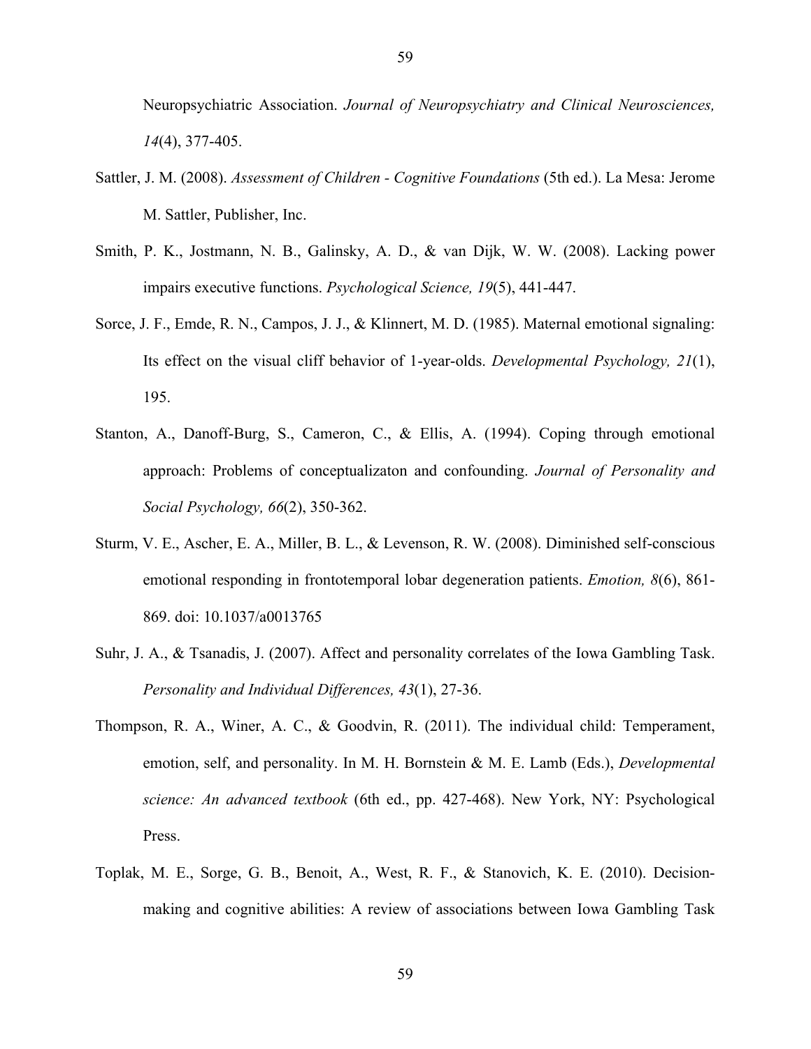Neuropsychiatric Association. *Journal of Neuropsychiatry and Clinical Neurosciences, 14*(4), 377-405.

Sattler, J. M. (2008). *Assessment of Children - Cognitive Foundations* (5th ed.). La Mesa: Jerome M. Sattler, Publisher, Inc.

Smith, P. K., Jostmann, N. B., Galinsky, A. D., & van Dijk, W. W. (2008). Lacking power impairs executive functions. *Psychological Science, 19*(5), 441-447.

Sorce, J. F., Emde, R. N., Campos, J. J., & Klinnert, M. D. (1985). Maternal emotional signaling: Its effect on the visual cliff behavior of 1-year-olds. *Developmental Psychology, 21*(1), 195.

Stanton, A., Danoff-Burg, S., Cameron, C., & Ellis, A. (1994). Coping through emotional approach: Problems of conceptualizaton and confounding. *Journal of Personality and Social Psychology, 66*(2), 350-362.

Sturm, V. E., Ascher, E. A., Miller, B. L., & Levenson, R. W. (2008). Diminished self-conscious emotional responding in frontotemporal lobar degeneration patients. *Emotion, 8*(6), 861-869. doi: 10.1037/a0013765

Suhr, J. A., & Tsanadis, J. (2007). Affect and personality correlates of the Iowa Gambling Task. *Personality and Individual Differences, 43*(1), 27-36.

Thompson, R. A., Winer, A. C., & Goodvin, R. (2011). The individual child: Temperament, emotion, self, and personality. In M. H. Bornstein & M. E. Lamb (Eds.), *Developmental science: An advanced textbook* (6th ed., pp. 427-468). New York, NY: Psychological Press.

Toplak, M. E., Sorge, G. B., Benoit, A., West, R. F., & Stanovich, K. E. (2010). Decision-making and cognitive abilities: A review of associations between Iowa Gambling Task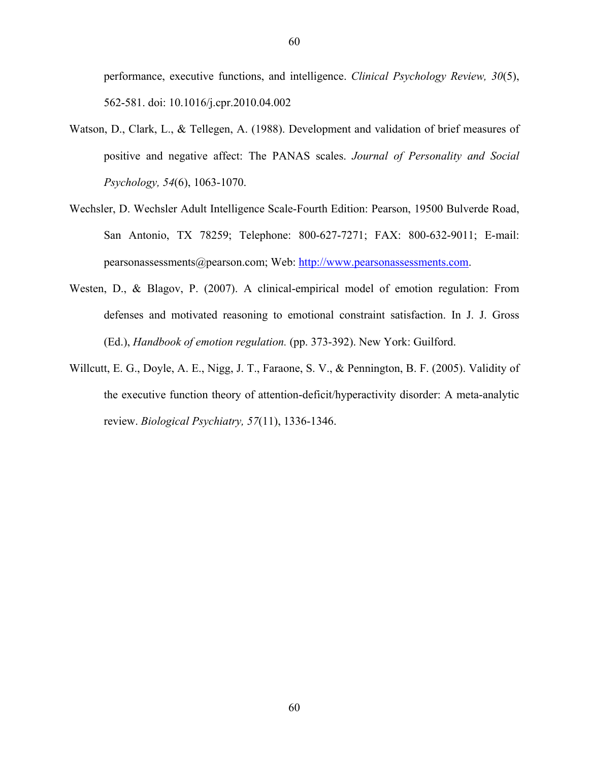performance, executive functions, and intelligence. *Clinical Psychology Review, 30*(5), 562-581. doi: 10.1016/j.cpr.2010.04.002

Watson, D., Clark, L., & Tellegen, A. (1988). Development and validation of brief measures of positive and negative affect: The PANAS scales. *Journal of Personality and Social Psychology, 54*(6), 1063-1070.

Wechsler, D. Wechsler Adult Intelligence Scale-Fourth Edition: Pearson, 19500 Bulverde Road, San Antonio, TX 78259; Telephone: 800-627-7271; FAX: 800-632-9011; E-mail: pearsonassessments@pearson.com; Web: [http://www.pearsonassessments.com](http://www.pearsonassessments.com).

Westen, D., & Blagov, P. (2007). A clinical-empirical model of emotion regulation: From defenses and motivated reasoning to emotional constraint satisfaction. In J. J. Gross (Ed.), *Handbook of emotion regulation.* (pp. 373-392). New York: Guilford.

Willcutt, E. G., Doyle, A. E., Nigg, J. T., Faraone, S. V., & Pennington, B. F. (2005). Validity of the executive function theory of attention-deficit/hyperactivity disorder: A meta-analytic review. *Biological Psychiatry, 57*(11), 1336-1346.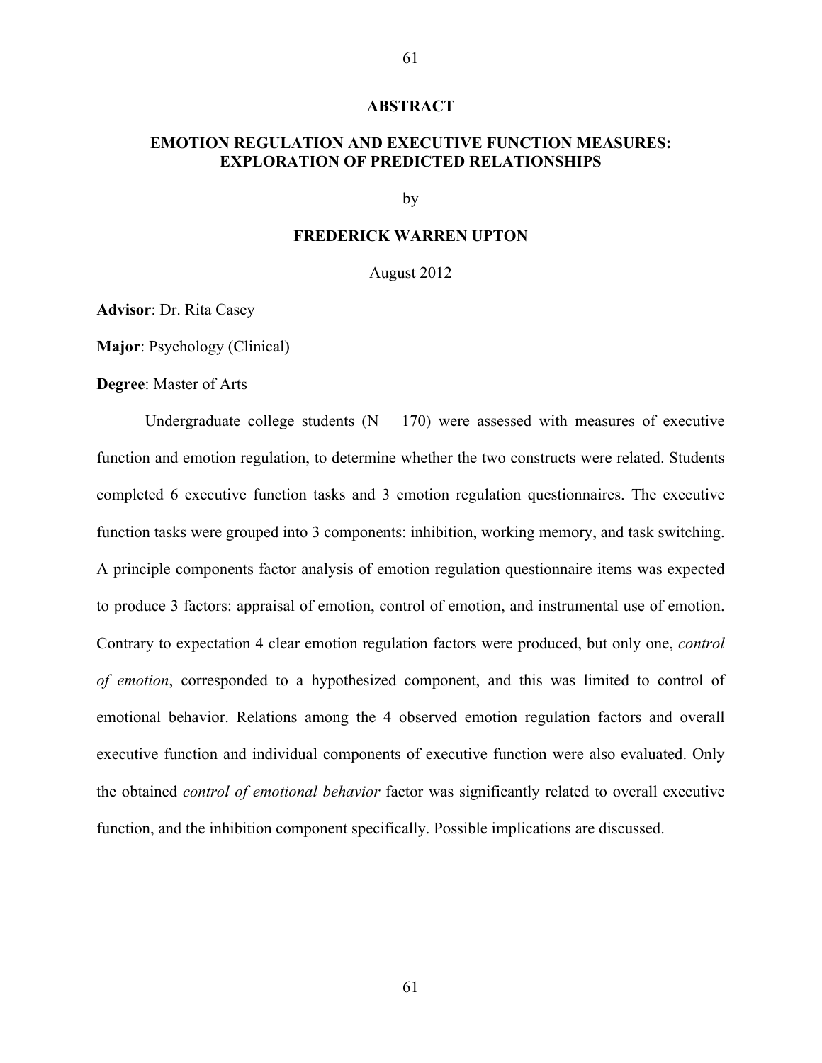# ABSTRACT

## EMOTION REGULATION AND EXECUTIVE FUNCTION MEASURES: EXPLORATION OF PREDICTED RELATIONSHIPS

by

**FREDERICK WARREN UPTON**

August 2012

**Advisor**: Dr. Rita Casey

**Major**: Psychology (Clinical)

**Degree**: Master of Arts

Undergraduate college students (N – 170) were assessed with measures of executive function and emotion regulation, to determine whether the two constructs were related. Students completed 6 executive function tasks and 3 emotion regulation questionnaires. The executive function tasks were grouped into 3 components: inhibition, working memory, and task switching. A principle components factor analysis of emotion regulation questionnaire items was expected to produce 3 factors: appraisal of emotion, control of emotion, and instrumental use of emotion. Contrary to expectation 4 clear emotion regulation factors were produced, but only one, *control of emotion*, corresponded to a hypothesized component, and this was limited to control of emotional behavior. Relations among the 4 observed emotion regulation factors and overall executive function and individual components of executive function were also evaluated. Only the obtained *control of emotional behavior* factor was significantly related to overall executive function, and the inhibition component specifically. Possible implications are discussed.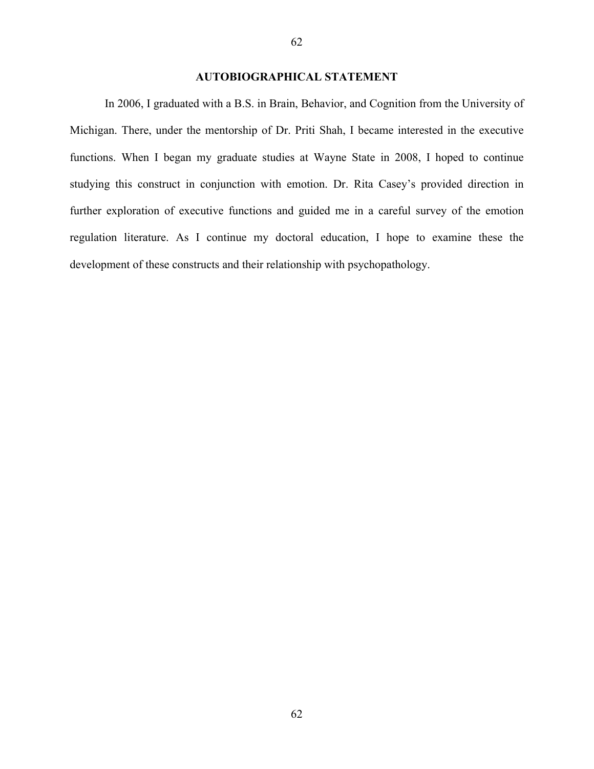## AUTOBIOGRAPHICAL STATEMENT

In 2006, I graduated with a B.S. in Brain, Behavior, and Cognition from the University of Michigan. There, under the mentorship of Dr. Priti Shah, I became interested in the executive functions. When I began my graduate studies at Wayne State in 2008, I hoped to continue studying this construct in conjunction with emotion. Dr. Rita Casey's provided direction in further exploration of executive functions and guided me in a careful survey of the emotion regulation literature. As I continue my doctoral education, I hope to examine these the development of these constructs and their relationship with psychopathology.